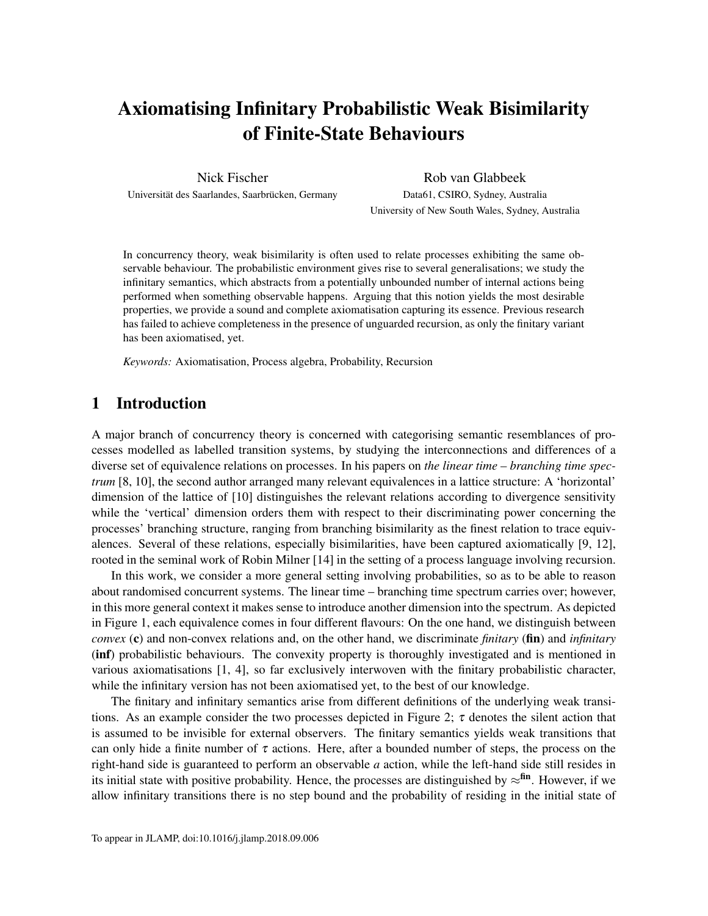# Axiomatising Infinitary Probabilistic Weak Bisimilarity of Finite-State Behaviours

Nick Fischer
Universität des Saarlandes, Saarbrücken, Germany

Rob van Glabbeek
Data61, CSIRO, Sydney, Australia
University of New South Wales, Sydney, Australia

In concurrency theory, weak bisimilarity is often used to relate processes exhibiting the same observable behaviour. The probabilistic environment gives rise to several generalisations; we study the infinitary semantics, which abstracts from a potentially unbounded number of internal actions being performed when something observable happens. Arguing that this notion yields the most desirable properties, we provide a sound and complete axiomatisation capturing its essence. Previous research has failed to achieve completeness in the presence of unguarded recursion, as only the finitary variant has been axiomatised, yet.

*Keywords:* Axiomatisation, Process algebra, Probability, Recursion

## 1 Introduction

A major branch of concurrency theory is concerned with categorising semantic resemblances of processes modelled as labelled transition systems, by studying the interconnections and differences of a diverse set of equivalence relations on processes. In his papers on *the linear time – branching time spectrum* [8, 10], the second author arranged many relevant equivalences in a lattice structure: A 'horizontal' dimension of the lattice of [10] distinguishes the relevant relations according to divergence sensitivity while the 'vertical' dimension orders them with respect to their discriminating power concerning the processes' branching structure, ranging from branching bisimilarity as the finest relation to trace equivalences. Several of these relations, especially bisimilarities, have been captured axiomatically [9, 12], rooted in the seminal work of Robin Milner [14] in the setting of a process language involving recursion.

In this work, we consider a more general setting involving probabilities, so as to be able to reason about randomised concurrent systems. The linear time – branching time spectrum carries over; however, in this more general context it makes sense to introduce another dimension into the spectrum. As depicted in Figure 1, each equivalence comes in four different flavours: On the one hand, we distinguish between *convex* (**c**) and non-convex relations and, on the other hand, we discriminate *finitary* (**fin**) and *infinitary* (**inf**) probabilistic behaviours. The convexity property is thoroughly investigated and is mentioned in various axiomatisations [1, 4], so far exclusively interwoven with the finitary probabilistic character, while the infinitary version has not been axiomatised yet, to the best of our knowledge.

The finitary and infinitary semantics arise from different definitions of the underlying weak transitions. As an example consider the two processes depicted in Figure 2; $\tau$ denotes the silent action that is assumed to be invisible for external observers. The finitary semantics yields weak transitions that can only hide a finite number of $\tau$ actions. Here, after a bounded number of steps, the process on the right-hand side is guaranteed to perform an observable $a$ action, while the left-hand side still resides in its initial state with positive probability. Hence, the processes are distinguished by $\approx^{\mathbf{fin}}$. However, if we allow infinitary transitions there is no step bound and the probability of residing in the initial state of

To appear in JLAMP, doi:10.1016/j.jlamp.2018.09.006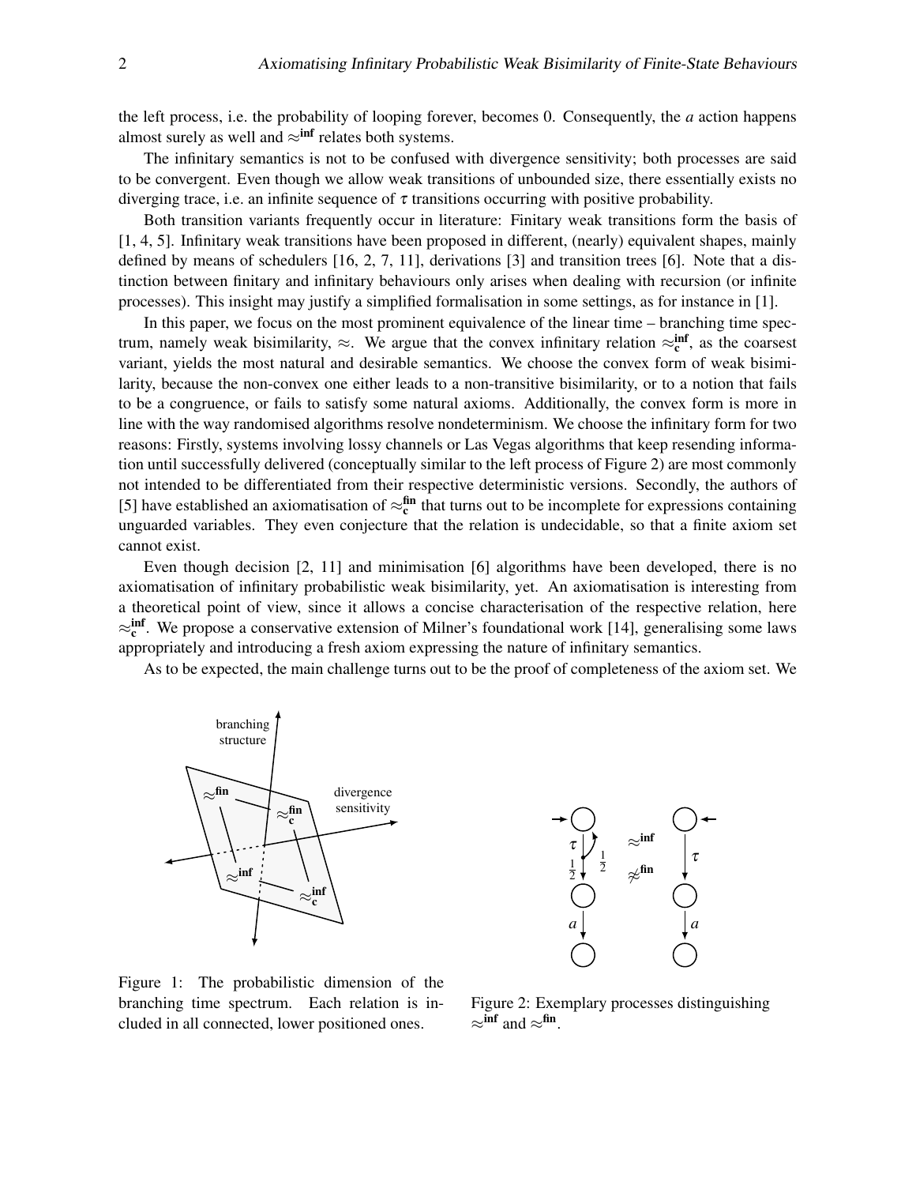the left process, i.e. the probability of looping forever, becomes 0. Consequently, the $a$ action happens almost surely as well and $\approx^{\mathbf{inf}}$ relates both systems.

The infinitary semantics is not to be confused with divergence sensitivity; both processes are said to be convergent. Even though we allow weak transitions of unbounded size, there essentially exists no diverging trace, i.e. an infinite sequence of $\tau$ transitions occurring with positive probability.

Both transition variants frequently occur in literature: Finitary weak transitions form the basis of [1, 4, 5]. Infinitary weak transitions have been proposed in different, (nearly) equivalent shapes, mainly defined by means of schedulers [16, 2, 7, 11], derivations [3] and transition trees [6]. Note that a distinction between finitary and infinitary behaviours only arises when dealing with recursion (or infinite processes). This insight may justify a simplified formalisation in some settings, as for instance in [1].

In this paper, we focus on the most prominent equivalence of the linear time – branching time spectrum, namely weak bisimilarity, $\approx$. We argue that the convex infinitary relation $\approx^{\mathbf{inf}}_{\mathbf{c}}$, as the coarsest variant, yields the most natural and desirable semantics. We choose the convex form of weak bisimilarity, because the non-convex one either leads to a non-transitive bisimilarity, or to a notion that fails to be a congruence, or fails to satisfy some natural axioms. Additionally, the convex form is more in line with the way randomised algorithms resolve nondeterminism. We choose the infinitary form for two reasons: Firstly, systems involving lossy channels or Las Vegas algorithms that keep resending information until successfully delivered (conceptually similar to the left process of Figure 2) are most commonly not intended to be differentiated from their respective deterministic versions. Secondly, the authors of [5] have established an axiomatisation of $\approx^{\mathbf{fin}}_{\mathbf{c}}$ that turns out to be incomplete for expressions containing unguarded variables. They even conjecture that the relation is undecidable, so that a finite axiom set cannot exist.

Even though decision [2, 11] and minimisation [6] algorithms have been developed, there is no axiomatisation of infinitary probabilistic weak bisimilarity, yet. An axiomatisation is interesting from a theoretical point of view, since it allows a concise characterisation of the respective relation, here $\approx^{\mathbf{inf}}_{\mathbf{c}}$. We propose a conservative extension of Milner's foundational work [14], generalising some laws appropriately and introducing a fresh axiom expressing the nature of infinitary semantics.

As to be expected, the main challenge turns out to be the proof of completeness of the axiom set. We

Figure 1: The probabilistic dimension of the branching time spectrum. Each relation is included in all connected, lower positioned ones.

Figure 2: Exemplary processes distinguishing $\approx^{\mathbf{inf}}$ and $\approx^{\mathbf{fin}}$.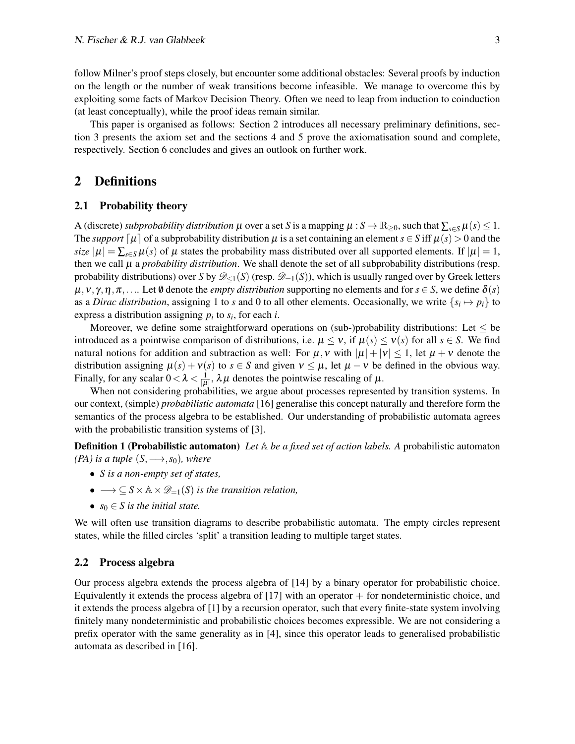follow Milner's proof steps closely, but encounter some additional obstacles: Several proofs by induction on the length or the number of weak transitions become infeasible. We manage to overcome this by exploiting some facts of Markov Decision Theory. Often we need to leap from induction to coinduction (at least conceptually), while the proof ideas remain similar.

This paper is organised as follows: Section 2 introduces all necessary preliminary definitions, section 3 presents the axiom set and the sections 4 and 5 prove the axiomatisation sound and complete, respectively. Section 6 concludes and gives an outlook on further work.

## 2 Definitions

### 2.1 Probability theory

A (discrete) *subprobability distribution* $\mu$ over a set $S$ is a mapping $\mu : S \to \mathbb{R}_{\geq 0}$, such that $\sum_{s \in S} \mu(s) \leq 1$. The *support* $\lceil \mu \rceil$ of a subprobability distribution $\mu$ is a set containing an element $s \in S$ iff $\mu(s) > 0$ and the *size* $|\mu| = \sum_{s \in S} \mu(s)$ of $\mu$ states the probability mass distributed over all supported elements. If $|\mu| = 1$, then we call $\mu$ a *probability distribution*. We shall denote the set of all subprobability distributions (resp. probability distributions) over $S$ by $\mathscr{D}_{\leq 1}(S)$ (resp. $\mathscr{D}_{=1}(S)$), which is usually ranged over by Greek letters $\mu, \nu, \gamma, \eta, \pi, \ldots$. Let $\emptyset$ denote the *empty distribution* supporting no elements and for $s \in S$, we define $\delta(s)$ as a *Dirac distribution*, assigning 1 to $s$ and 0 to all other elements. Occasionally, we write $\{s_i \mapsto p_i\}$ to express a distribution assigning $p_i$ to $s_i$, for each $i$.

Moreover, we define some straightforward operations on (sub-)probability distributions: Let $\leq$ be introduced as a pointwise comparison of distributions, i.e. $\mu \leq \nu$, if $\mu(s) \leq \nu(s)$ for all $s \in S$. We find natural notions for addition and subtraction as well: For $\mu, \nu$ with $|\mu| + |\nu| \leq 1$, let $\mu + \nu$ denote the distribution assigning $\mu(s) + \nu(s)$ to $s \in S$ and given $\nu \leq \mu$, let $\mu - \nu$ be defined in the obvious way. Finally, for any scalar $0 < \lambda < \frac{1}{|\mu|}$, $\lambda\mu$ denotes the pointwise rescaling of $\mu$.

When not considering probabilities, we argue about processes represented by transition systems. In our context, (simple) *probabilistic automata* [16] generalise this concept naturally and therefore form the semantics of the process algebra to be established. Our understanding of probabilistic automata agrees with the probabilistic transition systems of [3].

**Definition 1 (Probabilistic automaton)** *Let $\mathbb{A}$ be a fixed set of action labels. A* probabilistic automaton *(PA) is a tuple $(S, \longrightarrow, s_0)$, where*

- *$S$ is a non-empty set of states,*
- *$\longrightarrow \subseteq S \times \mathbb{A} \times \mathscr{D}_{=1}(S)$ is the transition relation,*
- *$s_0 \in S$ is the initial state.*

We will often use transition diagrams to describe probabilistic automata. The empty circles represent states, while the filled circles 'split' a transition leading to multiple target states.

### 2.2 Process algebra

Our process algebra extends the process algebra of [14] by a binary operator for probabilistic choice. Equivalently it extends the process algebra of [17] with an operator $+$ for nondeterministic choice, and it extends the process algebra of [1] by a recursion operator, such that every finite-state system involving finitely many nondeterministic and probabilistic choices becomes expressible. We are not considering a prefix operator with the same generality as in [4], since this operator leads to generalised probabilistic automata as described in [16].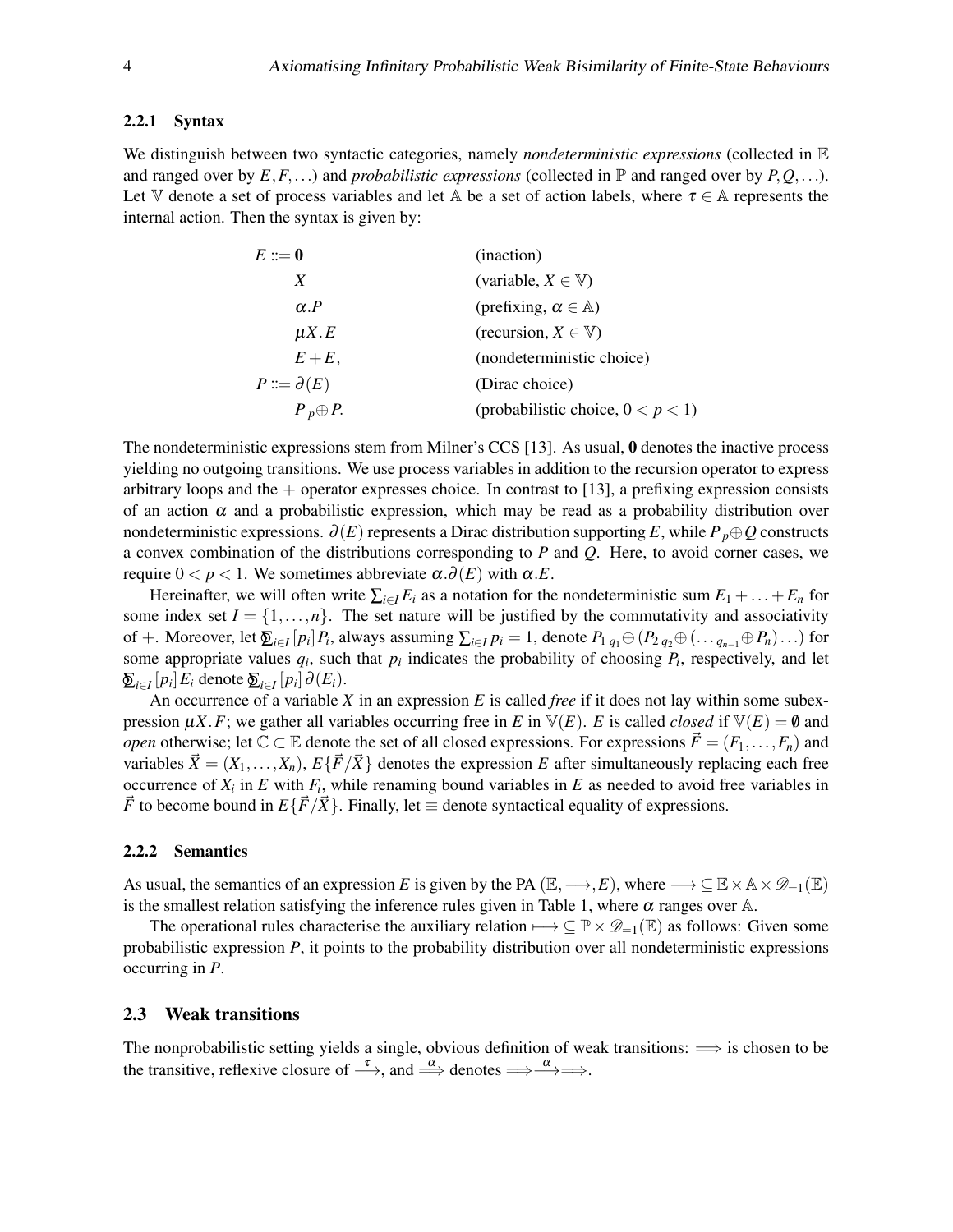#### 2.2.1 Syntax

We distinguish between two syntactic categories, namely *nondeterministic expressions* (collected in $\mathbb{E}$ and ranged over by $E,F,\ldots$) and *probabilistic expressions* (collected in $\mathbb{P}$ and ranged over by $P,Q,\ldots$). Let $\mathbb{V}$ denote a set of process variables and let $\mathbb{A}$ be a set of action labels, where $\tau \in \mathbb{A}$ represents the internal action. Then the syntax is given by:

| | |
|---|---|
| $E ::= \mathbf{0}$ | (inaction) |
| $\quad X$ | (variable, $X \in \mathbb{V}$) |
| $\quad \alpha.P$ | (prefixing, $\alpha \in \mathbb{A}$) |
| $\quad \mu X.E$ | (recursion, $X \in \mathbb{V}$) |
| $\quad E+E,$ | (nondeterministic choice) |
| $P ::= \partial(E)$ | (Dirac choice) |
| $\quad P\ {}_p{\oplus}\ P.$ | (probabilistic choice, $0<p<1$) |

The nondeterministic expressions stem from Milner's CCS [13]. As usual, $\mathbf{0}$ denotes the inactive process yielding no outgoing transitions. We use process variables in addition to the recursion operator to express arbitrary loops and the $+$ operator expresses choice. In contrast to [13], a prefixing expression consists of an action $\alpha$ and a probabilistic expression, which may be read as a probability distribution over nondeterministic expressions. $\partial(E)$ represents a Dirac distribution supporting $E$, while $P\ {}_p{\oplus}\ Q$ constructs a convex combination of the distributions corresponding to $P$ and $Q$. Here, to avoid corner cases, we require $0<p<1$. We sometimes abbreviate $\alpha.\partial(E)$ with $\alpha.E$.

Hereinafter, we will often write $\sum_{i\in I} E_i$ as a notation for the nondeterministic sum $E_1+\ldots+E_n$ for some index set $I=\{1,\ldots,n\}$. The set nature will be justified by the commutativity and associativity of $+$. Moreover, let $\bigoplus_{i\in I}[p_i]P_i$, always assuming $\sum_{i\in I} p_i = 1$, denote $P_1\ {}_{q_1}{\oplus}\ (P_2\ {}_{q_2}{\oplus}\ (\ldots\ {}_{q_{n-1}}{\oplus}\ P_n)\ldots)$ for some appropriate values $q_i$, such that $p_i$ indicates the probability of choosing $P_i$, respectively, and let $\bigoplus_{i\in I}[p_i]E_i$ denote $\bigoplus_{i\in I}[p_i]\partial(E_i)$.

An occurrence of a variable $X$ in an expression $E$ is called *free* if it does not lay within some subexpression $\mu X.F$; we gather all variables occurring free in $E$ in $\mathbb{V}(E)$. $E$ is called *closed* if $\mathbb{V}(E)=\emptyset$ and *open* otherwise; let $\mathbb{C}\subset\mathbb{E}$ denote the set of all closed expressions. For expressions $\vec{F}=(F_1,\ldots,F_n)$ and variables $\vec{X}=(X_1,\ldots,X_n)$, $E\{\vec{F}/\vec{X}\}$ denotes the expression $E$ after simultaneously replacing each free occurrence of $X_i$ in $E$ with $F_i$, while renaming bound variables in $E$ as needed to avoid free variables in $\vec{F}$ to become bound in $E\{\vec{F}/\vec{X}\}$. Finally, let $\equiv$ denote syntactical equality of expressions.

#### 2.2.2 Semantics

As usual, the semantics of an expression $E$ is given by the PA $(\mathbb{E},\longrightarrow,E)$, where $\longrightarrow\ \subseteq \mathbb{E}\times\mathbb{A}\times\mathscr{D}_{=1}(\mathbb{E})$ is the smallest relation satisfying the inference rules given in Table 1, where $\alpha$ ranges over $\mathbb{A}$.

The operational rules characterise the auxiliary relation $\longmapsto\ \subseteq \mathbb{P}\times\mathscr{D}_{=1}(\mathbb{E})$ as follows: Given some probabilistic expression $P$, it points to the probability distribution over all nondeterministic expressions occurring in $P$.

### 2.3 Weak transitions

The nonprobabilistic setting yields a single, obvious definition of weak transitions: $\Longrightarrow$ is chosen to be the transitive, reflexive closure of $\xrightarrow{\tau}$, and $\xRightarrow{\alpha}$ denotes $\Longrightarrow\xrightarrow{\alpha}\Longrightarrow$.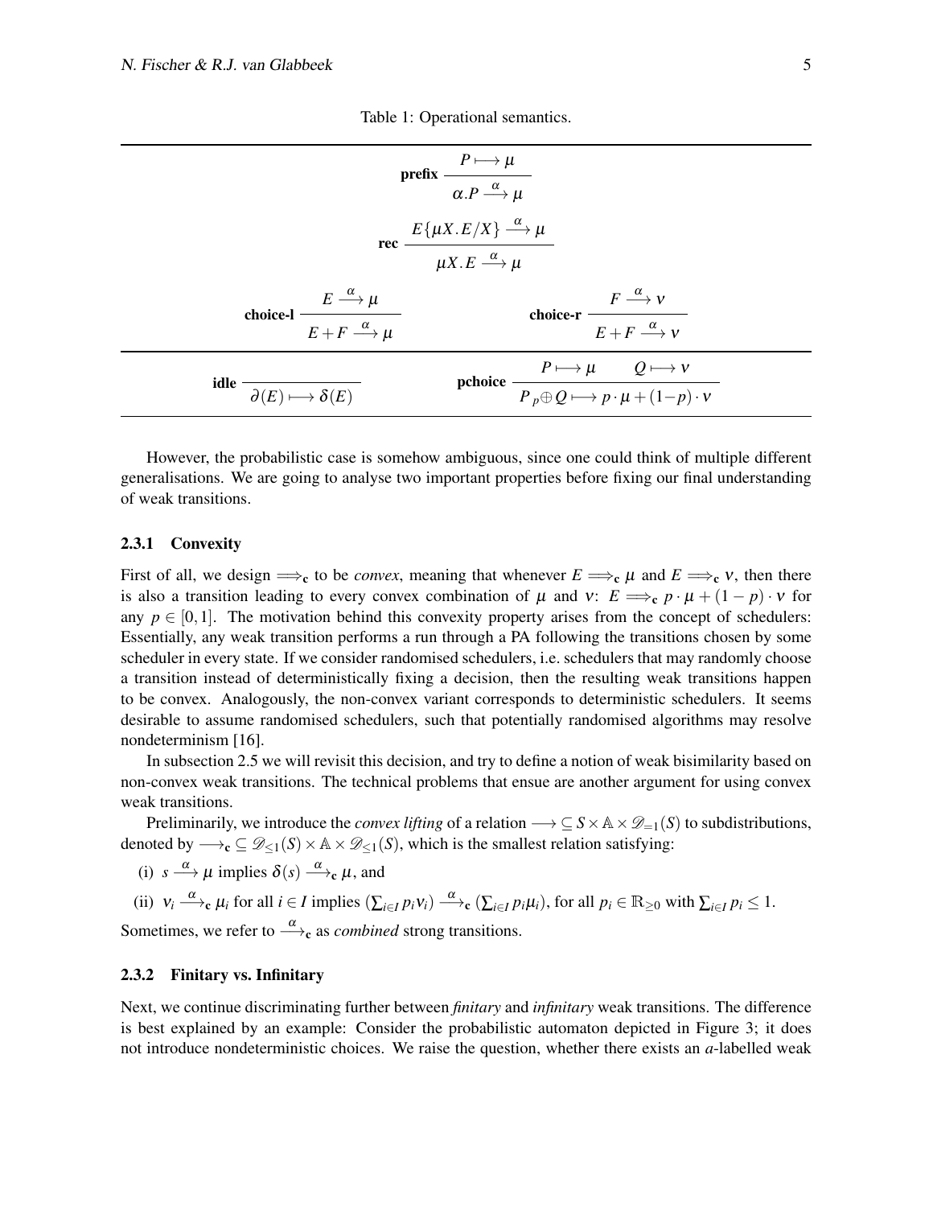Table 1: Operational semantics.

$$\textbf{prefix}\ \frac{P \longmapsto \mu}{\alpha.P \xrightarrow{\alpha} \mu}$$

$$\textbf{rec}\ \frac{E\{\mu X.E/X\} \xrightarrow{\alpha} \mu}{\mu X.E \xrightarrow{\alpha} \mu}$$

$$\textbf{choice-l}\ \frac{E \xrightarrow{\alpha} \mu}{E+F \xrightarrow{\alpha} \mu} \qquad \textbf{choice-r}\ \frac{F \xrightarrow{\alpha} \nu}{E+F \xrightarrow{\alpha} \nu}$$

$$\textbf{idle}\ \frac{}{\partial(E) \longmapsto \delta(E)} \qquad \textbf{pchoice}\ \frac{P \longmapsto \mu \qquad Q \longmapsto \nu}{P\ {}_p\!\oplus Q \longmapsto p\cdot\mu + (1-p)\cdot\nu}$$

However, the probabilistic case is somehow ambiguous, since one could think of multiple different generalisations. We are going to analyse two important properties before fixing our final understanding of weak transitions.

#### 2.3.1 Convexity

First of all, we design $\Longrightarrow_{\mathbf{c}}$ to be *convex*, meaning that whenever $E \Longrightarrow_{\mathbf{c}} \mu$ and $E \Longrightarrow_{\mathbf{c}} \nu$, then there is also a transition leading to every convex combination of $\mu$ and $\nu$: $E \Longrightarrow_{\mathbf{c}} p\cdot\mu + (1-p)\cdot\nu$ for any $p \in [0,1]$. The motivation behind this convexity property arises from the concept of schedulers: Essentially, any weak transition performs a run through a PA following the transitions chosen by some scheduler in every state. If we consider randomised schedulers, i.e. schedulers that may randomly choose a transition instead of deterministically fixing a decision, then the resulting weak transitions happen to be convex. Analogously, the non-convex variant corresponds to deterministic schedulers. It seems desirable to assume randomised schedulers, such that potentially randomised algorithms may resolve nondeterminism [16].

In subsection 2.5 we will revisit this decision, and try to define a notion of weak bisimilarity based on non-convex weak transitions. The technical problems that ensue are another argument for using convex weak transitions.

Preliminarily, we introduce the *convex lifting* of a relation $\longrightarrow \subseteq S \times \mathbb{A} \times \mathscr{D}_{=1}(S)$ to subdistributions, denoted by $\longrightarrow_{\mathbf{c}} \subseteq \mathscr{D}_{\leq 1}(S) \times \mathbb{A} \times \mathscr{D}_{\leq 1}(S)$, which is the smallest relation satisfying:

(i) $s \xrightarrow{\alpha} \mu$ implies $\delta(s) \xrightarrow{\alpha}_{\mathbf{c}} \mu$, and

(ii) $\nu_i \xrightarrow{\alpha}_{\mathbf{c}} \mu_i$ for all $i \in I$ implies $(\sum_{i\in I} p_i \nu_i) \xrightarrow{\alpha}_{\mathbf{c}} (\sum_{i\in I} p_i \mu_i)$, for all $p_i \in \mathbb{R}_{\geq 0}$ with $\sum_{i\in I} p_i \leq 1$.

Sometimes, we refer to $\xrightarrow{\alpha}_{\mathbf{c}}$ as *combined* strong transitions.

#### 2.3.2 Finitary vs. Infinitary

Next, we continue discriminating further between *finitary* and *infinitary* weak transitions. The difference is best explained by an example: Consider the probabilistic automaton depicted in Figure 3; it does not introduce nondeterministic choices. We raise the question, whether there exists an $a$-labelled weak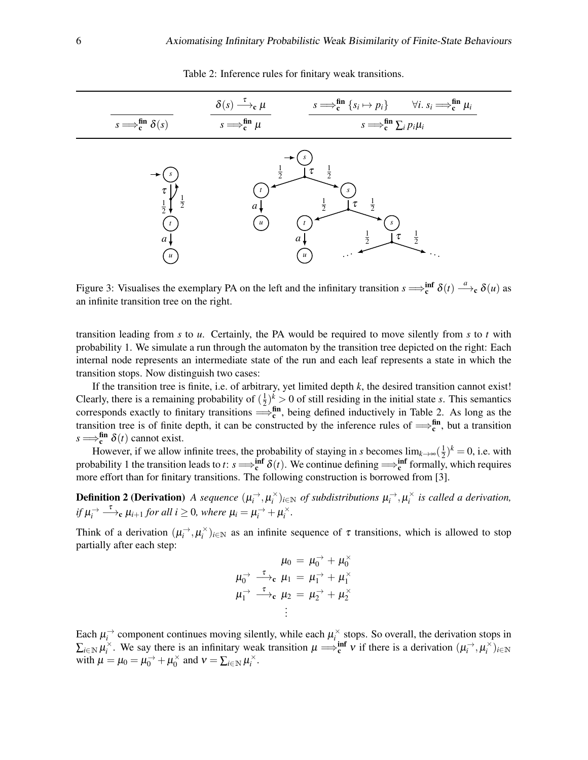Table 2: Inference rules for finitary weak transitions.

$$\frac{}{s \Longrightarrow_{\mathbf{c}}^{\mathbf{fin}} \delta(s)} \qquad \frac{\delta(s) \xrightarrow{\tau}_{\mathbf{c}} \mu}{s \Longrightarrow_{\mathbf{c}}^{\mathbf{fin}} \mu} \qquad \frac{s \Longrightarrow_{\mathbf{c}}^{\mathbf{fin}} \{s_i \mapsto p_i\} \qquad \forall i.\ s_i \Longrightarrow_{\mathbf{c}}^{\mathbf{fin}} \mu_i}{s \Longrightarrow_{\mathbf{c}}^{\mathbf{fin}} \sum_i p_i \mu_i}$$

Figure 3: Visualises the exemplary PA on the left and the infinitary transition $s \Longrightarrow_{\mathbf{c}}^{\mathbf{inf}} \delta(t) \xrightarrow{a}_{\mathbf{c}} \delta(u)$ as an infinite transition tree on the right.

transition leading from $s$ to $u$. Certainly, the PA would be required to move silently from $s$ to $t$ with probability 1. We simulate a run through the automaton by the transition tree depicted on the right: Each internal node represents an intermediate state of the run and each leaf represents a state in which the transition stops. Now distinguish two cases:

If the transition tree is finite, i.e. of arbitrary, yet limited depth $k$, the desired transition cannot exist! Clearly, there is a remaining probability of $(\frac{1}{2})^k > 0$ of still residing in the initial state $s$. This semantics corresponds exactly to finitary transitions $\Longrightarrow_{\mathbf{c}}^{\mathbf{fin}}$, being defined inductively in Table 2. As long as the transition tree is of finite depth, it can be constructed by the inference rules of $\Longrightarrow_{\mathbf{c}}^{\mathbf{fin}}$, but a transition $s \Longrightarrow_{\mathbf{c}}^{\mathbf{fin}} \delta(t)$ cannot exist.

However, if we allow infinite trees, the probability of staying in $s$ becomes $\lim_{k\to\infty}(\frac{1}{2})^k = 0$, i.e. with probability 1 the transition leads to $t$: $s \Longrightarrow_{\mathbf{c}}^{\mathbf{inf}} \delta(t)$. We continue defining $\Longrightarrow_{\mathbf{c}}^{\mathbf{inf}}$ formally, which requires more effort than for finitary transitions. The following construction is borrowed from [3].

**Definition 2 (Derivation)** *A sequence $(\mu_i^{\to}, \mu_i^{\times})_{i\in\mathbb{N}}$ of subdistributions $\mu_i^{\to}, \mu_i^{\times}$ is called a derivation, if $\mu_i^{\to} \xrightarrow{\tau}_{\mathbf{c}} \mu_{i+1}$ for all $i \geq 0$, where $\mu_i = \mu_i^{\to} + \mu_i^{\times}$.*

Think of a derivation $(\mu_i^{\to}, \mu_i^{\times})_{i\in\mathbb{N}}$ as an infinite sequence of $\tau$ transitions, which is allowed to stop partially after each step:

$$\begin{aligned}
\mu_0 &= \mu_0^{\to} + \mu_0^{\times} \\
\mu_0^{\to} \xrightarrow{\tau}_{\mathbf{c}} \mu_1 &= \mu_1^{\to} + \mu_1^{\times} \\
\mu_1^{\to} \xrightarrow{\tau}_{\mathbf{c}} \mu_2 &= \mu_2^{\to} + \mu_2^{\times} \\
&\vdots
\end{aligned}$$

Each $\mu_i^{\to}$ component continues moving silently, while each $\mu_i^{\times}$ stops. So overall, the derivation stops in $\sum_{i\in\mathbb{N}} \mu_i^{\times}$. We say there is an infinitary weak transition $\mu \Longrightarrow_{\mathbf{c}}^{\mathbf{inf}} \nu$ if there is a derivation $(\mu_i^{\to}, \mu_i^{\times})_{i\in\mathbb{N}}$ with $\mu = \mu_0 = \mu_0^{\to} + \mu_0^{\times}$ and $\nu = \sum_{i\in\mathbb{N}} \mu_i^{\times}$.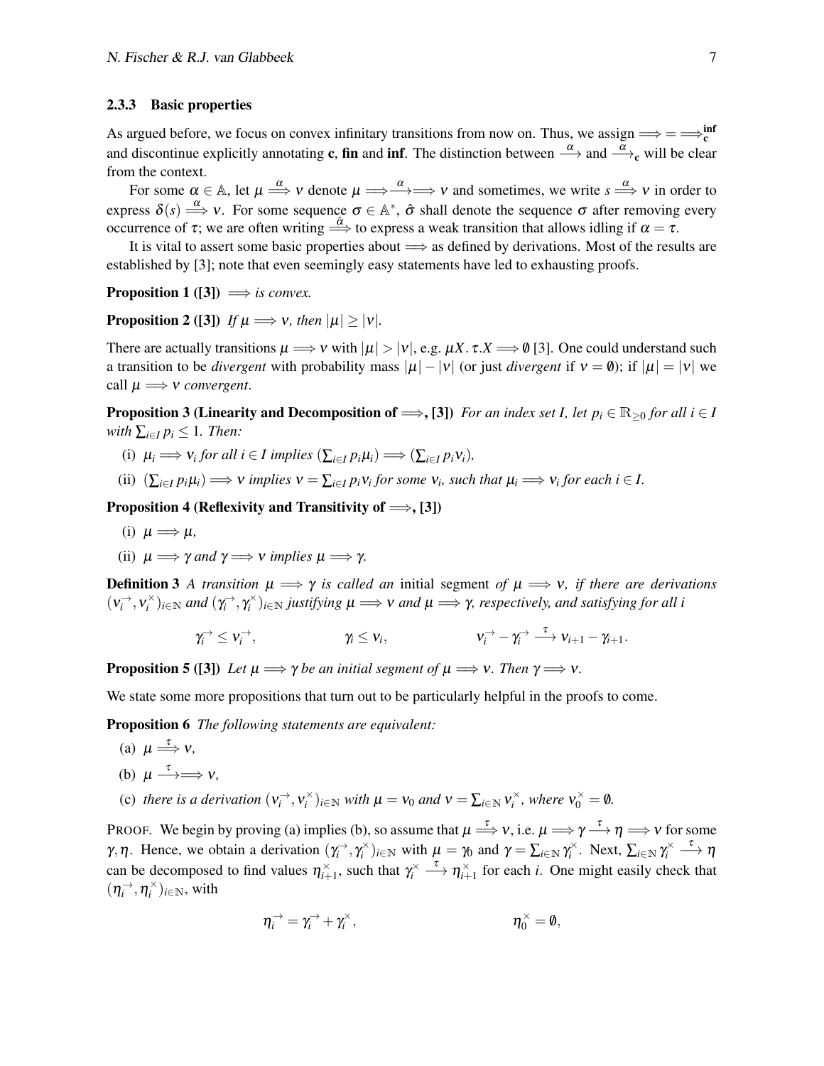### 2.3.3 Basic properties

As argued before, we focus on convex infinitary transitions from now on. Thus, we assign $\Longrightarrow = \Longrightarrow_{\mathbf{c}}^{\mathbf{inf}}$ and discontinue explicitly annotating **c**, **fin** and **inf**. The distinction between $\xrightarrow{\alpha}$ and $\xrightarrow{\alpha}_{\mathbf{c}}$ will be clear from the context.

For some $\alpha \in \mathbb{A}$, let $\mu \stackrel{\alpha}{\Longrightarrow} \nu$ denote $\mu \Longrightarrow\xrightarrow{\alpha}\Longrightarrow \nu$ and sometimes, we write $s \stackrel{\alpha}{\Longrightarrow} \nu$ in order to express $\delta(s) \stackrel{\alpha}{\Longrightarrow} \nu$. For some sequence $\sigma \in \mathbb{A}^*$, $\hat{\sigma}$ shall denote the sequence $\sigma$ after removing every occurrence of $\tau$; we are often writing $\stackrel{\hat{\alpha}}{\Longrightarrow}$ to express a weak transition that allows idling if $\alpha = \tau$.

It is vital to assert some basic properties about $\Longrightarrow$ as defined by derivations. Most of the results are established by [3]; note that even seemingly easy statements have led to exhausting proofs.

**Proposition 1 ([3])** *$\Longrightarrow$ is convex.*

**Proposition 2 ([3])** *If $\mu \Longrightarrow \nu$, then $|\mu| \geq |\nu|$.*

There are actually transitions $\mu \Longrightarrow \nu$ with $|\mu| > |\nu|$, e.g. $\mu X.\,\tau.X \Longrightarrow \emptyset$ [3]. One could understand such a transition to be *divergent* with probability mass $|\mu| - |\nu|$ (or just *divergent* if $\nu = \emptyset$); if $|\mu| = |\nu|$ we call $\mu \Longrightarrow \nu$ *convergent*.

**Proposition 3 (Linearity and Decomposition of $\Longrightarrow$, [3])** *For an index set I, let $p_i \in \mathbb{R}_{\geq 0}$ for all $i \in I$ with $\sum_{i\in I} p_i \leq 1$. Then:*

(i) *$\mu_i \Longrightarrow \nu_i$ for all $i \in I$ implies $(\sum_{i\in I} p_i\mu_i) \Longrightarrow (\sum_{i\in I} p_i\nu_i)$,*

(ii) *$(\sum_{i\in I} p_i\mu_i) \Longrightarrow \nu$ implies $\nu = \sum_{i\in I} p_i\nu_i$ for some $\nu_i$, such that $\mu_i \Longrightarrow \nu_i$ for each $i \in I$.*

**Proposition 4 (Reflexivity and Transitivity of $\Longrightarrow$, [3])**

(i) *$\mu \Longrightarrow \mu$,*

(ii) *$\mu \Longrightarrow \gamma$ and $\gamma \Longrightarrow \nu$ implies $\mu \Longrightarrow \gamma$.*

**Definition 3** *A transition $\mu \Longrightarrow \gamma$ is called an* initial segment *of $\mu \Longrightarrow \nu$, if there are derivations $(\nu_i^{\rightarrow}, \nu_i^{\times})_{i\in\mathbb{N}}$ and $(\gamma_i^{\rightarrow}, \gamma_i^{\times})_{i\in\mathbb{N}}$ justifying $\mu \Longrightarrow \nu$ and $\mu \Longrightarrow \gamma$, respectively, and satisfying for all i*

$$\gamma_i^{\rightarrow} \leq \nu_i^{\rightarrow}, \qquad\qquad \gamma_i \leq \nu_i, \qquad\qquad \nu_i^{\rightarrow} - \gamma_i^{\rightarrow} \xrightarrow{\tau} \nu_{i+1} - \gamma_{i+1}.$$

**Proposition 5 ([3])** *Let $\mu \Longrightarrow \gamma$ be an initial segment of $\mu \Longrightarrow \nu$. Then $\gamma \Longrightarrow \nu$.*

We state some more propositions that turn out to be particularly helpful in the proofs to come.

**Proposition 6** *The following statements are equivalent:*

(a) *$\mu \stackrel{\tau}{\Longrightarrow} \nu$,*

(b) *$\mu \xrightarrow{\tau}\Longrightarrow \nu$,*

(c) *there is a derivation $(\nu_i^{\rightarrow}, \nu_i^{\times})_{i\in\mathbb{N}}$ with $\mu = \nu_0$ and $\nu = \sum_{i\in\mathbb{N}} \nu_i^{\times}$, where $\nu_0^{\times} = \emptyset$.*

PROOF. We begin by proving (a) implies (b), so assume that $\mu \stackrel{\tau}{\Longrightarrow} \nu$, i.e. $\mu \Longrightarrow \gamma \xrightarrow{\tau} \eta \Longrightarrow \nu$ for some $\gamma, \eta$. Hence, we obtain a derivation $(\gamma_i^{\rightarrow}, \gamma_i^{\times})_{i\in\mathbb{N}}$ with $\mu = \gamma_0$ and $\gamma = \sum_{i\in\mathbb{N}} \gamma_i^{\times}$. Next, $\sum_{i\in\mathbb{N}} \gamma_i^{\times} \xrightarrow{\tau} \eta$ can be decomposed to find values $\eta_{i+1}^{\times}$, such that $\gamma_i^{\times} \xrightarrow{\tau} \eta_{i+1}^{\times}$ for each $i$. One might easily check that $(\eta_i^{\rightarrow}, \eta_i^{\times})_{i\in\mathbb{N}}$, with

$$\eta_i^{\rightarrow} = \gamma_i^{\rightarrow} + \gamma_i^{\times}, \qquad\qquad \eta_0^{\times} = \emptyset,$$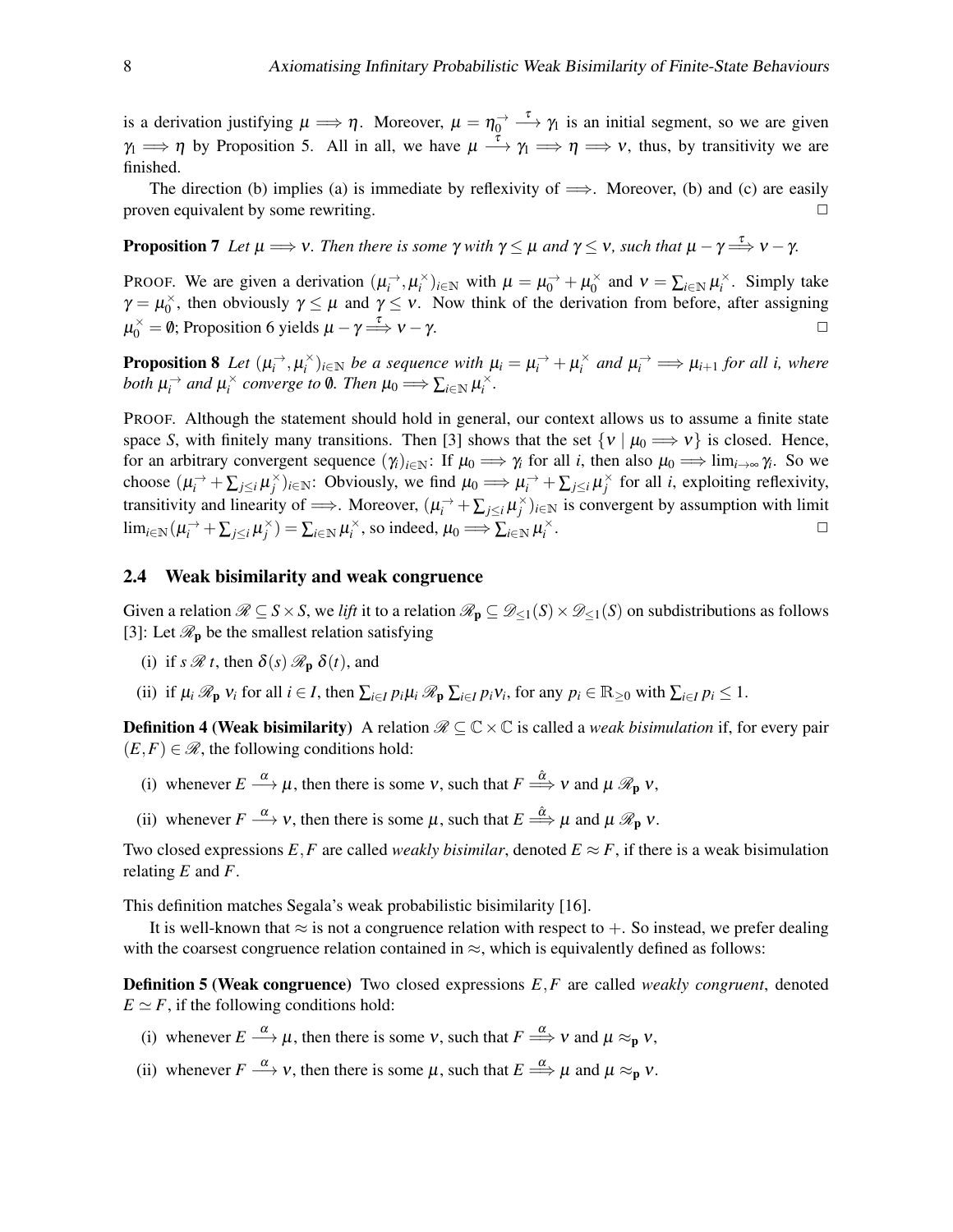is a derivation justifying $\mu \Longrightarrow \eta$. Moreover, $\mu = \eta_0^{\rightarrow} \xrightarrow{\tau} \gamma_1$ is an initial segment, so we are given $\gamma_1 \Longrightarrow \eta$ by Proposition 5. All in all, we have $\mu \xrightarrow{\tau} \gamma_1 \Longrightarrow \eta \Longrightarrow \nu$, thus, by transitivity we are finished.

The direction (b) implies (a) is immediate by reflexivity of $\Longrightarrow$. Moreover, (b) and (c) are easily proven equivalent by some rewriting. □

**Proposition 7** *Let $\mu \Longrightarrow \nu$. Then there is some $\gamma$ with $\gamma \leq \mu$ and $\gamma \leq \nu$, such that $\mu - \gamma \stackrel{\tau}{\Longrightarrow} \nu - \gamma$.*

PROOF. We are given a derivation $(\mu_i^{\rightarrow}, \mu_i^{\times})_{i\in\mathbb{N}}$ with $\mu = \mu_0^{\rightarrow} + \mu_0^{\times}$ and $\nu = \sum_{i\in\mathbb{N}} \mu_i^{\times}$. Simply take $\gamma = \mu_0^{\times}$, then obviously $\gamma \leq \mu$ and $\gamma \leq \nu$. Now think of the derivation from before, after assigning $\mu_0^{\times} = \emptyset$; Proposition 6 yields $\mu - \gamma \stackrel{\tau}{\Longrightarrow} \nu - \gamma$. □

**Proposition 8** *Let $(\mu_i^{\rightarrow}, \mu_i^{\times})_{i\in\mathbb{N}}$ be a sequence with $\mu_i = \mu_i^{\rightarrow} + \mu_i^{\times}$ and $\mu_i^{\rightarrow} \Longrightarrow \mu_{i+1}$ for all $i$, where both $\mu_i^{\rightarrow}$ and $\mu_i^{\times}$ converge to $\emptyset$. Then $\mu_0 \Longrightarrow \sum_{i\in\mathbb{N}} \mu_i^{\times}$.*

PROOF. Although the statement should hold in general, our context allows us to assume a finite state space $S$, with finitely many transitions. Then [3] shows that the set $\{\nu \mid \mu_0 \Longrightarrow \nu\}$ is closed. Hence, for an arbitrary convergent sequence $(\gamma_i)_{i\in\mathbb{N}}$: If $\mu_0 \Longrightarrow \gamma_i$ for all $i$, then also $\mu_0 \Longrightarrow \lim_{i\to\infty} \gamma_i$. So we choose $(\mu_i^{\rightarrow} + \sum_{j\leq i} \mu_j^{\times})_{i\in\mathbb{N}}$: Obviously, we find $\mu_0 \Longrightarrow \mu_i^{\rightarrow} + \sum_{j\leq i} \mu_j^{\times}$ for all $i$, exploiting reflexivity, transitivity and linearity of $\Longrightarrow$. Moreover, $(\mu_i^{\rightarrow} + \sum_{j\leq i} \mu_j^{\times})_{i\in\mathbb{N}}$ is convergent by assumption with limit $\lim_{i\in\mathbb{N}}(\mu_i^{\rightarrow} + \sum_{j\leq i} \mu_j^{\times}) = \sum_{i\in\mathbb{N}} \mu_i^{\times}$, so indeed, $\mu_0 \Longrightarrow \sum_{i\in\mathbb{N}} \mu_i^{\times}$. □

### 2.4 Weak bisimilarity and weak congruence

Given a relation $\mathscr{R} \subseteq S \times S$, we *lift* it to a relation $\mathscr{R}_{\mathbf{p}} \subseteq \mathscr{D}_{\leq 1}(S) \times \mathscr{D}_{\leq 1}(S)$ on subdistributions as follows [3]: Let $\mathscr{R}_{\mathbf{p}}$ be the smallest relation satisfying

(i) if $s \mathrel{\mathscr{R}} t$, then $\delta(s) \mathrel{\mathscr{R}_{\mathbf{p}}} \delta(t)$, and

(ii) if $\mu_i \mathrel{\mathscr{R}_{\mathbf{p}}} \nu_i$ for all $i \in I$, then $\sum_{i\in I} p_i \mu_i \mathrel{\mathscr{R}_{\mathbf{p}}} \sum_{i\in I} p_i \nu_i$, for any $p_i \in \mathbb{R}_{\geq 0}$ with $\sum_{i\in I} p_i \leq 1$.

**Definition 4 (Weak bisimilarity)** A relation $\mathscr{R} \subseteq \mathbb{C} \times \mathbb{C}$ is called a *weak bisimulation* if, for every pair $(E, F) \in \mathscr{R}$, the following conditions hold:

(i) whenever $E \xrightarrow{\alpha} \mu$, then there is some $\nu$, such that $F \stackrel{\hat{\alpha}}{\Longrightarrow} \nu$ and $\mu \mathrel{\mathscr{R}_{\mathbf{p}}} \nu$,

(ii) whenever $F \xrightarrow{\alpha} \nu$, then there is some $\mu$, such that $E \stackrel{\hat{\alpha}}{\Longrightarrow} \mu$ and $\mu \mathrel{\mathscr{R}_{\mathbf{p}}} \nu$.

Two closed expressions $E, F$ are called *weakly bisimilar*, denoted $E \approx F$, if there is a weak bisimulation relating $E$ and $F$.

This definition matches Segala's weak probabilistic bisimilarity [16].

It is well-known that $\approx$ is not a congruence relation with respect to $+$. So instead, we prefer dealing with the coarsest congruence relation contained in $\approx$, which is equivalently defined as follows:

**Definition 5 (Weak congruence)** Two closed expressions $E, F$ are called *weakly congruent*, denoted $E \simeq F$, if the following conditions hold:

(i) whenever $E \xrightarrow{\alpha} \mu$, then there is some $\nu$, such that $F \stackrel{\alpha}{\Longrightarrow} \nu$ and $\mu \approx_{\mathbf{p}} \nu$,

(ii) whenever $F \xrightarrow{\alpha} \nu$, then there is some $\mu$, such that $E \stackrel{\alpha}{\Longrightarrow} \mu$ and $\mu \approx_{\mathbf{p}} \nu$.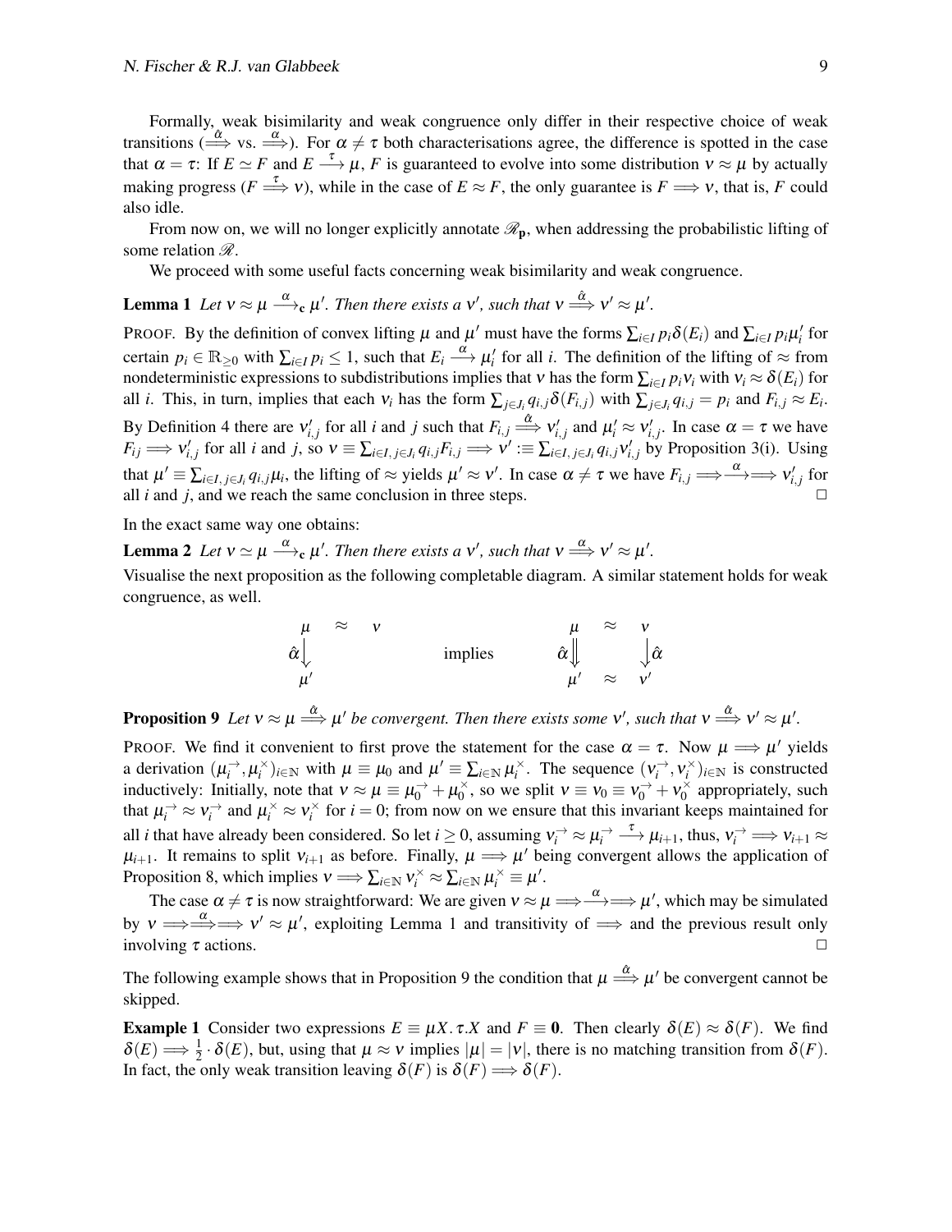Formally, weak bisimilarity and weak congruence only differ in their respective choice of weak transitions ($\stackrel{\hat{\alpha}}{\Longrightarrow}$ vs. $\stackrel{\alpha}{\Longrightarrow}$). For $\alpha \neq \tau$ both characterisations agree, the difference is spotted in the case that $\alpha = \tau$: If $E \simeq F$ and $E \stackrel{\tau}{\longrightarrow} \mu$, $F$ is guaranteed to evolve into some distribution $\nu \approx \mu$ by actually making progress ($F \stackrel{\tau}{\Longrightarrow} \nu$), while in the case of $E \approx F$, the only guarantee is $F \Longrightarrow \nu$, that is, $F$ could also idle.

From now on, we will no longer explicitly annotate $\mathscr{R}_\mathbf{p}$, when addressing the probabilistic lifting of some relation $\mathscr{R}$.

We proceed with some useful facts concerning weak bisimilarity and weak congruence.

**Lemma 1** *Let $\nu \approx \mu \stackrel{\alpha}{\longrightarrow}_\mathbf{c} \mu'$. Then there exists a $\nu'$, such that $\nu \stackrel{\hat{\alpha}}{\Longrightarrow} \nu' \approx \mu'$.*

PROOF. By the definition of convex lifting $\mu$ and $\mu'$ must have the forms $\sum_{i\in I} p_i \delta(E_i)$ and $\sum_{i\in I} p_i \mu'_i$ for certain $p_i \in \mathbb{R}_{\geq 0}$ with $\sum_{i\in I} p_i \leq 1$, such that $E_i \stackrel{\alpha}{\longrightarrow} \mu'_i$ for all $i$. The definition of the lifting of $\approx$ from nondeterministic expressions to subdistributions implies that $\nu$ has the form $\sum_{i\in I} p_i \nu_i$ with $\nu_i \approx \delta(E_i)$ for all $i$. This, in turn, implies that each $\nu_i$ has the form $\sum_{j\in J_i} q_{i,j} \delta(F_{i,j})$ with $\sum_{j\in J_i} q_{i,j} = p_i$ and $F_{i,j} \approx E_i$. By Definition 4 there are $\nu'_{i,j}$ for all $i$ and $j$ such that $F_{i,j} \stackrel{\hat{\alpha}}{\Longrightarrow} \nu'_{i,j}$ and $\mu'_i \approx \nu'_{i,j}$. In case $\alpha = \tau$ we have $F_{ij} \Longrightarrow \nu'_{i,j}$ for all $i$ and $j$, so $\nu \equiv \sum_{i\in I,\, j\in J_i} q_{i,j} F_{i,j} \Longrightarrow \nu' := \sum_{i\in I,\, j\in J_i} q_{i,j} \nu'_{i,j}$ by Proposition 3(i). Using that $\mu' \equiv \sum_{i\in I,\, j\in J_i} q_{i,j} \mu_i$, the lifting of $\approx$ yields $\mu' \approx \nu'$. In case $\alpha \neq \tau$ we have $F_{i,j} \Longrightarrow\stackrel{\alpha}{\longrightarrow}\Longrightarrow \nu'_{i,j}$ for all $i$ and $j$, and we reach the same conclusion in three steps. $\square$

In the exact same way one obtains:

**Lemma 2** *Let $\nu \simeq \mu \stackrel{\alpha}{\longrightarrow}_\mathbf{c} \mu'$. Then there exists a $\nu'$, such that $\nu \stackrel{\alpha}{\Longrightarrow} \nu' \approx \mu'$.*

Visualise the next proposition as the following completable diagram. A similar statement holds for weak congruence, as well.

$$
\begin{array}{ccc}
\mu & \approx & \nu \\
\hat{\alpha}\big\downarrow & & \\
\mu' & &
\end{array}
\qquad \text{implies} \qquad
\begin{array}{ccc}
\mu & \approx & \nu \\
\hat{\alpha}\Big\Downarrow & & \big\downarrow\hat{\alpha} \\
\mu' & \approx & \nu'
\end{array}
$$

**Proposition 9** *Let $\nu \approx \mu \stackrel{\hat{\alpha}}{\Longrightarrow} \mu'$ be convergent. Then there exists some $\nu'$, such that $\nu \stackrel{\hat{\alpha}}{\Longrightarrow} \nu' \approx \mu'$.*

PROOF. We find it convenient to first prove the statement for the case $\alpha = \tau$. Now $\mu \Longrightarrow \mu'$ yields a derivation $(\mu_i^{\rightarrow}, \mu_i^{\times})_{i\in\mathbb{N}}$ with $\mu \equiv \mu_0$ and $\mu' \equiv \sum_{i\in\mathbb{N}} \mu_i^{\times}$. The sequence $(\nu_i^{\rightarrow}, \nu_i^{\times})_{i\in\mathbb{N}}$ is constructed inductively: Initially, note that $\nu \approx \mu \equiv \mu_0^{\rightarrow} + \mu_0^{\times}$, so we split $\nu \equiv \nu_0 \equiv \nu_0^{\rightarrow} + \nu_0^{\times}$ appropriately, such that $\mu_i^{\rightarrow} \approx \nu_i^{\rightarrow}$ and $\mu_i^{\times} \approx \nu_i^{\times}$ for $i = 0$; from now on we ensure that this invariant keeps maintained for all $i$ that have already been considered. So let $i \geq 0$, assuming $\nu_i^{\rightarrow} \approx \mu_i^{\rightarrow} \stackrel{\tau}{\longrightarrow} \mu_{i+1}$, thus, $\nu_i^{\rightarrow} \Longrightarrow \nu_{i+1} \approx \mu_{i+1}$. It remains to split $\nu_{i+1}$ as before. Finally, $\mu \Longrightarrow \mu'$ being convergent allows the application of Proposition 8, which implies $\nu \Longrightarrow \sum_{i\in\mathbb{N}} \nu_i^{\times} \approx \sum_{i\in\mathbb{N}} \mu_i^{\times} \equiv \mu'$.

The case $\alpha \neq \tau$ is now straightforward: We are given $\nu \approx \mu \Longrightarrow\stackrel{\alpha}{\longrightarrow}\Longrightarrow \mu'$, which may be simulated by $\nu \Longrightarrow\stackrel{\alpha}{\Longrightarrow}\Longrightarrow \nu' \approx \mu'$, exploiting Lemma 1 and transitivity of $\Longrightarrow$ and the previous result only involving $\tau$ actions. $\square$

The following example shows that in Proposition 9 the condition that $\mu \stackrel{\hat{\alpha}}{\Longrightarrow} \mu'$ be convergent cannot be skipped.

**Example 1** Consider two expressions $E \equiv \mu X.\, \tau.X$ and $F \equiv \mathbf{0}$. Then clearly $\delta(E) \approx \delta(F)$. We find $\delta(E) \Longrightarrow \frac{1}{2} \cdot \delta(E)$, but, using that $\mu \approx \nu$ implies $|\mu| = |\nu|$, there is no matching transition from $\delta(F)$. In fact, the only weak transition leaving $\delta(F)$ is $\delta(F) \Longrightarrow \delta(F)$.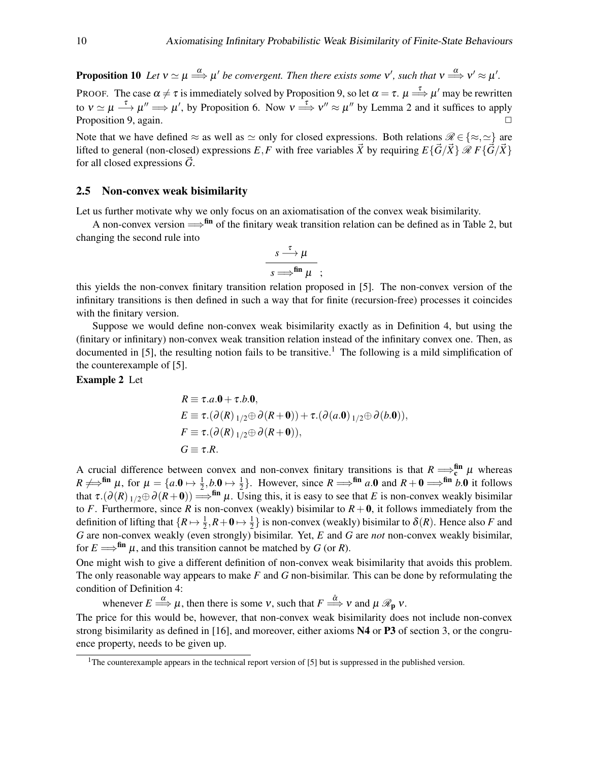**Proposition 10** *Let $\nu \simeq \mu \stackrel{\alpha}{\Longrightarrow} \mu'$ be convergent. Then there exists some $\nu'$, such that $\nu \stackrel{\alpha}{\Longrightarrow} \nu' \approx \mu'$.*

PROOF. The case $\alpha \neq \tau$ is immediately solved by Proposition 9, so let $\alpha = \tau$. $\mu \stackrel{\tau}{\Longrightarrow} \mu'$ may be rewritten to $\nu \simeq \mu \stackrel{\tau}{\longrightarrow} \mu'' \Longrightarrow \mu'$, by Proposition 6. Now $\nu \stackrel{\tau}{\Longrightarrow} \nu'' \approx \mu''$ by Lemma 2 and it suffices to apply Proposition 9, again. $\Box$

Note that we have defined $\approx$ as well as $\simeq$ only for closed expressions. Both relations $\mathscr{R} \in \{\approx, \simeq\}$ are lifted to general (non-closed) expressions $E, F$ with free variables $\vec{X}$ by requiring $E\{\vec{G}/\vec{X}\} \mathrel{\mathscr{R}} F\{\vec{G}/\vec{X}\}$ for all closed expressions $\vec{G}$.

## 2.5 Non-convex weak bisimilarity

Let us further motivate why we only focus on an axiomatisation of the convex weak bisimilarity.

A non-convex version $\Longrightarrow^{\textbf{fin}}$ of the finitary weak transition relation can be defined as in Table 2, but changing the second rule into

$$\frac{s \stackrel{\tau}{\longrightarrow} \mu}{s \Longrightarrow^{\textbf{fin}} \mu} \; ;$$

this yields the non-convex finitary transition relation proposed in [5]. The non-convex version of the infinitary transitions is then defined in such a way that for finite (recursion-free) processes it coincides with the finitary version.

Suppose we would define non-convex weak bisimilarity exactly as in Definition 4, but using the (finitary or infinitary) non-convex weak transition relation instead of the infinitary convex one. Then, as documented in [5], the resulting notion fails to be transitive.[1] The following is a mild simplification of the counterexample of [5].

**Example 2** Let

$$\begin{aligned}
R &\equiv \tau.a.\mathbf{0} + \tau.b.\mathbf{0},\\
E &\equiv \tau.(\partial(R)\,{}_{1/2}{\oplus}\,\partial(R+\mathbf{0})) + \tau.(\partial(a.\mathbf{0})\,{}_{1/2}{\oplus}\,\partial(b.\mathbf{0})),\\
F &\equiv \tau.(\partial(R)\,{}_{1/2}{\oplus}\,\partial(R+\mathbf{0})),\\
G &\equiv \tau.R.
\end{aligned}$$

A crucial difference between convex and non-convex finitary transitions is that $R \Longrightarrow^{\textbf{fin}}_{\textbf{c}} \mu$ whereas $R \not\Longrightarrow^{\textbf{fin}} \mu$, for $\mu = \{a.\mathbf{0} \mapsto \frac{1}{2}, b.\mathbf{0} \mapsto \frac{1}{2}\}$. However, since $R \Longrightarrow^{\textbf{fin}} a.\mathbf{0}$ and $R+\mathbf{0} \Longrightarrow^{\textbf{fin}} b.\mathbf{0}$ it follows that $\tau.(\partial(R)\,{}_{1/2}{\oplus}\,\partial(R+\mathbf{0})) \Longrightarrow^{\textbf{fin}} \mu$. Using this, it is easy to see that $E$ is non-convex weakly bisimilar to $F$. Furthermore, since $R$ is non-convex (weakly) bisimilar to $R+\mathbf{0}$, it follows immediately from the definition of lifting that $\{R \mapsto \frac{1}{2}, R+\mathbf{0} \mapsto \frac{1}{2}\}$ is non-convex (weakly) bisimilar to $\delta(R)$. Hence also $F$ and $G$ are non-convex weakly (even strongly) bisimilar. Yet, $E$ and $G$ are *not* non-convex weakly bisimilar, for $E \Longrightarrow^{\textbf{fin}} \mu$, and this transition cannot be matched by $G$ (or $R$).

One might wish to give a different definition of non-convex weak bisimilarity that avoids this problem. The only reasonable way appears to make $F$ and $G$ non-bisimilar. This can be done by reformulating the condition of Definition 4:

whenever $E \stackrel{\alpha}{\Longrightarrow} \mu$, then there is some $\nu$, such that $F \stackrel{\hat{\alpha}}{\Longrightarrow} \nu$ and $\mu \mathrel{\mathscr{R}_{\mathbf{p}}} \nu$.

The price for this would be, however, that non-convex weak bisimilarity does not include non-convex strong bisimilarity as defined in [16], and moreover, either axioms **N4** or **P3** of section 3, or the congruence property, needs to be given up.

[1] The counterexample appears in the technical report version of [5] but is suppressed in the published version.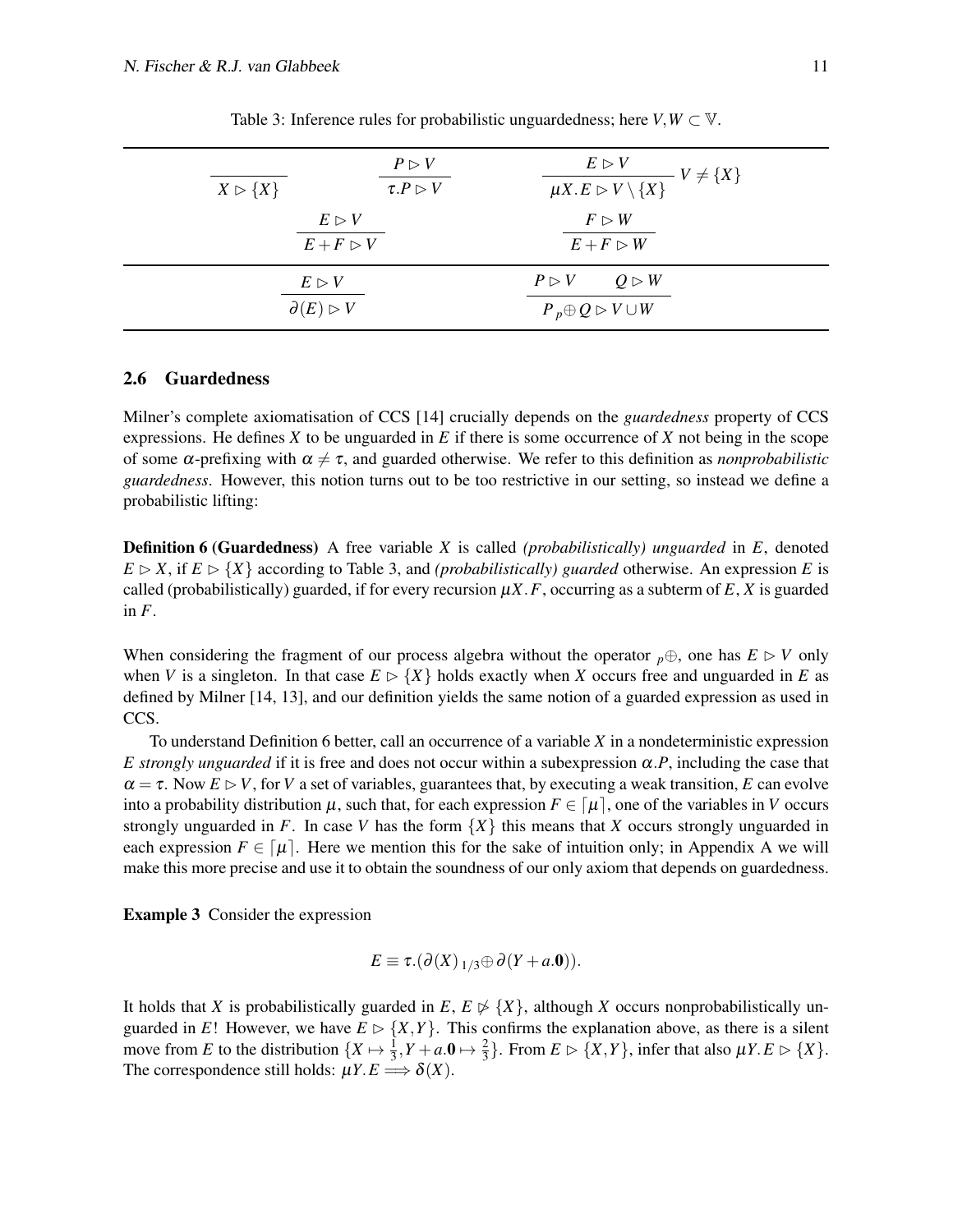Table 3: Inference rules for probabilistic unguardedness; here $V, W \subset \mathbb{V}$.

$$\frac{}{X \rhd \{X\}} \qquad \frac{P \rhd V}{\tau.P \rhd V} \qquad \frac{E \rhd V}{\mu X.E \rhd V \setminus \{X\}}\ V \neq \{X\}$$

$$\frac{E \rhd V}{E + F \rhd V} \qquad \frac{F \rhd W}{E + F \rhd W}$$

$$\frac{E \rhd V}{\partial(E) \rhd V} \qquad \frac{P \rhd V \qquad Q \rhd W}{P\,{}_p\!\oplus Q \rhd V \cup W}$$

### 2.6 Guardedness

Milner's complete axiomatisation of CCS [14] crucially depends on the *guardedness* property of CCS expressions. He defines $X$ to be unguarded in $E$ if there is some occurrence of $X$ not being in the scope of some $\alpha$-prefixing with $\alpha \neq \tau$, and guarded otherwise. We refer to this definition as *nonprobabilistic guardedness*. However, this notion turns out to be too restrictive in our setting, so instead we define a probabilistic lifting:

**Definition 6 (Guardedness)** A free variable $X$ is called *(probabilistically) unguarded* in $E$, denoted $E \rhd X$, if $E \rhd \{X\}$ according to Table 3, and *(probabilistically) guarded* otherwise. An expression $E$ is called (probabilistically) guarded, if for every recursion $\mu X.F$, occurring as a subterm of $E$, $X$ is guarded in $F$.

When considering the fragment of our process algebra without the operator ${}_p\oplus$, one has $E \rhd V$ only when $V$ is a singleton. In that case $E \rhd \{X\}$ holds exactly when $X$ occurs free and unguarded in $E$ as defined by Milner [14, 13], and our definition yields the same notion of a guarded expression as used in CCS.

To understand Definition 6 better, call an occurrence of a variable $X$ in a nondeterministic expression $E$ *strongly unguarded* if it is free and does not occur within a subexpression $\alpha.P$, including the case that $\alpha = \tau$. Now $E \rhd V$, for $V$ a set of variables, guarantees that, by executing a weak transition, $E$ can evolve into a probability distribution $\mu$, such that, for each expression $F \in \lceil \mu \rceil$, one of the variables in $V$ occurs strongly unguarded in $F$. In case $V$ has the form $\{X\}$ this means that $X$ occurs strongly unguarded in each expression $F \in \lceil \mu \rceil$. Here we mention this for the sake of intuition only; in Appendix A we will make this more precise and use it to obtain the soundness of our only axiom that depends on guardedness.

**Example 3** Consider the expression

$$E \equiv \tau.(\partial(X)\,{}_{1/3}\!\oplus \partial(Y + a.\mathbf{0})).$$

It holds that $X$ is probabilistically guarded in $E$, $E \not\rhd \{X\}$, although $X$ occurs nonprobabilistically unguarded in $E$! However, we have $E \rhd \{X, Y\}$. This confirms the explanation above, as there is a silent move from $E$ to the distribution $\{X \mapsto \frac{1}{3}, Y + a.\mathbf{0} \mapsto \frac{2}{3}\}$. From $E \rhd \{X, Y\}$, infer that also $\mu Y.E \rhd \{X\}$. The correspondence still holds: $\mu Y.E \Longrightarrow \delta(X)$.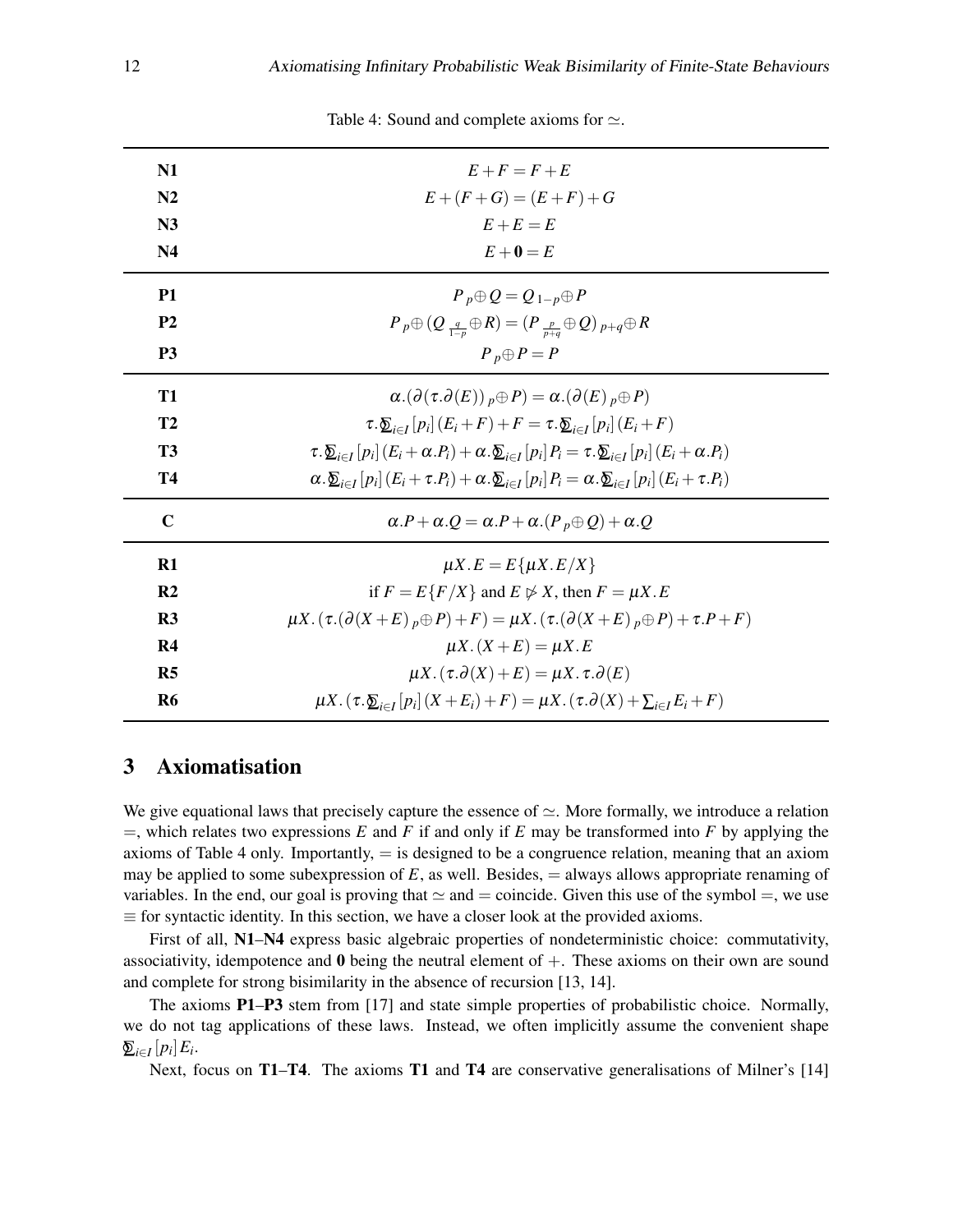Table 4: Sound and complete axioms for $\simeq$.

| | |
|---|---|
| **N1** | $E + F = F + E$ |
| **N2** | $E + (F + G) = (E + F) + G$ |
| **N3** | $E + E = E$ |
| **N4** | $E + \mathbf{0} = E$ |
| **P1** | $P \,{}_{p}{\oplus}\, Q = Q \,{}_{1-p}{\oplus}\, P$ |
| **P2** | $P \,{}_{p}{\oplus}\, (Q \,{}_{\frac{q}{1-p}}{\oplus}\, R) = (P \,{}_{\frac{p}{p+q}}{\oplus}\, Q) \,{}_{p+q}{\oplus}\, R$ |
| **P3** | $P \,{}_{p}{\oplus}\, P = P$ |
| **T1** | $\alpha.(\partial(\tau.\partial(E)) \,{}_{p}{\oplus}\, P) = \alpha.(\partial(E) \,{}_{p}{\oplus}\, P)$ |
| **T2** | $\tau.\bigoplus_{i\in I}[p_i](E_i + F) + F = \tau.\bigoplus_{i\in I}[p_i](E_i + F)$ |
| **T3** | $\tau.\bigoplus_{i\in I}[p_i](E_i + \alpha.P_i) + \alpha.\bigoplus_{i\in I}[p_i]P_i = \tau.\bigoplus_{i\in I}[p_i](E_i + \alpha.P_i)$ |
| **T4** | $\alpha.\bigoplus_{i\in I}[p_i](E_i + \tau.P_i) + \alpha.\bigoplus_{i\in I}[p_i]P_i = \alpha.\bigoplus_{i\in I}[p_i](E_i + \tau.P_i)$ |
| **C** | $\alpha.P + \alpha.Q = \alpha.P + \alpha.(P \,{}_{p}{\oplus}\, Q) + \alpha.Q$ |
| **R1** | $\mu X.E = E\{\mu X.E/X\}$ |
| **R2** | if $F = E\{F/X\}$ and $E \not\triangleright X$, then $F = \mu X.E$ |
| **R3** | $\mu X.(\tau.(\partial(X + E) \,{}_{p}{\oplus}\, P) + F) = \mu X.(\tau.(\partial(X + E) \,{}_{p}{\oplus}\, P) + \tau.P + F)$ |
| **R4** | $\mu X.(X + E) = \mu X.E$ |
| **R5** | $\mu X.(\tau.\partial(X) + E) = \mu X.\tau.\partial(E)$ |
| **R6** | $\mu X.(\tau.\bigoplus_{i\in I}[p_i](X + E_i) + F) = \mu X.(\tau.\partial(X) + \sum_{i\in I} E_i + F)$ |

## 3 Axiomatisation

We give equational laws that precisely capture the essence of $\simeq$. More formally, we introduce a relation $=$, which relates two expressions $E$ and $F$ if and only if $E$ may be transformed into $F$ by applying the axioms of Table 4 only. Importantly, $=$ is designed to be a congruence relation, meaning that an axiom may be applied to some subexpression of $E$, as well. Besides, $=$ always allows appropriate renaming of variables. In the end, our goal is proving that $\simeq$ and $=$ coincide. Given this use of the symbol $=$, we use $\equiv$ for syntactic identity. In this section, we have a closer look at the provided axioms.

First of all, **N1**–**N4** express basic algebraic properties of nondeterministic choice: commutativity, associativity, idempotence and $\mathbf{0}$ being the neutral element of $+$. These axioms on their own are sound and complete for strong bisimilarity in the absence of recursion [13, 14].

The axioms **P1**–**P3** stem from [17] and state simple properties of probabilistic choice. Normally, we do not tag applications of these laws. Instead, we often implicitly assume the convenient shape $\bigoplus_{i\in I}[p_i]E_i$.

Next, focus on **T1**–**T4**. The axioms **T1** and **T4** are conservative generalisations of Milner's [14]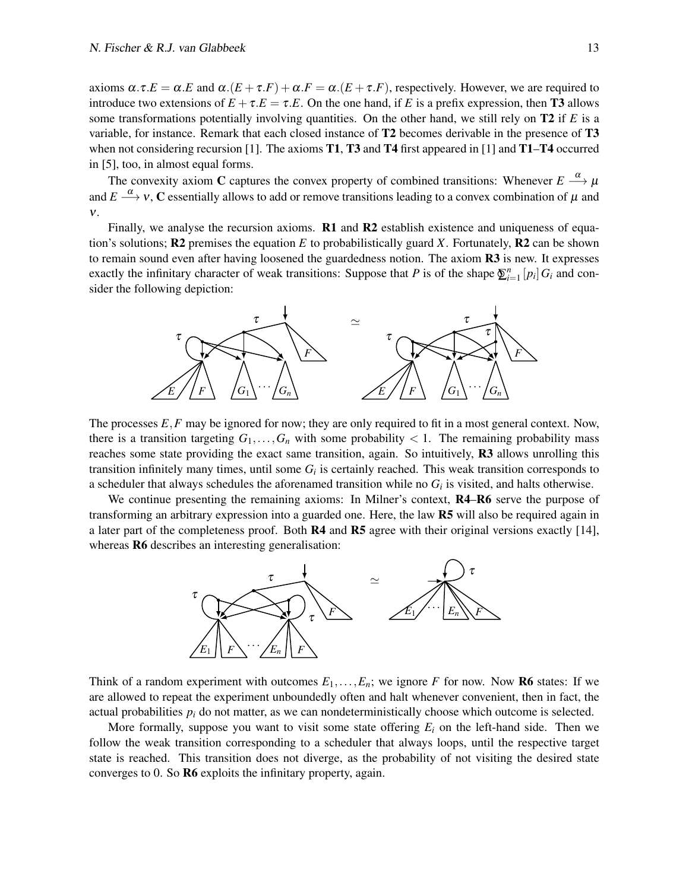axioms $\alpha.\tau.E = \alpha.E$ and $\alpha.(E + \tau.F) + \alpha.F = \alpha.(E + \tau.F)$, respectively. However, we are required to introduce two extensions of $E + \tau.E = \tau.E$. On the one hand, if $E$ is a prefix expression, then **T3** allows some transformations potentially involving quantities. On the other hand, we still rely on **T2** if $E$ is a variable, for instance. Remark that each closed instance of **T2** becomes derivable in the presence of **T3** when not considering recursion [1]. The axioms **T1**, **T3** and **T4** first appeared in [1] and **T1**–**T4** occurred in [5], too, in almost equal forms.

The convexity axiom **C** captures the convex property of combined transitions: Whenever $E \xrightarrow{\alpha} \mu$ and $E \xrightarrow{\alpha} \nu$, **C** essentially allows to add or remove transitions leading to a convex combination of $\mu$ and $\nu$.

Finally, we analyse the recursion axioms. **R1** and **R2** establish existence and uniqueness of equation's solutions; **R2** premises the equation $E$ to probabilistically guard $X$. Fortunately, **R2** can be shown to remain sound even after having loosened the guardedness notion. The axiom **R3** is new. It expresses exactly the infinitary character of weak transitions: Suppose that $P$ is of the shape $\bigoplus_{i=1}^{n} [p_i]\, G_i$ and consider the following depiction:

The processes $E, F$ may be ignored for now; they are only required to fit in a most general context. Now, there is a transition targeting $G_1, \ldots, G_n$ with some probability $< 1$. The remaining probability mass reaches some state providing the exact same transition, again. So intuitively, **R3** allows unrolling this transition infinitely many times, until some $G_i$ is certainly reached. This weak transition corresponds to a scheduler that always schedules the aforenamed transition while no $G_i$ is visited, and halts otherwise.

We continue presenting the remaining axioms: In Milner's context, **R4**–**R6** serve the purpose of transforming an arbitrary expression into a guarded one. Here, the law **R5** will also be required again in a later part of the completeness proof. Both **R4** and **R5** agree with their original versions exactly [14], whereas **R6** describes an interesting generalisation:

Think of a random experiment with outcomes $E_1, \ldots, E_n$; we ignore $F$ for now. Now **R6** states: If we are allowed to repeat the experiment unboundedly often and halt whenever convenient, then in fact, the actual probabilities $p_i$ do not matter, as we can nondeterministically choose which outcome is selected.

More formally, suppose you want to visit some state offering $E_i$ on the left-hand side. Then we follow the weak transition corresponding to a scheduler that always loops, until the respective target state is reached. This transition does not diverge, as the probability of not visiting the desired state converges to 0. So **R6** exploits the infinitary property, again.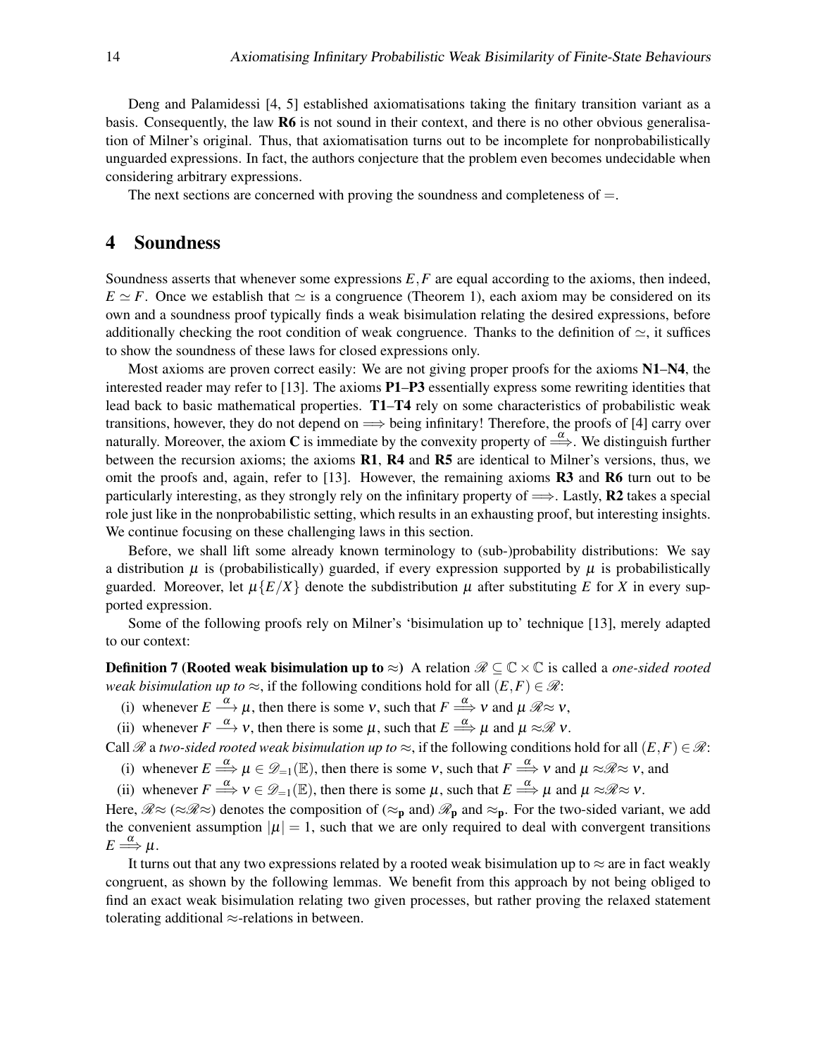Deng and Palamidessi [4, 5] established axiomatisations taking the finitary transition variant as a basis. Consequently, the law **R6** is not sound in their context, and there is no other obvious generalisation of Milner's original. Thus, that axiomatisation turns out to be incomplete for nonprobabilistically unguarded expressions. In fact, the authors conjecture that the problem even becomes undecidable when considering arbitrary expressions.

The next sections are concerned with proving the soundness and completeness of $=$.

## 4 Soundness

Soundness asserts that whenever some expressions $E,F$ are equal according to the axioms, then indeed, $E \simeq F$. Once we establish that $\simeq$ is a congruence (Theorem 1), each axiom may be considered on its own and a soundness proof typically finds a weak bisimulation relating the desired expressions, before additionally checking the root condition of weak congruence. Thanks to the definition of $\simeq$, it suffices to show the soundness of these laws for closed expressions only.

Most axioms are proven correct easily: We are not giving proper proofs for the axioms **N1**–**N4**, the interested reader may refer to [13]. The axioms **P1**–**P3** essentially express some rewriting identities that lead back to basic mathematical properties. **T1**–**T4** rely on some characteristics of probabilistic weak transitions, however, they do not depend on $\Longrightarrow$ being infinitary! Therefore, the proofs of [4] carry over naturally. Moreover, the axiom **C** is immediate by the convexity property of $\stackrel{\alpha}{\Longrightarrow}$. We distinguish further between the recursion axioms; the axioms **R1**, **R4** and **R5** are identical to Milner's versions, thus, we omit the proofs and, again, refer to [13]. However, the remaining axioms **R3** and **R6** turn out to be particularly interesting, as they strongly rely on the infinitary property of $\Longrightarrow$. Lastly, **R2** takes a special role just like in the nonprobabilistic setting, which results in an exhausting proof, but interesting insights. We continue focusing on these challenging laws in this section.

Before, we shall lift some already known terminology to (sub-)probability distributions: We say a distribution $\mu$ is (probabilistically) guarded, if every expression supported by $\mu$ is probabilistically guarded. Moreover, let $\mu\{E/X\}$ denote the subdistribution $\mu$ after substituting $E$ for $X$ in every supported expression.

Some of the following proofs rely on Milner's 'bisimulation up to' technique [13], merely adapted to our context:

**Definition 7 (Rooted weak bisimulation up to $\approx$)** A relation $\mathscr{R} \subseteq \mathbb{C} \times \mathbb{C}$ is called a *one-sided rooted weak bisimulation up to* $\approx$, if the following conditions hold for all $(E,F) \in \mathscr{R}$:

(i) whenever $E \stackrel{\alpha}{\longrightarrow} \mu$, then there is some $\nu$, such that $F \stackrel{\alpha}{\Longrightarrow} \nu$ and $\mu\ \mathscr{R}{\approx}\ \nu$,

(ii) whenever $F \stackrel{\alpha}{\longrightarrow} \nu$, then there is some $\mu$, such that $E \stackrel{\alpha}{\Longrightarrow} \mu$ and $\mu \approx\!\mathscr{R}\ \nu$.

Call $\mathscr{R}$ a *two-sided rooted weak bisimulation up to* $\approx$, if the following conditions hold for all $(E,F) \in \mathscr{R}$:

(i) whenever $E \stackrel{\alpha}{\Longrightarrow} \mu \in \mathscr{D}_{=1}(\mathbb{E})$, then there is some $\nu$, such that $F \stackrel{\alpha}{\Longrightarrow} \nu$ and $\mu \approx\!\mathscr{R}\!\approx \nu$, and

(ii) whenever $F \stackrel{\alpha}{\Longrightarrow} \nu \in \mathscr{D}_{=1}(\mathbb{E})$, then there is some $\mu$, such that $E \stackrel{\alpha}{\Longrightarrow} \mu$ and $\mu \approx\!\mathscr{R}\!\approx \nu$.

Here, $\mathscr{R}{\approx}$ ($\approx\!\mathscr{R}\!\approx$) denotes the composition of ($\approx_{\mathbf{p}}$ and) $\mathscr{R}_{\mathbf{p}}$ and $\approx_{\mathbf{p}}$. For the two-sided variant, we add the convenient assumption $|\mu| = 1$, such that we are only required to deal with convergent transitions $E \stackrel{\alpha}{\Longrightarrow} \mu$.

It turns out that any two expressions related by a rooted weak bisimulation up to $\approx$ are in fact weakly congruent, as shown by the following lemmas. We benefit from this approach by not being obliged to find an exact weak bisimulation relating two given processes, but rather proving the relaxed statement tolerating additional $\approx$-relations in between.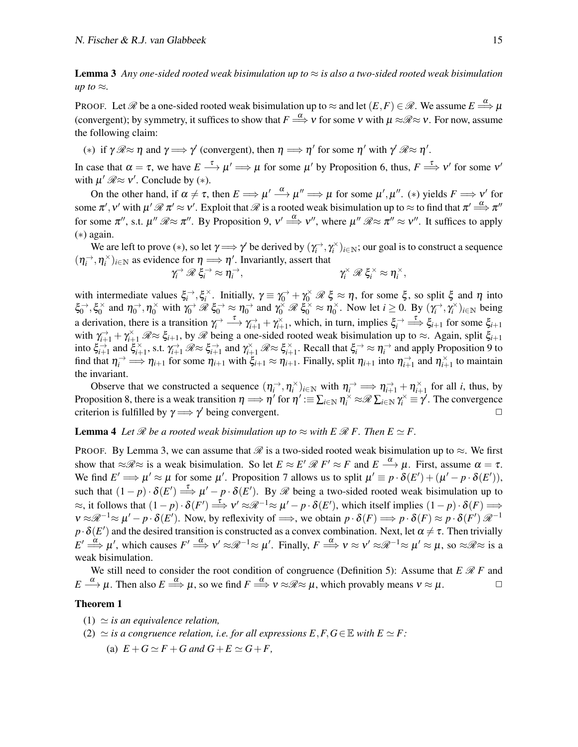**Lemma 3** *Any one-sided rooted weak bisimulation up to $\approx$ is also a two-sided rooted weak bisimulation up to $\approx$.*

PROOF. Let $\mathscr{R}$ be a one-sided rooted weak bisimulation up to $\approx$ and let $(E,F) \in \mathscr{R}$. We assume $E \stackrel{\alpha}{\Longrightarrow} \mu$ (convergent); by symmetry, it suffices to show that $F \stackrel{\alpha}{\Longrightarrow} \nu$ for some $\nu$ with $\mu \approx\mathscr{R}\approx \nu$. For now, assume the following claim:

$(*)$ if $\gamma \mathscr{R}\approx \eta$ and $\gamma \Longrightarrow \gamma'$ (convergent), then $\eta \Longrightarrow \eta'$ for some $\eta'$ with $\gamma' \mathscr{R}\approx \eta'$.

In case that $\alpha = \tau$, we have $E \stackrel{\tau}{\longrightarrow} \mu' \Longrightarrow \mu$ for some $\mu'$ by Proposition 6, thus, $F \stackrel{\tau}{\Longrightarrow} \nu'$ for some $\nu'$ with $\mu' \mathscr{R}\approx \nu'$. Conclude by $(*)$.

On the other hand, if $\alpha \neq \tau$, then $E \Longrightarrow \mu' \stackrel{\alpha}{\longrightarrow} \mu'' \Longrightarrow \mu$ for some $\mu', \mu''$. $(*)$ yields $F \Longrightarrow \nu'$ for some $\pi', \nu'$ with $\mu' \mathscr{R}\, \pi' \approx \nu'$. Exploit that $\mathscr{R}$ is a rooted weak bisimulation up to $\approx$ to find that $\pi' \stackrel{\alpha}{\Longrightarrow} \pi''$ for some $\pi''$, s.t. $\mu'' \mathscr{R}\approx \pi''$. By Proposition 9, $\nu' \stackrel{\alpha}{\Longrightarrow} \nu''$, where $\mu'' \mathscr{R}\approx \pi'' \approx \nu''$. It suffices to apply $(*)$ again.

We are left to prove $(*)$, so let $\gamma \Longrightarrow \gamma'$ be derived by $(\gamma_i^{\rightarrow}, \gamma_i^{\times})_{i\in\mathbb{N}}$; our goal is to construct a sequence $(\eta_i^{\rightarrow}, \eta_i^{\times})_{i\in\mathbb{N}}$ as evidence for $\eta \Longrightarrow \eta'$. Invariantly, assert that

$$\gamma_i^{\rightarrow}\, \mathscr{R}\, \xi_i^{\rightarrow} \approx \eta_i^{\rightarrow}, \qquad\qquad \gamma_i^{\times}\, \mathscr{R}\, \xi_i^{\times} \approx \eta_i^{\times},$$

with intermediate values $\xi_i^{\rightarrow}, \xi_i^{\times}$. Initially, $\gamma \equiv \gamma_0^{\rightarrow} + \gamma_0^{\times}\, \mathscr{R}\, \xi \approx \eta$, for some $\xi$, so split $\xi$ and $\eta$ into $\xi_0^{\rightarrow}, \xi_0^{\times}$ and $\eta_0^{\rightarrow}, \eta_0^{\times}$ with $\gamma_0^{\rightarrow}\, \mathscr{R}\, \xi_0^{\rightarrow} \approx \eta_0^{\rightarrow}$ and $\gamma_0^{\times}\, \mathscr{R}\, \xi_0^{\times} \approx \eta_0^{\times}$. Now let $i \geq 0$. By $(\gamma_i^{\rightarrow}, \gamma_i^{\times})_{i\in\mathbb{N}}$ being a derivation, there is a transition $\gamma_i^{\rightarrow} \stackrel{\tau}{\longrightarrow} \gamma_{i+1}^{\rightarrow} + \gamma_{i+1}^{\times}$, which, in turn, implies $\xi_i^{\rightarrow} \stackrel{\tau}{\Longrightarrow} \xi_{i+1}$ for some $\xi_{i+1}$ with $\gamma_{i+1}^{\rightarrow} + \gamma_{i+1}^{\times}\, \mathscr{R}\approx \xi_{i+1}$, by $\mathscr{R}$ being a one-sided rooted weak bisimulation up to $\approx$. Again, split $\xi_{i+1}$ into $\xi_{i+1}^{\rightarrow}$ and $\xi_{i+1}^{\times}$, s.t. $\gamma_{i+1}^{\rightarrow}\, \mathscr{R}\approx \xi_{i+1}^{\rightarrow}$ and $\gamma_{i+1}^{\times}\, \mathscr{R}\approx \xi_{i+1}^{\times}$. Recall that $\xi_i^{\rightarrow} \approx \eta_i^{\rightarrow}$ and apply Proposition 9 to find that $\eta_i^{\rightarrow} \Longrightarrow \eta_{i+1}$ for some $\eta_{i+1}$ with $\xi_{i+1} \approx \eta_{i+1}$. Finally, split $\eta_{i+1}$ into $\eta_{i+1}^{\rightarrow}$ and $\eta_{i+1}^{\times}$ to maintain the invariant.

Observe that we constructed a sequence $(\eta_i^{\rightarrow}, \eta_i^{\times})_{i\in\mathbb{N}}$ with $\eta_i^{\rightarrow} \Longrightarrow \eta_{i+1}^{\rightarrow} + \eta_{i+1}^{\times}$ for all $i$, thus, by Proposition 8, there is a weak transition $\eta \Longrightarrow \eta'$ for $\eta' :\equiv \sum_{i\in\mathbb{N}} \eta_i^{\times} \approx\mathscr{R} \sum_{i\in\mathbb{N}} \gamma_i^{\times} \equiv \gamma'$. The convergence criterion is fulfilled by $\gamma \Longrightarrow \gamma'$ being convergent. $\square$

**Lemma 4** *Let $\mathscr{R}$ be a rooted weak bisimulation up to $\approx$ with $E\, \mathscr{R}\, F$. Then $E \simeq F$.*

PROOF. By Lemma 3, we can assume that $\mathscr{R}$ is a two-sided rooted weak bisimulation up to $\approx$. We first show that $\approx\mathscr{R}\approx$ is a weak bisimulation. So let $E \approx E'\, \mathscr{R}\, F' \approx F$ and $E \stackrel{\alpha}{\longrightarrow} \mu$. First, assume $\alpha = \tau$. We find $E' \Longrightarrow \mu' \approx \mu$ for some $\mu'$. Proposition 7 allows us to split $\mu' \equiv p \cdot \delta(E') + (\mu' - p \cdot \delta(E'))$, such that $(1-p) \cdot \delta(E') \stackrel{\tau}{\Longrightarrow} \mu' - p \cdot \delta(E')$. By $\mathscr{R}$ being a two-sided rooted weak bisimulation up to $\approx$, it follows that $(1-p) \cdot \delta(F') \stackrel{\tau}{\Longrightarrow} \nu' \approx\mathscr{R}^{-1}\approx \mu' - p \cdot \delta(E')$, which itself implies $(1-p) \cdot \delta(F) \Longrightarrow \nu \approx\mathscr{R}^{-1}\approx \mu' - p \cdot \delta(E')$. Now, by reflexivity of $\Longrightarrow$, we obtain $p \cdot \delta(F) \Longrightarrow p \cdot \delta(F) \approx p \cdot \delta(F')\, \mathscr{R}^{-1}\, p \cdot \delta(E')$ and the desired transition is constructed as a convex combination. Next, let $\alpha \neq \tau$. Then trivially $E' \stackrel{\alpha}{\Longrightarrow} \mu'$, which causes $F' \stackrel{\alpha}{\Longrightarrow} \nu' \approx\mathscr{R}^{-1}\approx \mu'$. Finally, $F \stackrel{\alpha}{\Longrightarrow} \nu \approx \nu' \approx\mathscr{R}^{-1}\approx \mu' \approx \mu$, so $\approx\mathscr{R}\approx$ is a weak bisimulation.

We still need to consider the root condition of congruence (Definition 5): Assume that $E\, \mathscr{R}\, F$ and $E \stackrel{\alpha}{\longrightarrow} \mu$. Then also $E \stackrel{\alpha}{\Longrightarrow} \mu$, so we find $F \stackrel{\alpha}{\Longrightarrow} \nu \approx\mathscr{R}\approx \mu$, which provably means $\nu \approx \mu$. $\square$

**Theorem 1**

(1) $\simeq$ *is an equivalence relation,*

(2) $\simeq$ *is a congruence relation, i.e. for all expressions $E, F, G \in \mathbb{E}$ with $E \simeq F$:*

  (a) $E + G \simeq F + G$ *and* $G + E \simeq G + F$*,*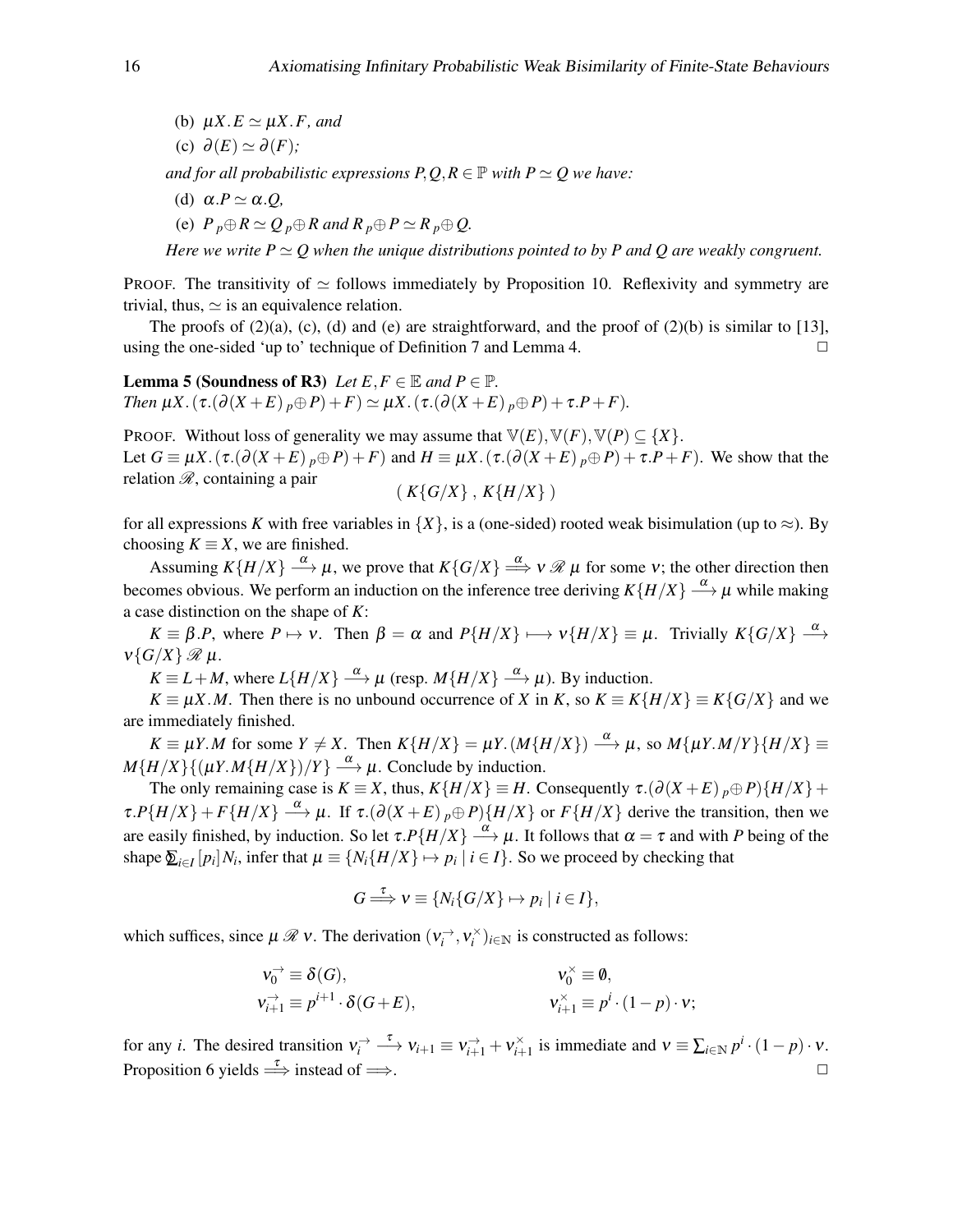(b) $\mu X.E \simeq \mu X.F$, *and*

(c) $\partial(E) \simeq \partial(F)$*;*

*and for all probabilistic expressions* $P,Q,R \in \mathbb{P}$ *with* $P \simeq Q$ *we have:*

(d) $\alpha.P \simeq \alpha.Q$,

(e) $P\,{}_p\!\oplus R \simeq Q\,{}_p\!\oplus R$ *and* $R\,{}_p\!\oplus P \simeq R\,{}_p\!\oplus Q$.

*Here we write* $P \simeq Q$ *when the unique distributions pointed to by* $P$ *and* $Q$ *are weakly congruent.*

PROOF. The transitivity of $\simeq$ follows immediately by Proposition 10. Reflexivity and symmetry are trivial, thus, $\simeq$ is an equivalence relation.

The proofs of (2)(a), (c), (d) and (e) are straightforward, and the proof of (2)(b) is similar to [13], using the one-sided 'up to' technique of Definition 7 and Lemma 4. $\square$

**Lemma 5 (Soundness of R3)** *Let* $E,F \in \mathbb{E}$ *and* $P \in \mathbb{P}$.
*Then* $\mu X.(\tau.(\partial(X+E)\,{}_p\!\oplus P)+F) \simeq \mu X.(\tau.(\partial(X+E)\,{}_p\!\oplus P)+\tau.P+F)$.

PROOF. Without loss of generality we may assume that $\mathbb{V}(E), \mathbb{V}(F), \mathbb{V}(P) \subseteq \{X\}$.
Let $G \equiv \mu X.(\tau.(\partial(X+E)\,{}_p\!\oplus P)+F)$ and $H \equiv \mu X.(\tau.(\partial(X+E)\,{}_p\!\oplus P)+\tau.P+F)$. We show that the relation $\mathscr{R}$, containing a pair

$$(\,K\{G/X\}\,,\,K\{H/X\}\,)$$

for all expressions $K$ with free variables in $\{X\}$, is a (one-sided) rooted weak bisimulation (up to $\approx$). By choosing $K \equiv X$, we are finished.

Assuming $K\{H/X\} \xrightarrow{\alpha} \mu$, we prove that $K\{G/X\} \stackrel{\alpha}{\Longrightarrow} \nu\,\mathscr{R}\,\mu$ for some $\nu$; the other direction then becomes obvious. We perform an induction on the inference tree deriving $K\{H/X\} \xrightarrow{\alpha} \mu$ while making a case distinction on the shape of $K$:

$K \equiv \beta.P$, where $P \mapsto \nu$. Then $\beta = \alpha$ and $P\{H/X\} \longmapsto \nu\{H/X\} \equiv \mu$. Trivially $K\{G/X\} \xrightarrow{\alpha} \nu\{G/X\}\,\mathscr{R}\,\mu$.

$K \equiv L+M$, where $L\{H/X\} \xrightarrow{\alpha} \mu$ (resp. $M\{H/X\} \xrightarrow{\alpha} \mu$). By induction.

$K \equiv \mu X.M$. Then there is no unbound occurrence of $X$ in $K$, so $K \equiv K\{H/X\} \equiv K\{G/X\}$ and we are immediately finished.

$K \equiv \mu Y.M$ for some $Y \neq X$. Then $K\{H/X\} = \mu Y.(M\{H/X\}) \xrightarrow{\alpha} \mu$, so $M\{\mu Y.M/Y\}\{H/X\} \equiv M\{H/X\}\{(\mu Y.M\{H/X\})/Y\} \xrightarrow{\alpha} \mu$. Conclude by induction.

The only remaining case is $K \equiv X$, thus, $K\{H/X\} \equiv H$. Consequently $\tau.(\partial(X+E)\,{}_p\!\oplus P)\{H/X\} + \tau.P\{H/X\} + F\{H/X\} \xrightarrow{\alpha} \mu$. If $\tau.(\partial(X+E)\,{}_p\!\oplus P)\{H/X\}$ or $F\{H/X\}$ derive the transition, then we are easily finished, by induction. So let $\tau.P\{H/X\} \xrightarrow{\alpha} \mu$. It follows that $\alpha = \tau$ and with $P$ being of the shape $\bigoplus_{i\in I}[p_i]N_i$, infer that $\mu \equiv \{N_i\{H/X\} \mapsto p_i \mid i \in I\}$. So we proceed by checking that

$$G \stackrel{\tau}{\Longrightarrow} \nu \equiv \{N_i\{G/X\} \mapsto p_i \mid i \in I\},$$

which suffices, since $\mu\,\mathscr{R}\,\nu$. The derivation $(\nu_i^{\rightarrow}, \nu_i^{\times})_{i\in\mathbb{N}}$ is constructed as follows:

$$\begin{aligned}
\nu_0^{\rightarrow} &\equiv \delta(G), & \nu_0^{\times} &\equiv \emptyset,\\
\nu_{i+1}^{\rightarrow} &\equiv p^{i+1}\cdot\delta(G+E), & \nu_{i+1}^{\times} &\equiv p^{i}\cdot(1-p)\cdot\nu;
\end{aligned}$$

for any $i$. The desired transition $\nu_i^{\rightarrow} \xrightarrow{\tau} \nu_{i+1} \equiv \nu_{i+1}^{\rightarrow} + \nu_{i+1}^{\times}$ is immediate and $\nu \equiv \sum_{i\in\mathbb{N}} p^i\cdot(1-p)\cdot\nu$. Proposition 6 yields $\stackrel{\tau}{\Longrightarrow}$ instead of $\Longrightarrow$. $\square$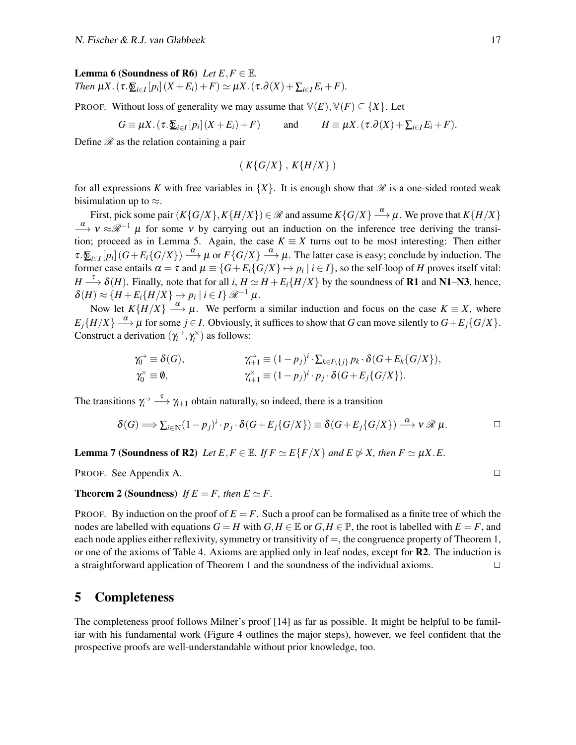**Lemma 6 (Soundness of R6)** *Let $E,F \in \mathbb{E}$. Then $\mu X.(\tau.\textstyle\sum_{i\in I}[p_i](X+E_i)+F) \simeq \mu X.(\tau.\partial(X)+\sum_{i\in I}E_i+F)$.*

PROOF. Without loss of generality we may assume that $\mathbb{V}(E),\mathbb{V}(F) \subseteq \{X\}$. Let

$$G \equiv \mu X.(\tau.\textstyle\sum_{i\in I}[p_i](X+E_i)+F) \qquad \text{and} \qquad H \equiv \mu X.(\tau.\partial(X)+\sum_{i\in I}E_i+F).$$

Define $\mathscr{R}$ as the relation containing a pair

$$(\, K\{G/X\}\, ,\, K\{H/X\}\,)$$

for all expressions $K$ with free variables in $\{X\}$. It is enough show that $\mathscr{R}$ is a one-sided rooted weak bisimulation up to $\approx$.

First, pick some pair $(K\{G/X\},K\{H/X\}) \in \mathscr{R}$ and assume $K\{G/X\} \xrightarrow{\alpha} \mu$. We prove that $K\{H/X\} \xrightarrow{\alpha} \nu \approx\mathscr{R}^{-1} \mu$ for some $\nu$ by carrying out an induction on the inference tree deriving the transition; proceed as in Lemma 5. Again, the case $K \equiv X$ turns out to be most interesting: Then either $\tau.\sum_{i\in I}[p_i](G+E_i\{G/X\}) \xrightarrow{\alpha} \mu$ or $F\{G/X\} \xrightarrow{\alpha} \mu$. The latter case is easy; conclude by induction. The former case entails $\alpha = \tau$ and $\mu \equiv \{G+E_i\{G/X\} \mapsto p_i \mid i \in I\}$, so the self-loop of $H$ proves itself vital: $H \xrightarrow{\tau} \delta(H)$. Finally, note that for all $i$, $H \simeq H+E_i\{H/X\}$ by the soundness of **R1** and **N1**–**N3**, hence, $\delta(H) \approx \{H+E_i\{H/X\} \mapsto p_i \mid i \in I\}\, \mathscr{R}^{-1}\, \mu$.

Now let $K\{H/X\} \xrightarrow{\alpha} \mu$. We perform a similar induction and focus on the case $K \equiv X$, where $E_j\{H/X\} \xrightarrow{\alpha} \mu$ for some $j \in I$. Obviously, it suffices to show that $G$ can move silently to $G+E_j\{G/X\}$. Construct a derivation $(\gamma_i^{\rightarrow},\gamma_i^{\times})$ as follows:

$$\gamma_0^{\rightarrow} \equiv \delta(G), \qquad \gamma_{i+1}^{\rightarrow} \equiv (1-p_j)^i \cdot \textstyle\sum_{k\in I\setminus\{j\}} p_k \cdot \delta(G+E_k\{G/X\}),$$
$$\gamma_0^{\times} \equiv \emptyset, \qquad \gamma_{i+1}^{\times} \equiv (1-p_j)^i \cdot p_j \cdot \delta(G+E_j\{G/X\}).$$

The transitions $\gamma_i^{\rightarrow} \xrightarrow{\tau} \gamma_{i+1}$ obtain naturally, so indeed, there is a transition

$$\delta(G) \Longrightarrow \textstyle\sum_{i\in\mathbb{N}}(1-p_j)^i \cdot p_j \cdot \delta(G+E_j\{G/X\}) \equiv \delta(G+E_j\{G/X\}) \xrightarrow{\alpha} \nu\, \mathscr{R}\, \mu. \qquad \square$$

**Lemma 7 (Soundness of R2)** *Let $E,F \in \mathbb{E}$. If $F \simeq E\{F/X\}$ and $E \not\triangleright X$, then $F \simeq \mu X.E$.*

PROOF. See Appendix A. $\square$

**Theorem 2 (Soundness)** *If $E = F$, then $E \simeq F$.*

PROOF. By induction on the proof of $E = F$. Such a proof can be formalised as a finite tree of which the nodes are labelled with equations $G = H$ with $G,H \in \mathbb{E}$ or $G,H \in \mathbb{P}$, the root is labelled with $E = F$, and each node applies either reflexivity, symmetry or transitivity of $=$, the congruence property of Theorem 1, or one of the axioms of Table 4. Axioms are applied only in leaf nodes, except for **R2**. The induction is a straightforward application of Theorem 1 and the soundness of the individual axioms. $\square$

## 5 Completeness

The completeness proof follows Milner's proof [14] as far as possible. It might be helpful to be familiar with his fundamental work (Figure 4 outlines the major steps), however, we feel confident that the prospective proofs are well-understandable without prior knowledge, too.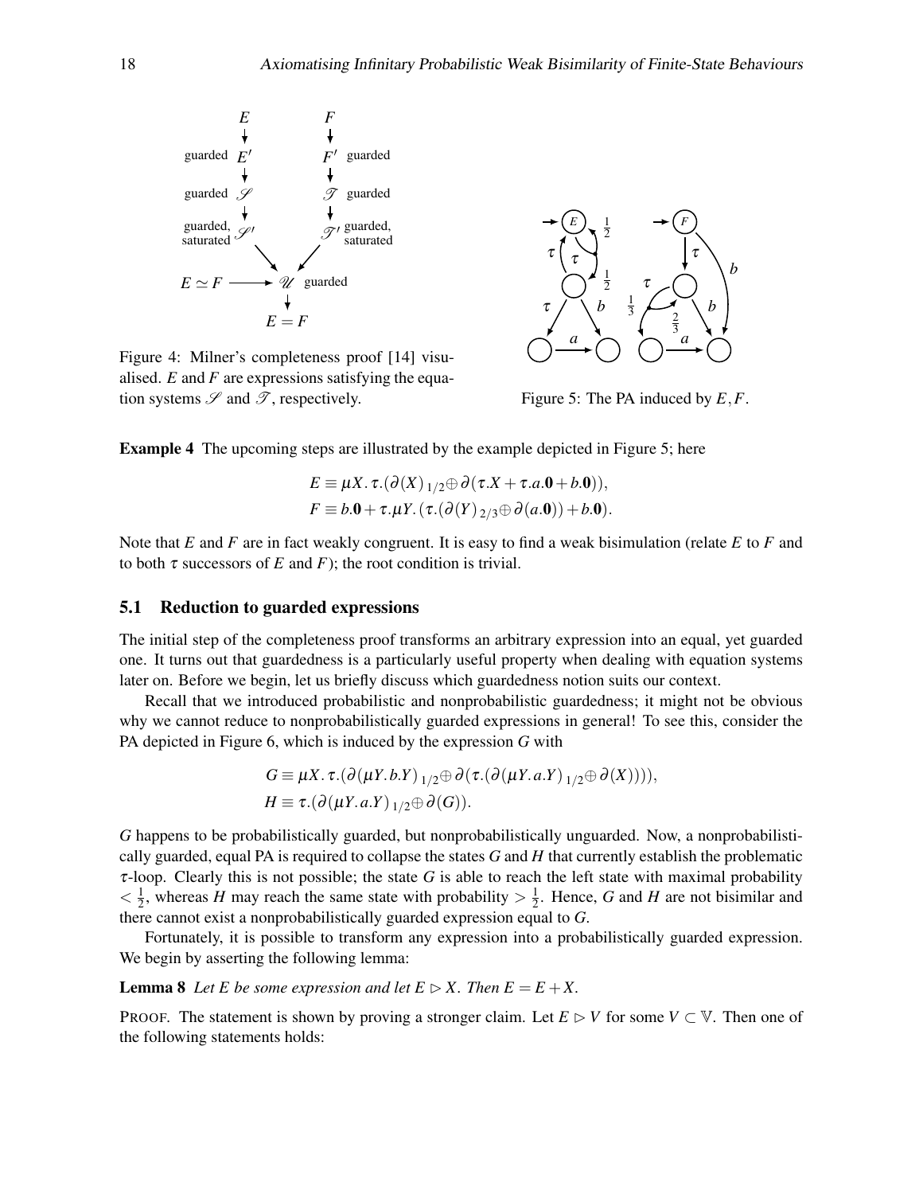Figure 4: Milner's completeness proof [14] visualised. $E$ and $F$ are expressions satisfying the equation systems $\mathscr{S}$ and $\mathscr{T}$, respectively.

Figure 5: The PA induced by $E,F$.

**Example 4** The upcoming steps are illustrated by the example depicted in Figure 5; here

$$E \equiv \mu X.\, \tau.(\partial(X)\,{}_{1/2}{\oplus}\, \partial(\tau.X + \tau.a.\mathbf{0} + b.\mathbf{0})),$$
$$F \equiv b.\mathbf{0} + \tau.\mu Y.\,(\tau.(\partial(Y)\,{}_{2/3}{\oplus}\, \partial(a.\mathbf{0})) + b.\mathbf{0}).$$

Note that $E$ and $F$ are in fact weakly congruent. It is easy to find a weak bisimulation (relate $E$ to $F$ and to both $\tau$ successors of $E$ and $F$); the root condition is trivial.

### 5.1 Reduction to guarded expressions

The initial step of the completeness proof transforms an arbitrary expression into an equal, yet guarded one. It turns out that guardedness is a particularly useful property when dealing with equation systems later on. Before we begin, let us briefly discuss which guardedness notion suits our context.

Recall that we introduced probabilistic and nonprobabilistic guardedness; it might not be obvious why we cannot reduce to nonprobabilistically guarded expressions in general! To see this, consider the PA depicted in Figure 6, which is induced by the expression $G$ with

$$G \equiv \mu X.\, \tau.(\partial(\mu Y.\, b.Y)\,{}_{1/2}{\oplus}\, \partial(\tau.(\partial(\mu Y.\, a.Y)\,{}_{1/2}{\oplus}\, \partial(X)))),$$
$$H \equiv \tau.(\partial(\mu Y.\, a.Y)\,{}_{1/2}{\oplus}\, \partial(G)).$$

$G$ happens to be probabilistically guarded, but nonprobabilistically unguarded. Now, a nonprobabilistically guarded, equal PA is required to collapse the states $G$ and $H$ that currently establish the problematic $\tau$-loop. Clearly this is not possible; the state $G$ is able to reach the left state with maximal probability $< \frac{1}{2}$, whereas $H$ may reach the same state with probability $> \frac{1}{2}$. Hence, $G$ and $H$ are not bisimilar and there cannot exist a nonprobabilistically guarded expression equal to $G$.

Fortunately, it is possible to transform any expression into a probabilistically guarded expression. We begin by asserting the following lemma:

**Lemma 8** *Let $E$ be some expression and let $E \rhd X$. Then $E = E + X$.*

PROOF. The statement is shown by proving a stronger claim. Let $E \rhd V$ for some $V \subset \mathbb{V}$. Then one of the following statements holds: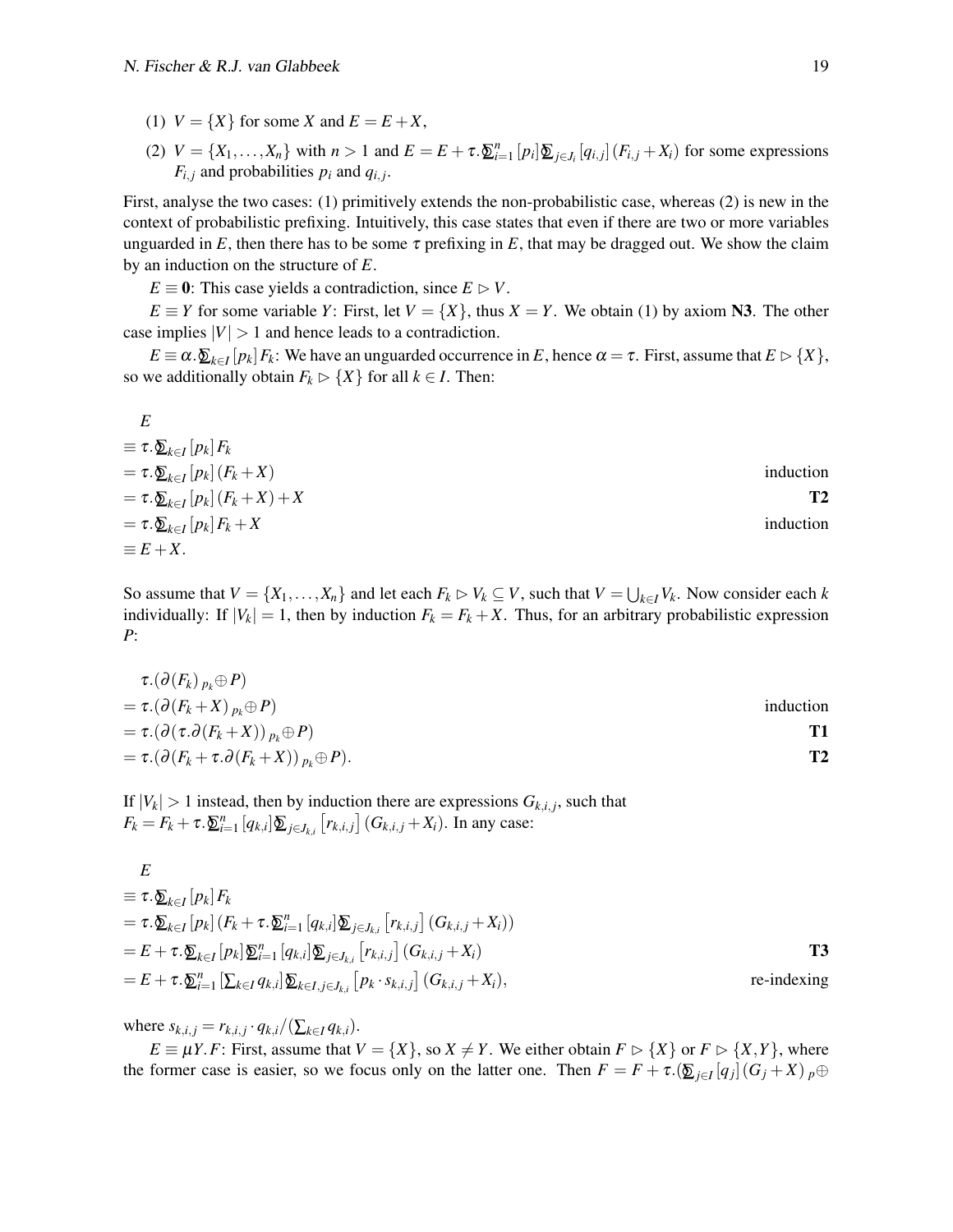(1) $V = \{X\}$ for some $X$ and $E = E + X$,

(2) $V = \{X_1, \ldots, X_n\}$ with $n > 1$ and $E = E + \tau.\boxplus_{i=1}^{n}[p_i]\boxplus_{j\in J_i}[q_{i,j}](F_{i,j} + X_i)$ for some expressions $F_{i,j}$ and probabilities $p_i$ and $q_{i,j}$.

First, analyse the two cases: (1) primitively extends the non-probabilistic case, whereas (2) is new in the context of probabilistic prefixing. Intuitively, this case states that even if there are two or more variables unguarded in $E$, then there has to be some $\tau$ prefixing in $E$, that may be dragged out. We show the claim by an induction on the structure of $E$.

$E \equiv \mathbf{0}$: This case yields a contradiction, since $E \rhd V$.

$E \equiv Y$ for some variable $Y$: First, let $V = \{X\}$, thus $X = Y$. We obtain (1) by axiom **N3**. The other case implies $|V| > 1$ and hence leads to a contradiction.

$E \equiv \alpha.\boxplus_{k\in I}[p_k]F_k$: We have an unguarded occurrence in $E$, hence $\alpha = \tau$. First, assume that $E \rhd \{X\}$, so we additionally obtain $F_k \rhd \{X\}$ for all $k \in I$. Then:

$$
\begin{aligned}
& E \\
\equiv\ & \tau.\boxplus_{k\in I}[p_k]F_k \\
=\ & \tau.\boxplus_{k\in I}[p_k](F_k + X) && \text{induction} \\
=\ & \tau.\boxplus_{k\in I}[p_k](F_k + X) + X && \textbf{T2} \\
=\ & \tau.\boxplus_{k\in I}[p_k]F_k + X && \text{induction} \\
\equiv\ & E + X.
\end{aligned}
$$

So assume that $V = \{X_1, \ldots, X_n\}$ and let each $F_k \rhd V_k \subseteq V$, such that $V = \bigcup_{k\in I} V_k$. Now consider each $k$ individually: If $|V_k| = 1$, then by induction $F_k = F_k + X$. Thus, for an arbitrary probabilistic expression $P$:

$$
\begin{aligned}
& \tau.(\partial(F_k)\ {}_{p_k}\!\oplus P) \\
=\ & \tau.(\partial(F_k + X)\ {}_{p_k}\!\oplus P) && \text{induction} \\
=\ & \tau.(\partial(\tau.\partial(F_k + X))\ {}_{p_k}\!\oplus P) && \textbf{T1} \\
=\ & \tau.(\partial(F_k + \tau.\partial(F_k + X))\ {}_{p_k}\!\oplus P). && \textbf{T2}
\end{aligned}
$$

If $|V_k| > 1$ instead, then by induction there are expressions $G_{k,i,j}$, such that $F_k = F_k + \tau.\boxplus_{i=1}^{n}[q_{k,i}]\boxplus_{j\in J_{k,i}}[r_{k,i,j}](G_{k,i,j} + X_i)$. In any case:

$$
\begin{aligned}
& E \\
\equiv\ & \tau.\boxplus_{k\in I}[p_k]F_k \\
=\ & \tau.\boxplus_{k\in I}[p_k](F_k + \tau.\boxplus_{i=1}^{n}[q_{k,i}]\boxplus_{j\in J_{k,i}}[r_{k,i,j}](G_{k,i,j} + X_i)) \\
=\ & E + \tau.\boxplus_{k\in I}[p_k]\boxplus_{i=1}^{n}[q_{k,i}]\boxplus_{j\in J_{k,i}}[r_{k,i,j}](G_{k,i,j} + X_i) && \textbf{T3} \\
=\ & E + \tau.\boxplus_{i=1}^{n}[\textstyle\sum_{k\in I} q_{k,i}]\boxplus_{k\in I, j\in J_{k,i}}[p_k \cdot s_{k,i,j}](G_{k,i,j} + X_i), && \text{re-indexing}
\end{aligned}
$$

where $s_{k,i,j} = r_{k,i,j} \cdot q_{k,i} / (\sum_{k\in I} q_{k,i})$.

$E \equiv \mu Y.F$: First, assume that $V = \{X\}$, so $X \neq Y$. We either obtain $F \rhd \{X\}$ or $F \rhd \{X,Y\}$, where the former case is easier, so we focus only on the latter one. Then $F = F + \tau.(\boxplus_{j\in I}[q_j](G_j + X)\ {}_p\!\oplus$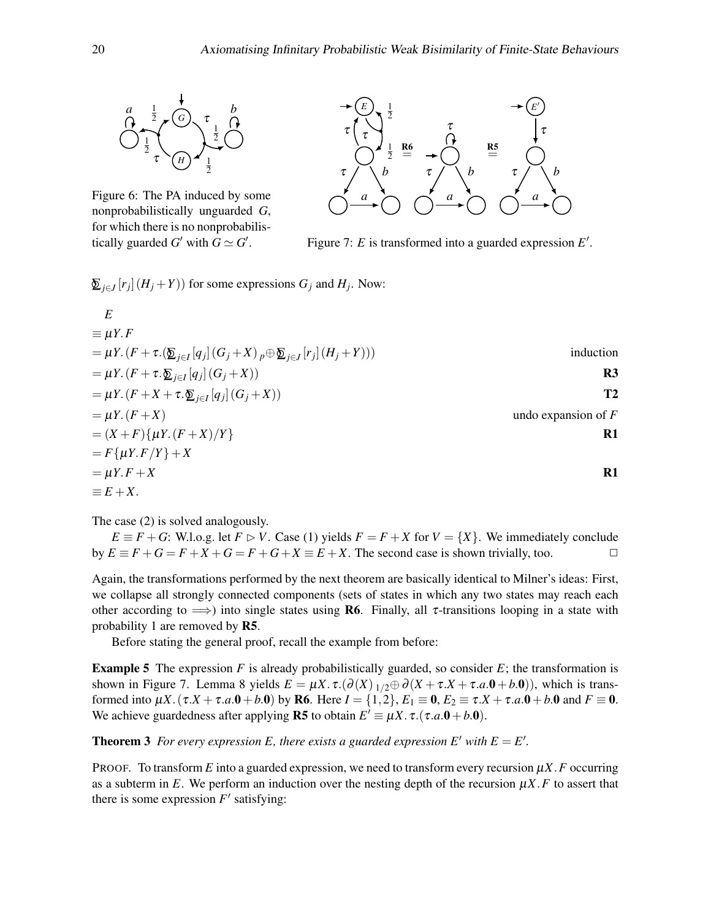Figure 6: The PA induced by some nonprobabilistically unguarded $G$, for which there is no nonprobabilistically guarded $G'$ with $G \simeq G'$.

Figure 7: $E$ is transformed into a guarded expression $E'$.

$\sum\!\!\!\!\!\!\bigcirc_{j\in J}[r_j](H_j+Y))$ for some expressions $G_j$ and $H_j$. Now:

$$
\begin{aligned}
& E \\
\equiv\; & \mu Y.F \\
=\; & \mu Y.(F+\tau.(\textstyle\sum_{j\in I}[q_j](G_j+X)\;{}_p\!\oplus \textstyle\sum_{j\in J}[r_j](H_j+Y))) && \text{induction} \\
=\; & \mu Y.(F+\tau.\textstyle\sum_{j\in I}[q_j](G_j+X)) && \textbf{R3} \\
=\; & \mu Y.(F+X+\tau.\textstyle\sum_{j\in I}[q_j](G_j+X)) && \textbf{T2} \\
=\; & \mu Y.(F+X) && \text{undo expansion of } F \\
=\; & (X+F)\{\mu Y.(F+X)/Y\} && \textbf{R1} \\
=\; & F\{\mu Y.F/Y\}+X \\
=\; & \mu Y.F+X && \textbf{R1} \\
\equiv\; & E+X.
\end{aligned}
$$

The case (2) is solved analogously.

$E \equiv F+G$: W.l.o.g. let $F \rhd V$. Case (1) yields $F = F+X$ for $V=\{X\}$. We immediately conclude by $E \equiv F+G = F+X+G = F+G+X \equiv E+X$. The second case is shown trivially, too. □

Again, the transformations performed by the next theorem are basically identical to Milner's ideas: First, we collapse all strongly connected components (sets of states in which any two states may reach each other according to $\Longrightarrow$) into single states using **R6**. Finally, all $\tau$-transitions looping in a state with probability 1 are removed by **R5**.

Before stating the general proof, recall the example from before:

**Example 5** The expression $F$ is already probabilistically guarded, so consider $E$; the transformation is shown in Figure 7. Lemma 8 yields $E = \mu X.\tau.(\partial(X)\;{}_{1/2}\!\oplus \partial(X+\tau.X+\tau.a.\mathbf{0}+b.\mathbf{0}))$, which is transformed into $\mu X.(\tau.X+\tau.a.\mathbf{0}+b.\mathbf{0})$ by **R6**. Here $I=\{1,2\}$, $E_1 \equiv \mathbf{0}$, $E_2 \equiv \tau.X+\tau.a.\mathbf{0}+b.\mathbf{0}$ and $F \equiv \mathbf{0}$. We achieve guardedness after applying **R5** to obtain $E' \equiv \mu X.\tau.(\tau.a.\mathbf{0}+b.\mathbf{0})$.

**Theorem 3** *For every expression $E$, there exists a guarded expression $E'$ with $E=E'$.*

PROOF. To transform $E$ into a guarded expression, we need to transform every recursion $\mu X.F$ occurring as a subterm in $E$. We perform an induction over the nesting depth of the recursion $\mu X.F$ to assert that there is some expression $F'$ satisfying: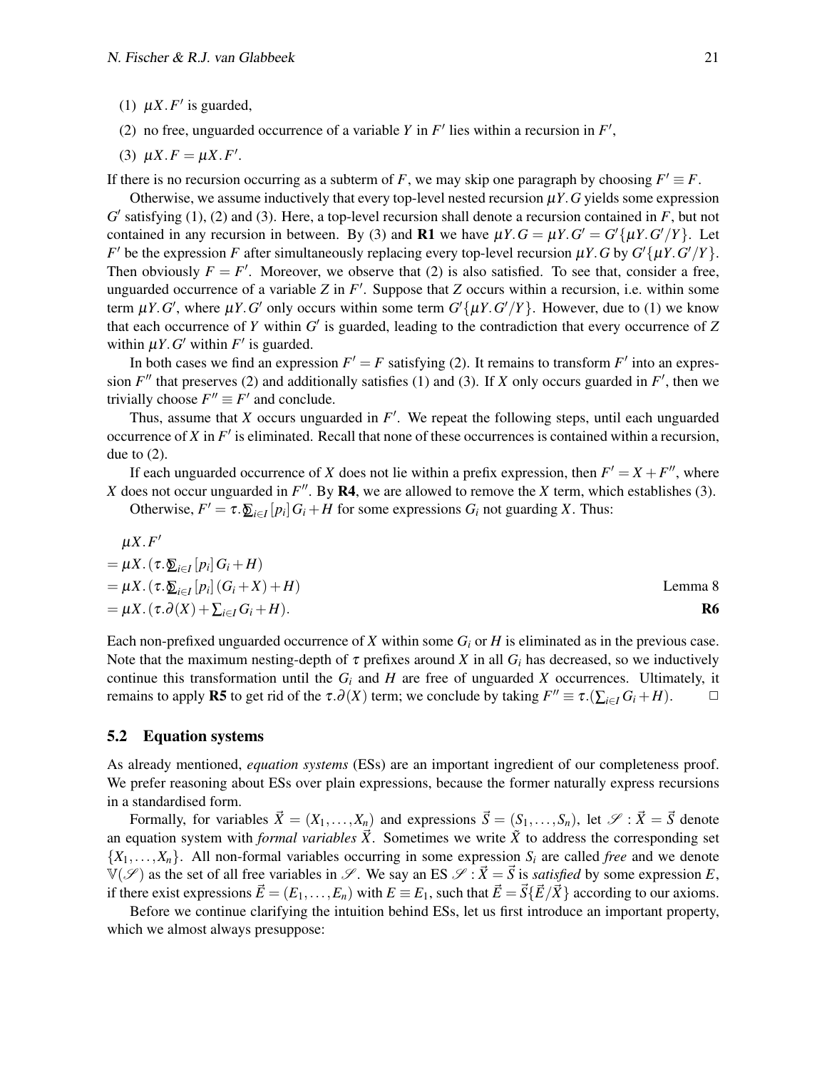(1) $\mu X. F'$ is guarded,

(2) no free, unguarded occurrence of a variable $Y$ in $F'$ lies within a recursion in $F'$,

(3) $\mu X. F = \mu X. F'$.

If there is no recursion occurring as a subterm of $F$, we may skip one paragraph by choosing $F' \equiv F$.

Otherwise, we assume inductively that every top-level nested recursion $\mu Y. G$ yields some expression $G'$ satisfying (1), (2) and (3). Here, a top-level recursion shall denote a recursion contained in $F$, but not contained in any recursion in between. By (3) and **R1** we have $\mu Y. G = \mu Y. G' = G'\{\mu Y. G'/Y\}$. Let $F'$ be the expression $F$ after simultaneously replacing every top-level recursion $\mu Y. G$ by $G'\{\mu Y. G'/Y\}$. Then obviously $F = F'$. Moreover, we observe that (2) is also satisfied. To see that, consider a free, unguarded occurrence of a variable $Z$ in $F'$. Suppose that $Z$ occurs within a recursion, i.e. within some term $\mu Y. G'$, where $\mu Y. G'$ only occurs within some term $G'\{\mu Y. G'/Y\}$. However, due to (1) we know that each occurrence of $Y$ within $G'$ is guarded, leading to the contradiction that every occurrence of $Z$ within $\mu Y. G'$ within $F'$ is guarded.

In both cases we find an expression $F' = F$ satisfying (2). It remains to transform $F'$ into an expression $F''$ that preserves (2) and additionally satisfies (1) and (3). If $X$ only occurs guarded in $F'$, then we trivially choose $F'' \equiv F'$ and conclude.

Thus, assume that $X$ occurs unguarded in $F'$. We repeat the following steps, until each unguarded occurrence of $X$ in $F'$ is eliminated. Recall that none of these occurrences is contained within a recursion, due to (2).

If each unguarded occurrence of $X$ does not lie within a prefix expression, then $F' = X + F''$, where $X$ does not occur unguarded in $F''$. By **R4**, we are allowed to remove the $X$ term, which establishes (3).

Otherwise, $F' = \tau.\mathbf{\Sigma}_{i\in I}\,[p_i]\,G_i + H$ for some expressions $G_i$ not guarding $X$. Thus:

$$
\begin{aligned}
&\mu X. F' \\
&= \mu X. (\tau.\mathbf{\Sigma}_{i\in I}\,[p_i]\,G_i + H) \\
&= \mu X. (\tau.\mathbf{\Sigma}_{i\in I}\,[p_i]\,(G_i + X) + H) && \text{Lemma 8} \\
&= \mu X. (\tau.\partial(X) + \textstyle\sum_{i\in I} G_i + H). && \textbf{R6}
\end{aligned}
$$

Each non-prefixed unguarded occurrence of $X$ within some $G_i$ or $H$ is eliminated as in the previous case. Note that the maximum nesting-depth of $\tau$ prefixes around $X$ in all $G_i$ has decreased, so we inductively continue this transformation until the $G_i$ and $H$ are free of unguarded $X$ occurrences. Ultimately, it remains to apply **R5** to get rid of the $\tau.\partial(X)$ term; we conclude by taking $F'' \equiv \tau.(\sum_{i\in I} G_i + H)$. $\square$

### 5.2 Equation systems

As already mentioned, *equation systems* (ESs) are an important ingredient of our completeness proof. We prefer reasoning about ESs over plain expressions, because the former naturally express recursions in a standardised form.

Formally, for variables $\vec{X} = (X_1, \ldots, X_n)$ and expressions $\vec{S} = (S_1, \ldots, S_n)$, let $\mathscr{S} : \vec{X} = \vec{S}$ denote an equation system with *formal variables* $\vec{X}$. Sometimes we write $\tilde{X}$ to address the corresponding set $\{X_1, \ldots, X_n\}$. All non-formal variables occurring in some expression $S_i$ are called *free* and we denote $\mathbb{V}(\mathscr{S})$ as the set of all free variables in $\mathscr{S}$. We say an ES $\mathscr{S} : \vec{X} = \vec{S}$ is *satisfied* by some expression $E$, if there exist expressions $\vec{E} = (E_1, \ldots, E_n)$ with $E \equiv E_1$, such that $\vec{E} = \vec{S}\{\vec{E}/\vec{X}\}$ according to our axioms.

Before we continue clarifying the intuition behind ESs, let us first introduce an important property, which we almost always presuppose: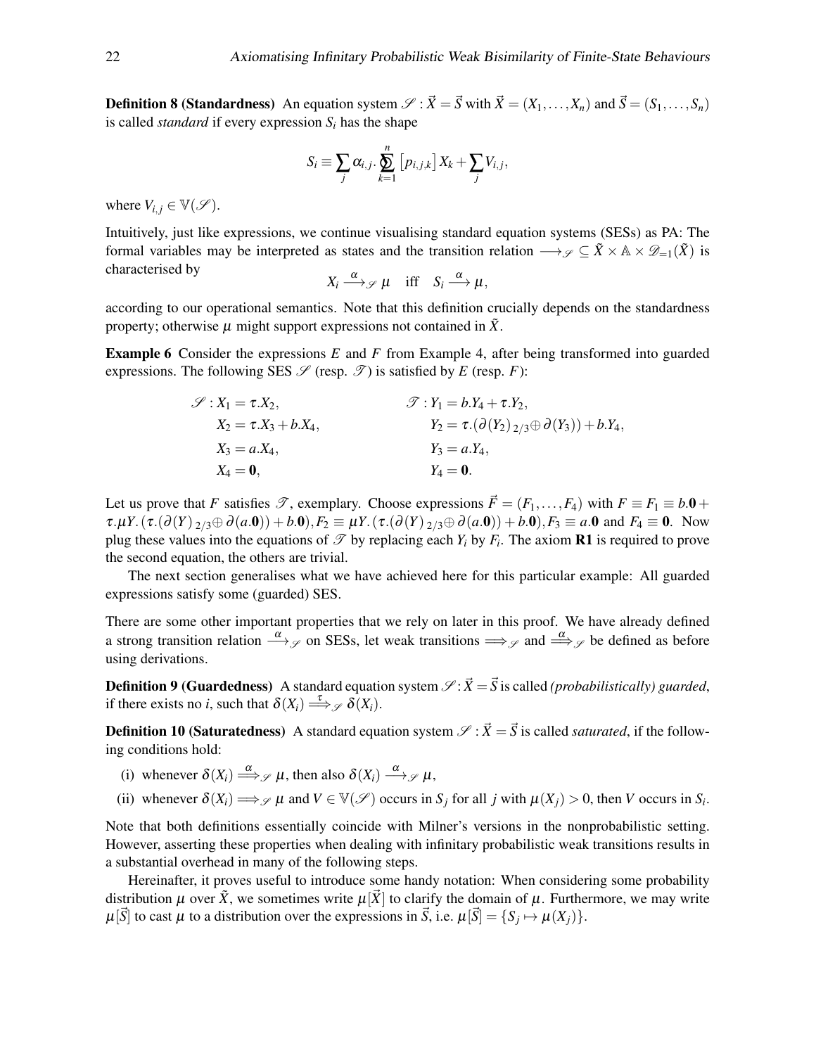**Definition 8 (Standardness)** An equation system $\mathscr{S} : \vec{X} = \vec{S}$ with $\vec{X} = (X_1, \dots, X_n)$ and $\vec{S} = (S_1, \dots, S_n)$ is called *standard* if every expression $S_i$ has the shape

$$S_i \equiv \sum_j \alpha_{i,j}.\bigoplus_{k=1}^{n} \left[p_{i,j,k}\right] X_k + \sum_j V_{i,j},$$

where $V_{i,j} \in \mathbb{V}(\mathscr{S})$.

Intuitively, just like expressions, we continue visualising standard equation systems (SESs) as PA: The formal variables may be interpreted as states and the transition relation $\longrightarrow_{\mathscr{S}} \subseteq \tilde{X} \times \mathbb{A} \times \mathscr{D}_{=1}(\tilde{X})$ is characterised by

$$X_i \xrightarrow{\alpha}_{\mathscr{S}} \mu \quad \text{iff} \quad S_i \xrightarrow{\alpha} \mu,$$

according to our operational semantics. Note that this definition crucially depends on the standardness property; otherwise $\mu$ might support expressions not contained in $\tilde{X}$.

**Example 6** Consider the expressions $E$ and $F$ from Example 4, after being transformed into guarded expressions. The following SES $\mathscr{S}$ (resp. $\mathscr{T}$) is satisfied by $E$ (resp. $F$):

$$\begin{aligned}
\mathscr{S} : X_1 &= \tau.X_2, & \mathscr{T} : Y_1 &= b.Y_4 + \tau.Y_2, \\
X_2 &= \tau.X_3 + b.X_4, & Y_2 &= \tau.(\partial(Y_2)\,{}_{2/3}{\oplus}\, \partial(Y_3)) + b.Y_4, \\
X_3 &= a.X_4, & Y_3 &= a.Y_4, \\
X_4 &= \mathbf{0}, & Y_4 &= \mathbf{0}.
\end{aligned}$$

Let us prove that $F$ satisfies $\mathscr{T}$, exemplary. Choose expressions $\vec{F} = (F_1, \dots, F_4)$ with $F \equiv F_1 \equiv b.\mathbf{0} + \tau.\mu Y.(\tau.(\partial(Y)\,{}_{2/3}{\oplus}\, \partial(a.\mathbf{0})) + b.\mathbf{0}), F_2 \equiv \mu Y.(\tau.(\partial(Y)\,{}_{2/3}{\oplus}\, \partial(a.\mathbf{0})) + b.\mathbf{0}), F_3 \equiv a.\mathbf{0}$ and $F_4 \equiv \mathbf{0}$. Now plug these values into the equations of $\mathscr{T}$ by replacing each $Y_i$ by $F_i$. The axiom **R1** is required to prove the second equation, the others are trivial.

The next section generalises what we have achieved here for this particular example: All guarded expressions satisfy some (guarded) SES.

There are some other important properties that we rely on later in this proof. We have already defined a strong transition relation $\xrightarrow{\alpha}_{\mathscr{S}}$ on SESs, let weak transitions $\Longrightarrow_{\mathscr{S}}$ and $\stackrel{\alpha}{\Longrightarrow}_{\mathscr{S}}$ be defined as before using derivations.

**Definition 9 (Guardedness)** A standard equation system $\mathscr{S} : \vec{X} = \vec{S}$ is called *(probabilistically) guarded*, if there exists no $i$, such that $\delta(X_i) \stackrel{\tau}{\Longrightarrow}_{\mathscr{S}} \delta(X_i)$.

**Definition 10 (Saturatedness)** A standard equation system $\mathscr{S} : \vec{X} = \vec{S}$ is called *saturated*, if the following conditions hold:

(i) whenever $\delta(X_i) \stackrel{\alpha}{\Longrightarrow}_{\mathscr{S}} \mu$, then also $\delta(X_i) \xrightarrow{\alpha}_{\mathscr{S}} \mu$,

(ii) whenever $\delta(X_i) \Longrightarrow_{\mathscr{S}} \mu$ and $V \in \mathbb{V}(\mathscr{S})$ occurs in $S_j$ for all $j$ with $\mu(X_j) > 0$, then $V$ occurs in $S_i$.

Note that both definitions essentially coincide with Milner's versions in the nonprobabilistic setting. However, asserting these properties when dealing with infinitary probabilistic weak transitions results in a substantial overhead in many of the following steps.

Hereinafter, it proves useful to introduce some handy notation: When considering some probability distribution $\mu$ over $\tilde{X}$, we sometimes write $\mu[\vec{X}]$ to clarify the domain of $\mu$. Furthermore, we may write $\mu[\vec{S}]$ to cast $\mu$ to a distribution over the expressions in $\vec{S}$, i.e. $\mu[\vec{S}] = \{S_j \mapsto \mu(X_j)\}$.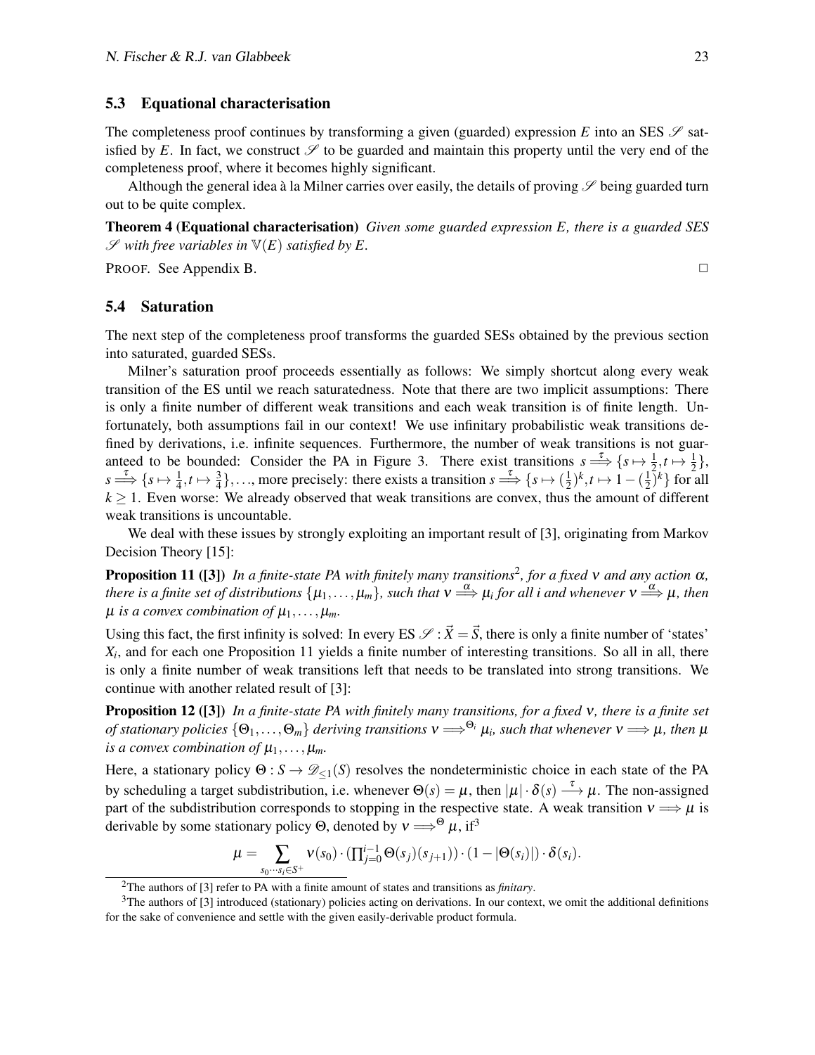### 5.3 Equational characterisation

The completeness proof continues by transforming a given (guarded) expression $E$ into an SES $\mathscr{S}$ satisfied by $E$. In fact, we construct $\mathscr{S}$ to be guarded and maintain this property until the very end of the completeness proof, where it becomes highly significant.

Although the general idea à la Milner carries over easily, the details of proving $\mathscr{S}$ being guarded turn out to be quite complex.

**Theorem 4 (Equational characterisation)** *Given some guarded expression $E$, there is a guarded SES $\mathscr{S}$ with free variables in $\mathbb{V}(E)$ satisfied by $E$.*

PROOF. See Appendix B. □

### 5.4 Saturation

The next step of the completeness proof transforms the guarded SESs obtained by the previous section into saturated, guarded SESs.

Milner's saturation proof proceeds essentially as follows: We simply shortcut along every weak transition of the ES until we reach saturatedness. Note that there are two implicit assumptions: There is only a finite number of different weak transitions and each weak transition is of finite length. Unfortunately, both assumptions fail in our context! We use infinitary probabilistic weak transitions defined by derivations, i.e. infinite sequences. Furthermore, the number of weak transitions is not guaranteed to be bounded: Consider the PA in Figure 3. There exist transitions $s \stackrel{\tau}{\Longrightarrow} \{s \mapsto \frac{1}{2}, t \mapsto \frac{1}{2}\}$, $s \stackrel{\tau}{\Longrightarrow} \{s \mapsto \frac{1}{4}, t \mapsto \frac{3}{4}\}, \ldots$, more precisely: there exists a transition $s \stackrel{\tau}{\Longrightarrow} \{s \mapsto (\frac{1}{2})^k, t \mapsto 1 - (\frac{1}{2})^k\}$ for all $k \geq 1$. Even worse: We already observed that weak transitions are convex, thus the amount of different weak transitions is uncountable.

We deal with these issues by strongly exploiting an important result of [3], originating from Markov Decision Theory [15]:

**Proposition 11 ([3])** *In a finite-state PA with finitely many transitions*[2]*, for a fixed $\nu$ and any action $\alpha$, there is a finite set of distributions $\{\mu_1, \ldots, \mu_m\}$, such that $\nu \stackrel{\alpha}{\Longrightarrow} \mu_i$ for all $i$ and whenever $\nu \stackrel{\alpha}{\Longrightarrow} \mu$, then $\mu$ is a convex combination of $\mu_1, \ldots, \mu_m$.*

Using this fact, the first infinity is solved: In every ES $\mathscr{S} : \vec{X} = \vec{S}$, there is only a finite number of 'states' $X_i$, and for each one Proposition 11 yields a finite number of interesting transitions. So all in all, there is only a finite number of weak transitions left that needs to be translated into strong transitions. We continue with another related result of [3]:

**Proposition 12 ([3])** *In a finite-state PA with finitely many transitions, for a fixed $\nu$, there is a finite set of stationary policies $\{\Theta_1, \ldots, \Theta_m\}$ deriving transitions $\nu \Longrightarrow^{\Theta_i} \mu_i$, such that whenever $\nu \Longrightarrow \mu$, then $\mu$ is a convex combination of $\mu_1, \ldots, \mu_m$.*

Here, a stationary policy $\Theta : S \to \mathscr{D}_{\leq 1}(S)$ resolves the nondeterministic choice in each state of the PA by scheduling a target subdistribution, i.e. whenever $\Theta(s) = \mu$, then $|\mu| \cdot \delta(s) \stackrel{\tau}{\longrightarrow} \mu$. The non-assigned part of the subdistribution corresponds to stopping in the respective state. A weak transition $\nu \Longrightarrow \mu$ is derivable by some stationary policy $\Theta$, denoted by $\nu \Longrightarrow^{\Theta} \mu$, if[3]

$$\mu = \sum_{s_0 \cdots s_i \in S^+} \nu(s_0) \cdot (\textstyle\prod_{j=0}^{i-1} \Theta(s_j)(s_{j+1})) \cdot (1 - |\Theta(s_i)|) \cdot \delta(s_i).$$

[2] The authors of [3] refer to PA with a finite amount of states and transitions as *finitary*.

[3] The authors of [3] introduced (stationary) policies acting on derivations. In our context, we omit the additional definitions for the sake of convenience and settle with the given easily-derivable product formula.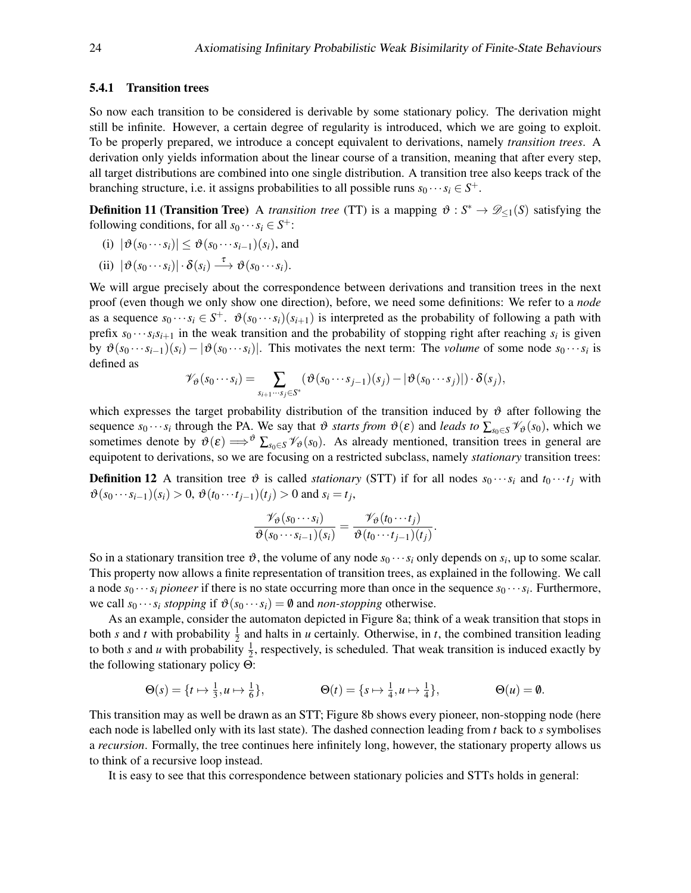#### 5.4.1 Transition trees

So now each transition to be considered is derivable by some stationary policy. The derivation might still be infinite. However, a certain degree of regularity is introduced, which we are going to exploit. To be properly prepared, we introduce a concept equivalent to derivations, namely *transition trees*. A derivation only yields information about the linear course of a transition, meaning that after every step, all target distributions are combined into one single distribution. A transition tree also keeps track of the branching structure, i.e. it assigns probabilities to all possible runs $s_0 \cdots s_i \in S^+$.

**Definition 11 (Transition Tree)** A *transition tree* (TT) is a mapping $\vartheta : S^* \to \mathscr{D}_{\leq 1}(S)$ satisfying the following conditions, for all $s_0 \cdots s_i \in S^+$:

(i) $|\vartheta(s_0 \cdots s_i)| \leq \vartheta(s_0 \cdots s_{i-1})(s_i)$, and

(ii) $|\vartheta(s_0 \cdots s_i)| \cdot \delta(s_i) \xrightarrow{\tau} \vartheta(s_0 \cdots s_i)$.

We will argue precisely about the correspondence between derivations and transition trees in the next proof (even though we only show one direction), before, we need some definitions: We refer to a *node* as a sequence $s_0 \cdots s_i \in S^+$. $\vartheta(s_0 \cdots s_i)(s_{i+1})$ is interpreted as the probability of following a path with prefix $s_0 \cdots s_i s_{i+1}$ in the weak transition and the probability of stopping right after reaching $s_i$ is given by $\vartheta(s_0 \cdots s_{i-1})(s_i) - |\vartheta(s_0 \cdots s_i)|$. This motivates the next term: The *volume* of some node $s_0 \cdots s_i$ is defined as

$$\mathscr{V}_\vartheta(s_0 \cdots s_i) = \sum_{s_{i+1} \cdots s_j \in S^*} (\vartheta(s_0 \cdots s_{j-1})(s_j) - |\vartheta(s_0 \cdots s_j)|) \cdot \delta(s_j),$$

which expresses the target probability distribution of the transition induced by $\vartheta$ after following the sequence $s_0 \cdots s_i$ through the PA. We say that $\vartheta$ *starts from* $\vartheta(\varepsilon)$ and *leads to* $\sum_{s_0 \in S} \mathscr{V}_\vartheta(s_0)$, which we sometimes denote by $\vartheta(\varepsilon) \Longrightarrow^\vartheta \sum_{s_0 \in S} \mathscr{V}_\vartheta(s_0)$. As already mentioned, transition trees in general are equipotent to derivations, so we are focusing on a restricted subclass, namely *stationary* transition trees:

**Definition 12** A transition tree $\vartheta$ is called *stationary* (STT) if for all nodes $s_0 \cdots s_i$ and $t_0 \cdots t_j$ with $\vartheta(s_0 \cdots s_{i-1})(s_i) > 0$, $\vartheta(t_0 \cdots t_{j-1})(t_j) > 0$ and $s_i = t_j$,

$$\frac{\mathscr{V}_\vartheta(s_0 \cdots s_i)}{\vartheta(s_0 \cdots s_{i-1})(s_i)} = \frac{\mathscr{V}_\vartheta(t_0 \cdots t_j)}{\vartheta(t_0 \cdots t_{j-1})(t_j)}.$$

So in a stationary transition tree $\vartheta$, the volume of any node $s_0 \cdots s_i$ only depends on $s_i$, up to some scalar. This property now allows a finite representation of transition trees, as explained in the following. We call a node $s_0 \cdots s_i$ *pioneer* if there is no state occurring more than once in the sequence $s_0 \cdots s_i$. Furthermore, we call $s_0 \cdots s_i$ *stopping* if $\vartheta(s_0 \cdots s_i) = \emptyset$ and *non-stopping* otherwise.

As an example, consider the automaton depicted in Figure 8a; think of a weak transition that stops in both $s$ and $t$ with probability $\frac{1}{2}$ and halts in $u$ certainly. Otherwise, in $t$, the combined transition leading to both $s$ and $u$ with probability $\frac{1}{2}$, respectively, is scheduled. That weak transition is induced exactly by the following stationary policy $\Theta$:

$$\Theta(s) = \{t \mapsto \tfrac{1}{3}, u \mapsto \tfrac{1}{6}\}, \qquad \Theta(t) = \{s \mapsto \tfrac{1}{4}, u \mapsto \tfrac{1}{4}\}, \qquad \Theta(u) = \emptyset.$$

This transition may as well be drawn as an STT; Figure 8b shows every pioneer, non-stopping node (here each node is labelled only with its last state). The dashed connection leading from $t$ back to $s$ symbolises a *recursion*. Formally, the tree continues here infinitely long, however, the stationary property allows us to think of a recursive loop instead.

It is easy to see that this correspondence between stationary policies and STTs holds in general: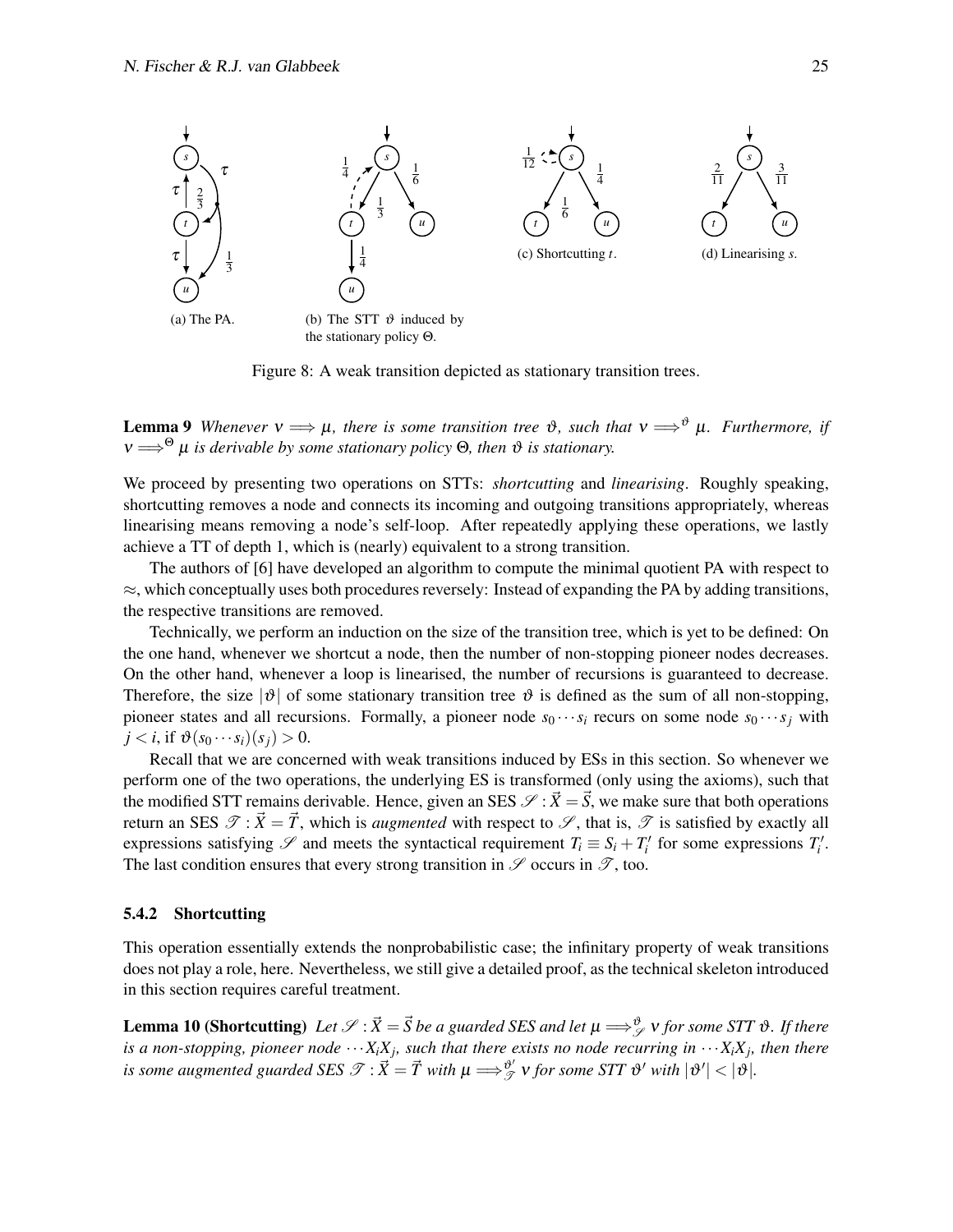(a) The PA.

(b) The STT $\vartheta$ induced by the stationary policy $\Theta$.

(c) Shortcutting $t$.

(d) Linearising $s$.

Figure 8: A weak transition depicted as stationary transition trees.

**Lemma 9** *Whenever $\nu \Longrightarrow \mu$, there is some transition tree $\vartheta$, such that $\nu \Longrightarrow^{\vartheta} \mu$. Furthermore, if $\nu \Longrightarrow^{\Theta} \mu$ is derivable by some stationary policy $\Theta$, then $\vartheta$ is stationary.*

We proceed by presenting two operations on STTs: *shortcutting* and *linearising*. Roughly speaking, shortcutting removes a node and connects its incoming and outgoing transitions appropriately, whereas linearising means removing a node's self-loop. After repeatedly applying these operations, we lastly achieve a TT of depth 1, which is (nearly) equivalent to a strong transition.

The authors of [6] have developed an algorithm to compute the minimal quotient PA with respect to $\approx$, which conceptually uses both procedures reversely: Instead of expanding the PA by adding transitions, the respective transitions are removed.

Technically, we perform an induction on the size of the transition tree, which is yet to be defined: On the one hand, whenever we shortcut a node, then the number of non-stopping pioneer nodes decreases. On the other hand, whenever a loop is linearised, the number of recursions is guaranteed to decrease. Therefore, the size $|\vartheta|$ of some stationary transition tree $\vartheta$ is defined as the sum of all non-stopping, pioneer states and all recursions. Formally, a pioneer node $s_0 \cdots s_i$ recurs on some node $s_0 \cdots s_j$ with $j < i$, if $\vartheta(s_0 \cdots s_i)(s_j) > 0$.

Recall that we are concerned with weak transitions induced by ESs in this section. So whenever we perform one of the two operations, the underlying ES is transformed (only using the axioms), such that the modified STT remains derivable. Hence, given an SES $\mathscr{S} : \vec{X} = \vec{S}$, we make sure that both operations return an SES $\mathscr{T} : \vec{X} = \vec{T}$, which is *augmented* with respect to $\mathscr{S}$, that is, $\mathscr{T}$ is satisfied by exactly all expressions satisfying $\mathscr{S}$ and meets the syntactical requirement $T_i \equiv S_i + T_i'$ for some expressions $T_i'$. The last condition ensures that every strong transition in $\mathscr{S}$ occurs in $\mathscr{T}$, too.

### 5.4.2 Shortcutting

This operation essentially extends the nonprobabilistic case; the infinitary property of weak transitions does not play a role, here. Nevertheless, we still give a detailed proof, as the technical skeleton introduced in this section requires careful treatment.

**Lemma 10 (Shortcutting)** *Let $\mathscr{S} : \vec{X} = \vec{S}$ be a guarded SES and let $\mu \Longrightarrow^{\vartheta}_{\mathscr{S}} \nu$ for some STT $\vartheta$. If there is a non-stopping, pioneer node $\cdots X_i X_j$, such that there exists no node recurring in $\cdots X_i X_j$, then there is some augmented guarded SES $\mathscr{T} : \vec{X} = \vec{T}$ with $\mu \Longrightarrow^{\vartheta'}_{\mathscr{T}} \nu$ for some STT $\vartheta'$ with $|\vartheta'| < |\vartheta|$.*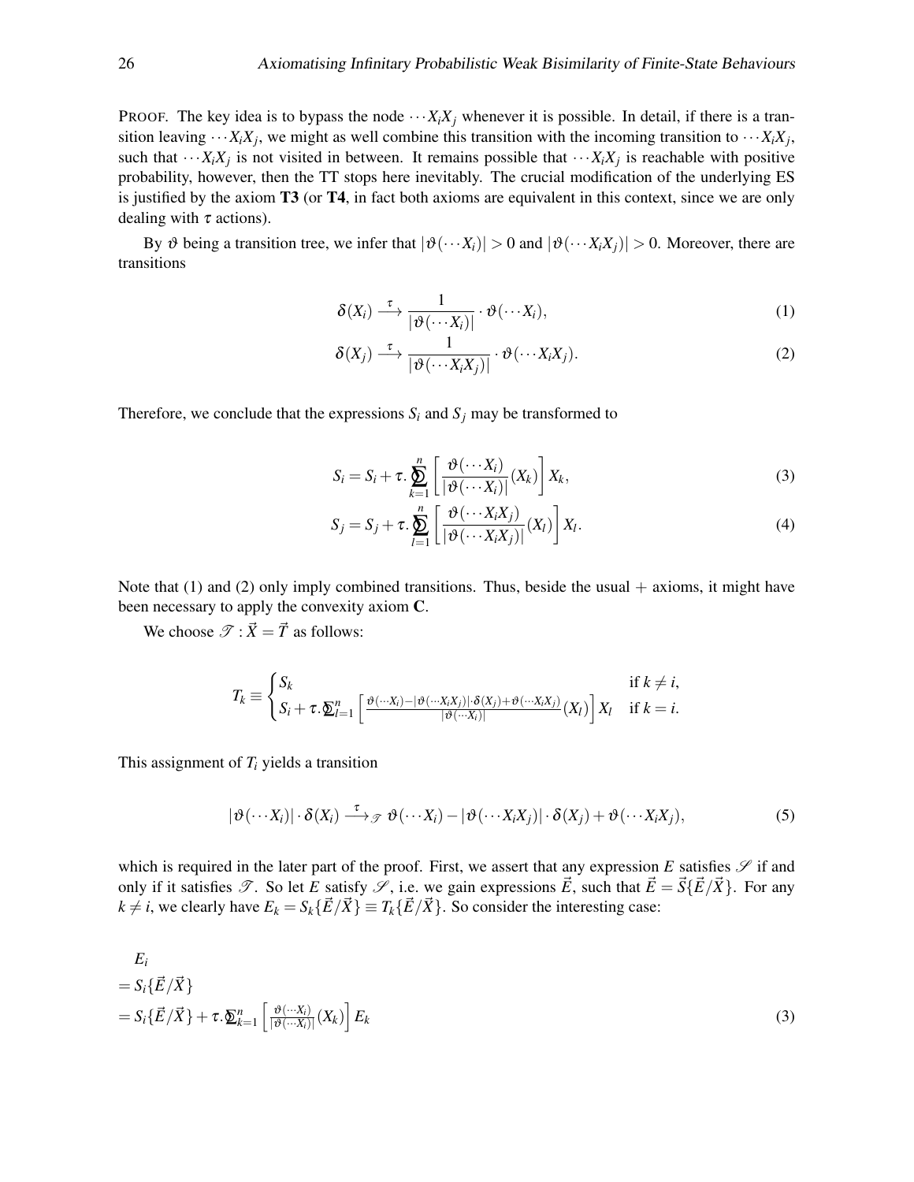PROOF. The key idea is to bypass the node $\cdots X_i X_j$ whenever it is possible. In detail, if there is a transition leaving $\cdots X_i X_j$, we might as well combine this transition with the incoming transition to $\cdots X_i X_j$, such that $\cdots X_i X_j$ is not visited in between. It remains possible that $\cdots X_i X_j$ is reachable with positive probability, however, then the TT stops here inevitably. The crucial modification of the underlying ES is justified by the axiom **T3** (or **T4**, in fact both axioms are equivalent in this context, since we are only dealing with $\tau$ actions).

By $\vartheta$ being a transition tree, we infer that $|\vartheta(\cdots X_i)| > 0$ and $|\vartheta(\cdots X_i X_j)| > 0$. Moreover, there are transitions

$$\delta(X_i) \xrightarrow{\tau} \frac{1}{|\vartheta(\cdots X_i)|} \cdot \vartheta(\cdots X_i), \tag{1}$$

$$\delta(X_j) \xrightarrow{\tau} \frac{1}{|\vartheta(\cdots X_i X_j)|} \cdot \vartheta(\cdots X_i X_j). \tag{2}$$

Therefore, we conclude that the expressions $S_i$ and $S_j$ may be transformed to

$$S_i = S_i + \tau.\bigoplus_{k=1}^{n} \left[ \frac{\vartheta(\cdots X_i)}{|\vartheta(\cdots X_i)|}(X_k) \right] X_k, \tag{3}$$

$$S_j = S_j + \tau.\bigoplus_{l=1}^{n} \left[ \frac{\vartheta(\cdots X_i X_j)}{|\vartheta(\cdots X_i X_j)|}(X_l) \right] X_l. \tag{4}$$

Note that (1) and (2) only imply combined transitions. Thus, beside the usual $+$ axioms, it might have been necessary to apply the convexity axiom **C**.

We choose $\mathscr{T} : \vec{X} = \vec{T}$ as follows:

$$T_k \equiv \begin{cases} S_k & \text{if } k \neq i, \\ S_i + \tau.\bigoplus_{l=1}^{n} \left[ \frac{\vartheta(\cdots X_i) - |\vartheta(\cdots X_i X_j)| \cdot \delta(X_j) + \vartheta(\cdots X_i X_j)}{|\vartheta(\cdots X_i)|}(X_l) \right] X_l & \text{if } k = i. \end{cases}$$

This assignment of $T_i$ yields a transition

$$|\vartheta(\cdots X_i)| \cdot \delta(X_i) \xrightarrow{\tau}_{\mathscr{T}} \vartheta(\cdots X_i) - |\vartheta(\cdots X_i X_j)| \cdot \delta(X_j) + \vartheta(\cdots X_i X_j), \tag{5}$$

which is required in the later part of the proof. First, we assert that any expression $E$ satisfies $\mathscr{S}$ if and only if it satisfies $\mathscr{T}$. So let $E$ satisfy $\mathscr{S}$, i.e. we gain expressions $\vec{E}$, such that $\vec{E} = \vec{S}\{\vec{E}/\vec{X}\}$. For any $k \neq i$, we clearly have $E_k = S_k\{\vec{E}/\vec{X}\} \equiv T_k\{\vec{E}/\vec{X}\}$. So consider the interesting case:

$$\begin{aligned} & E_i \\ &= S_i\{\vec{E}/\vec{X}\} \\ &= S_i\{\vec{E}/\vec{X}\} + \tau.\bigoplus_{k=1}^{n} \left[ \tfrac{\vartheta(\cdots X_i)}{|\vartheta(\cdots X_i)|}(X_k) \right] E_k && (3) \end{aligned}$$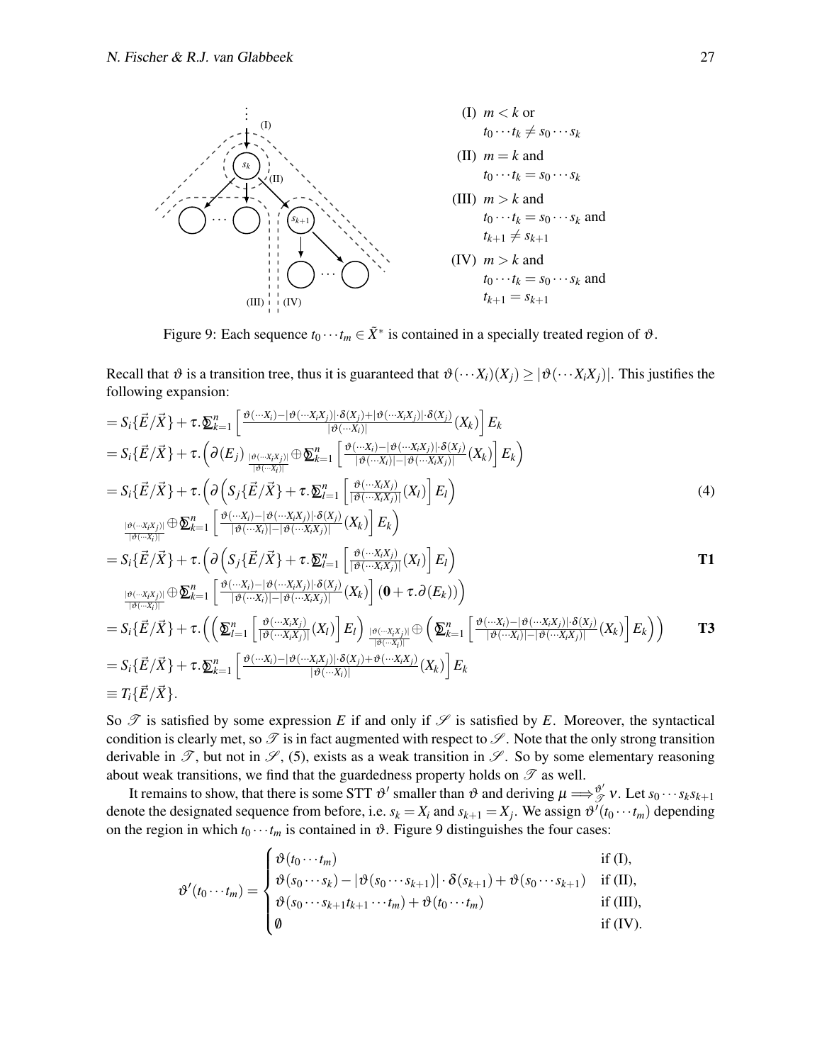(I) $m < k$ or $t_0 \cdots t_k \neq s_0 \cdots s_k$

(II) $m = k$ and $t_0 \cdots t_k = s_0 \cdots s_k$

(III) $m > k$ and $t_0 \cdots t_k = s_0 \cdots s_k$ and $t_{k+1} \neq s_{k+1}$

(IV) $m > k$ and $t_0 \cdots t_k = s_0 \cdots s_k$ and $t_{k+1} = s_{k+1}$

Figure 9: Each sequence $t_0 \cdots t_m \in \tilde{X}^*$ is contained in a specially treated region of $\vartheta$.

Recall that $\vartheta$ is a transition tree, thus it is guaranteed that $\vartheta(\cdots X_i)(X_j) \geq |\vartheta(\cdots X_i X_j)|$. This justifies the following expansion:

$$
\begin{aligned}
&= S_i\{\vec{E}/\vec{X}\} + \tau.\textstyle\sum_{k=1}^{n}\left[\frac{\vartheta(\cdots X_i) - |\vartheta(\cdots X_i X_j)|\cdot\delta(X_j) + |\vartheta(\cdots X_i X_j)|\cdot\delta(X_j)}{|\vartheta(\cdots X_i)|}(X_k)\right] E_k \\
&= S_i\{\vec{E}/\vec{X}\} + \tau.\Big(\partial(E_j) \;{}_{\frac{|\vartheta(\cdots X_i X_j)|}{|\vartheta(\cdots X_i)|}}\!\oplus \textstyle\sum_{k=1}^{n}\left[\frac{\vartheta(\cdots X_i) - |\vartheta(\cdots X_i X_j)|\cdot\delta(X_j)}{|\vartheta(\cdots X_i)| - |\vartheta(\cdots X_i X_j)|}(X_k)\right] E_k\Big) \\
&= S_i\{\vec{E}/\vec{X}\} + \tau.\Big(\partial\Big(S_j\{\vec{E}/\vec{X}\} + \tau.\textstyle\sum_{l=1}^{n}\left[\frac{\vartheta(\cdots X_i X_j)}{|\vartheta(\cdots X_i X_j)|}(X_l)\right] E_l\Big) \qquad (4)\\
&\qquad {}_{\frac{|\vartheta(\cdots X_i X_j)|}{|\vartheta(\cdots X_i)|}}\!\oplus \textstyle\sum_{k=1}^{n}\left[\frac{\vartheta(\cdots X_i) - |\vartheta(\cdots X_i X_j)|\cdot\delta(X_j)}{|\vartheta(\cdots X_i)| - |\vartheta(\cdots X_i X_j)|}(X_k)\right] E_k\Big) \\
&= S_i\{\vec{E}/\vec{X}\} + \tau.\Big(\partial\Big(S_j\{\vec{E}/\vec{X}\} + \tau.\textstyle\sum_{l=1}^{n}\left[\frac{\vartheta(\cdots X_i X_j)}{|\vartheta(\cdots X_i X_j)|}(X_l)\right] E_l\Big) \qquad \textbf{T1}\\
&\qquad {}_{\frac{|\vartheta(\cdots X_i X_j)|}{|\vartheta(\cdots X_i)|}}\!\oplus \textstyle\sum_{k=1}^{n}\left[\frac{\vartheta(\cdots X_i) - |\vartheta(\cdots X_i X_j)|\cdot\delta(X_j)}{|\vartheta(\cdots X_i)| - |\vartheta(\cdots X_i X_j)|}(X_k)\right] (\mathbf{0} + \tau.\partial(E_k))\Big) \\
&= S_i\{\vec{E}/\vec{X}\} + \tau.\Big(\Big(\textstyle\sum_{l=1}^{n}\left[\frac{\vartheta(\cdots X_i X_j)}{|\vartheta(\cdots X_i X_j)|}(X_l)\right] E_l\Big) \;{}_{\frac{|\vartheta(\cdots X_i X_j)|}{|\vartheta(\cdots X_i)|}}\!\oplus \Big(\textstyle\sum_{k=1}^{n}\left[\frac{\vartheta(\cdots X_i) - |\vartheta(\cdots X_i X_j)|\cdot\delta(X_j)}{|\vartheta(\cdots X_i)| - |\vartheta(\cdots X_i X_j)|}(X_k)\right] E_k\Big)\Big) \qquad \textbf{T3}\\
&= S_i\{\vec{E}/\vec{X}\} + \tau.\textstyle\sum_{k=1}^{n}\left[\frac{\vartheta(\cdots X_i) - |\vartheta(\cdots X_i X_j)|\cdot\delta(X_j) + \vartheta(\cdots X_i X_j)}{|\vartheta(\cdots X_i)|}(X_k)\right] E_k \\
&\equiv T_i\{\vec{E}/\vec{X}\}.
\end{aligned}
$$

So $\mathscr{T}$ is satisfied by some expression $E$ if and only if $\mathscr{S}$ is satisfied by $E$. Moreover, the syntactical condition is clearly met, so $\mathscr{T}$ is in fact augmented with respect to $\mathscr{S}$. Note that the only strong transition derivable in $\mathscr{T}$, but not in $\mathscr{S}$, (5), exists as a weak transition in $\mathscr{S}$. So by some elementary reasoning about weak transitions, we find that the guardedness property holds on $\mathscr{T}$ as well.

It remains to show, that there is some STT $\vartheta'$ smaller than $\vartheta$ and deriving $\mu \Longrightarrow^{\vartheta'}_{\mathscr{T}} \nu$. Let $s_0 \cdots s_k s_{k+1}$ denote the designated sequence from before, i.e. $s_k = X_i$ and $s_{k+1} = X_j$. We assign $\vartheta'(t_0 \cdots t_m)$ depending on the region in which $t_0 \cdots t_m$ is contained in $\vartheta$. Figure 9 distinguishes the four cases:

$$
\vartheta'(t_0 \cdots t_m) = \begin{cases} \vartheta(t_0 \cdots t_m) & \text{if (I)}, \\ \vartheta(s_0 \cdots s_k) - |\vartheta(s_0 \cdots s_{k+1})| \cdot \delta(s_{k+1}) + \vartheta(s_0 \cdots s_{k+1}) & \text{if (II)}, \\ \vartheta(s_0 \cdots s_{k+1} t_{k+1} \cdots t_m) + \vartheta(t_0 \cdots t_m) & \text{if (III)}, \\ \emptyset & \text{if (IV)}. \end{cases}
$$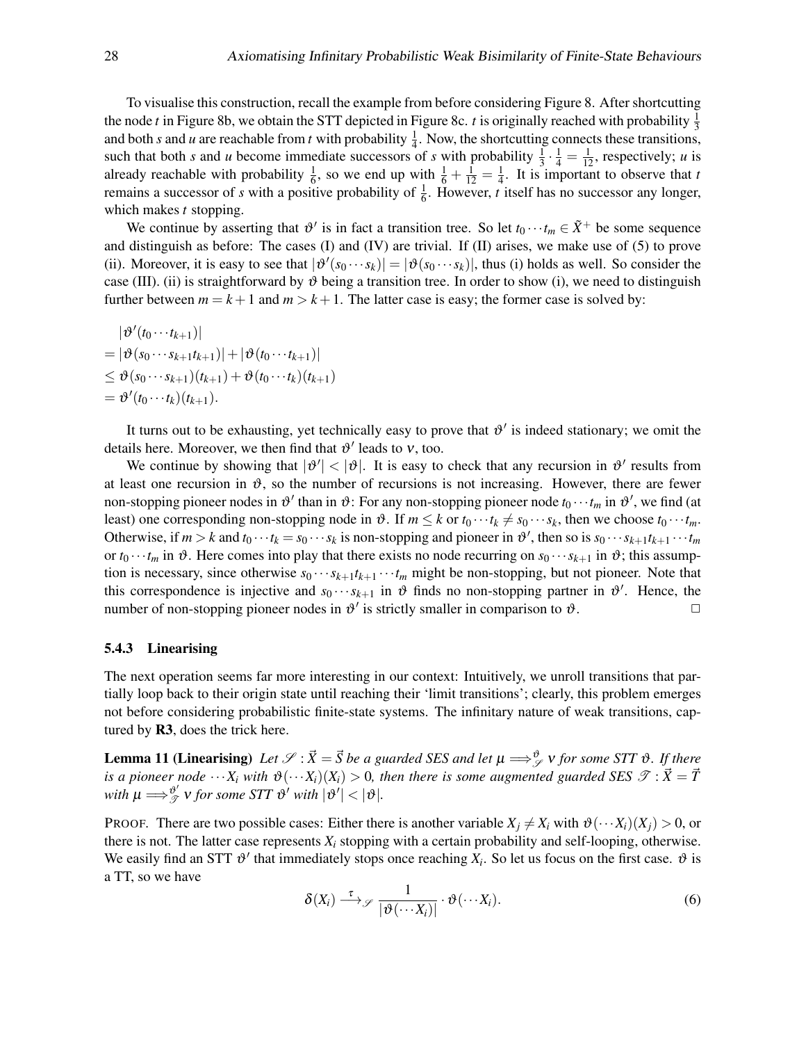To visualise this construction, recall the example from before considering Figure 8. After shortcutting the node $t$ in Figure 8b, we obtain the STT depicted in Figure 8c. $t$ is originally reached with probability $\frac{1}{3}$ and both $s$ and $u$ are reachable from $t$ with probability $\frac{1}{4}$. Now, the shortcutting connects these transitions, such that both $s$ and $u$ become immediate successors of $s$ with probability $\frac{1}{3} \cdot \frac{1}{4} = \frac{1}{12}$, respectively; $u$ is already reachable with probability $\frac{1}{6}$, so we end up with $\frac{1}{6} + \frac{1}{12} = \frac{1}{4}$. It is important to observe that $t$ remains a successor of $s$ with a positive probability of $\frac{1}{6}$. However, $t$ itself has no successor any longer, which makes $t$ stopping.

We continue by asserting that $\vartheta'$ is in fact a transition tree. So let $t_0 \cdots t_m \in \tilde{X}^+$ be some sequence and distinguish as before: The cases (I) and (IV) are trivial. If (II) arises, we make use of (5) to prove (ii). Moreover, it is easy to see that $|\vartheta'(s_0 \cdots s_k)| = |\vartheta(s_0 \cdots s_k)|$, thus (i) holds as well. So consider the case (III). (ii) is straightforward by $\vartheta$ being a transition tree. In order to show (i), we need to distinguish further between $m = k+1$ and $m > k+1$. The latter case is easy; the former case is solved by:

$$
\begin{aligned}
& |\vartheta'(t_0 \cdots t_{k+1})| \\
&= |\vartheta(s_0 \cdots s_{k+1} t_{k+1})| + |\vartheta(t_0 \cdots t_{k+1})| \\
&\leq \vartheta(s_0 \cdots s_{k+1})(t_{k+1}) + \vartheta(t_0 \cdots t_k)(t_{k+1}) \\
&= \vartheta'(t_0 \cdots t_k)(t_{k+1}).
\end{aligned}
$$

It turns out to be exhausting, yet technically easy to prove that $\vartheta'$ is indeed stationary; we omit the details here. Moreover, we then find that $\vartheta'$ leads to $\nu$, too.

We continue by showing that $|\vartheta'| < |\vartheta|$. It is easy to check that any recursion in $\vartheta'$ results from at least one recursion in $\vartheta$, so the number of recursions is not increasing. However, there are fewer non-stopping pioneer nodes in $\vartheta'$ than in $\vartheta$: For any non-stopping pioneer node $t_0 \cdots t_m$ in $\vartheta'$, we find (at least) one corresponding non-stopping node in $\vartheta$. If $m \leq k$ or $t_0 \cdots t_k \neq s_0 \cdots s_k$, then we choose $t_0 \cdots t_m$. Otherwise, if $m > k$ and $t_0 \cdots t_k = s_0 \cdots s_k$ is non-stopping and pioneer in $\vartheta'$, then so is $s_0 \cdots s_{k+1} t_{k+1} \cdots t_m$ or $t_0 \cdots t_m$ in $\vartheta$. Here comes into play that there exists no node recurring on $s_0 \cdots s_{k+1}$ in $\vartheta$; this assumption is necessary, since otherwise $s_0 \cdots s_{k+1} t_{k+1} \cdots t_m$ might be non-stopping, but not pioneer. Note that this correspondence is injective and $s_0 \cdots s_{k+1}$ in $\vartheta$ finds no non-stopping partner in $\vartheta'$. Hence, the number of non-stopping pioneer nodes in $\vartheta'$ is strictly smaller in comparison to $\vartheta$. $\square$

### 5.4.3 Linearising

The next operation seems far more interesting in our context: Intuitively, we unroll transitions that partially loop back to their origin state until reaching their 'limit transitions'; clearly, this problem emerges not before considering probabilistic finite-state systems. The infinitary nature of weak transitions, captured by **R3**, does the trick here.

**Lemma 11 (Linearising)** *Let $\mathscr{S} : \vec{X} = \vec{S}$ be a guarded SES and let $\mu \Longrightarrow^{\vartheta}_{\mathscr{S}} \nu$ for some STT $\vartheta$. If there is a pioneer node $\cdots X_i$ with $\vartheta(\cdots X_i)(X_i) > 0$, then there is some augmented guarded SES $\mathscr{T} : \vec{X} = \vec{T}$ with $\mu \Longrightarrow^{\vartheta'}_{\mathscr{T}} \nu$ for some STT $\vartheta'$ with $|\vartheta'| < |\vartheta|$.*

PROOF. There are two possible cases: Either there is another variable $X_j \neq X_i$ with $\vartheta(\cdots X_i)(X_j) > 0$, or there is not. The latter case represents $X_i$ stopping with a certain probability and self-looping, otherwise. We easily find an STT $\vartheta'$ that immediately stops once reaching $X_i$. So let us focus on the first case. $\vartheta$ is a TT, so we have

$$
\delta(X_i) \xrightarrow{\tau}_{\mathscr{S}} \frac{1}{|\vartheta(\cdots X_i)|} \cdot \vartheta(\cdots X_i). \tag{6}
$$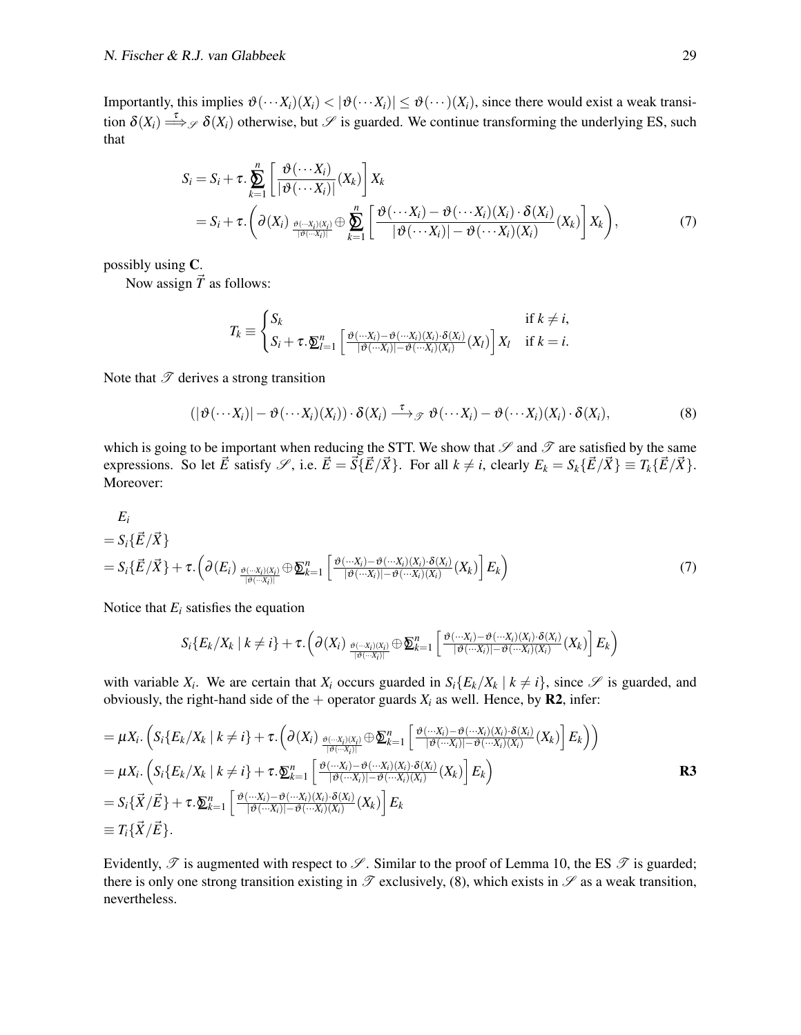Importantly, this implies $\vartheta(\cdots X_i)(X_i) < |\vartheta(\cdots X_i)| \leq \vartheta(\cdots)(X_i)$, since there would exist a weak transition $\delta(X_i) \stackrel{\tau}{\Longrightarrow}_{\mathscr{S}} \delta(X_i)$ otherwise, but $\mathscr{S}$ is guarded. We continue transforming the underlying ES, such that

$$
\begin{aligned}
S_i &= S_i + \tau.\bigoplus_{k=1}^{n}\left[\frac{\vartheta(\cdots X_i)}{|\vartheta(\cdots X_i)|}(X_k)\right] X_k \\
&= S_i + \tau.\left(\partial(X_i) \;{}_{\frac{\vartheta(\cdots X_i)(X_i)}{|\vartheta(\cdots X_i)|}}\!\oplus \bigoplus_{k=1}^{n}\left[\frac{\vartheta(\cdots X_i) - \vartheta(\cdots X_i)(X_i)\cdot\delta(X_i)}{|\vartheta(\cdots X_i)| - \vartheta(\cdots X_i)(X_i)}(X_k)\right] X_k\right),
\end{aligned} \tag{7}
$$

possibly using **C**.

Now assign $\vec{T}$ as follows:

$$
T_k \equiv \begin{cases} S_k & \text{if } k \neq i, \\ S_i + \tau.\bigoplus_{l=1}^{n}\left[\frac{\vartheta(\cdots X_i) - \vartheta(\cdots X_i)(X_i)\cdot\delta(X_i)}{|\vartheta(\cdots X_i)| - \vartheta(\cdots X_i)(X_i)}(X_l)\right] X_l & \text{if } k = i. \end{cases}
$$

Note that $\mathscr{T}$ derives a strong transition

$$
(|\vartheta(\cdots X_i)| - \vartheta(\cdots X_i)(X_i))\cdot\delta(X_i) \xrightarrow{\tau}_{\mathscr{T}} \vartheta(\cdots X_i) - \vartheta(\cdots X_i)(X_i)\cdot\delta(X_i), \tag{8}
$$

which is going to be important when reducing the STT. We show that $\mathscr{S}$ and $\mathscr{T}$ are satisfied by the same expressions. So let $\vec{E}$ satisfy $\mathscr{S}$, i.e. $\vec{E} = \vec{S}\{\vec{E}/\vec{X}\}$. For all $k \neq i$, clearly $E_k = S_k\{\vec{E}/\vec{X}\} \equiv T_k\{\vec{E}/\vec{X}\}$. Moreover:

$$
\begin{aligned}
&E_i \\
&= S_i\{\vec{E}/\vec{X}\} \\
&= S_i\{\vec{E}/\vec{X}\} + \tau.\left(\partial(E_i) \;{}_{\frac{\vartheta(\cdots X_i)(X_i)}{|\vartheta(\cdots X_i)|}}\!\oplus \bigoplus_{k=1}^{n}\left[\frac{\vartheta(\cdots X_i) - \vartheta(\cdots X_i)(X_i)\cdot\delta(X_i)}{|\vartheta(\cdots X_i)| - \vartheta(\cdots X_i)(X_i)}(X_k)\right] E_k\right) && (7)
\end{aligned}
$$

Notice that $E_i$ satisfies the equation

$$
S_i\{E_k/X_k \mid k \neq i\} + \tau.\left(\partial(X_i) \;{}_{\frac{\vartheta(\cdots X_i)(X_i)}{|\vartheta(\cdots X_i)|}}\!\oplus \bigoplus_{k=1}^{n}\left[\frac{\vartheta(\cdots X_i) - \vartheta(\cdots X_i)(X_i)\cdot\delta(X_i)}{|\vartheta(\cdots X_i)| - \vartheta(\cdots X_i)(X_i)}(X_k)\right] E_k\right)
$$

with variable $X_i$. We are certain that $X_i$ occurs guarded in $S_i\{E_k/X_k \mid k \neq i\}$, since $\mathscr{S}$ is guarded, and obviously, the right-hand side of the $+$ operator guards $X_i$ as well. Hence, by **R2**, infer:

$$
\begin{aligned}
&= \mu X_i.\left(S_i\{E_k/X_k \mid k \neq i\} + \tau.\left(\partial(X_i) \;{}_{\frac{\vartheta(\cdots X_i)(X_i)}{|\vartheta(\cdots X_i)|}}\!\oplus \bigoplus_{k=1}^{n}\left[\frac{\vartheta(\cdots X_i) - \vartheta(\cdots X_i)(X_i)\cdot\delta(X_i)}{|\vartheta(\cdots X_i)| - \vartheta(\cdots X_i)(X_i)}(X_k)\right] E_k\right)\right) \\
&= \mu X_i.\left(S_i\{E_k/X_k \mid k \neq i\} + \tau.\bigoplus_{k=1}^{n}\left[\frac{\vartheta(\cdots X_i) - \vartheta(\cdots X_i)(X_i)\cdot\delta(X_i)}{|\vartheta(\cdots X_i)| - \vartheta(\cdots X_i)(X_i)}(X_k)\right] E_k\right) && \textbf{R3} \\
&= S_i\{\vec{X}/\vec{E}\} + \tau.\bigoplus_{k=1}^{n}\left[\frac{\vartheta(\cdots X_i) - \vartheta(\cdots X_i)(X_i)\cdot\delta(X_i)}{|\vartheta(\cdots X_i)| - \vartheta(\cdots X_i)(X_i)}(X_k)\right] E_k \\
&\equiv T_i\{\vec{X}/\vec{E}\}.
\end{aligned}
$$

Evidently, $\mathscr{T}$ is augmented with respect to $\mathscr{S}$. Similar to the proof of Lemma 10, the ES $\mathscr{T}$ is guarded; there is only one strong transition existing in $\mathscr{T}$ exclusively, (8), which exists in $\mathscr{S}$ as a weak transition, nevertheless.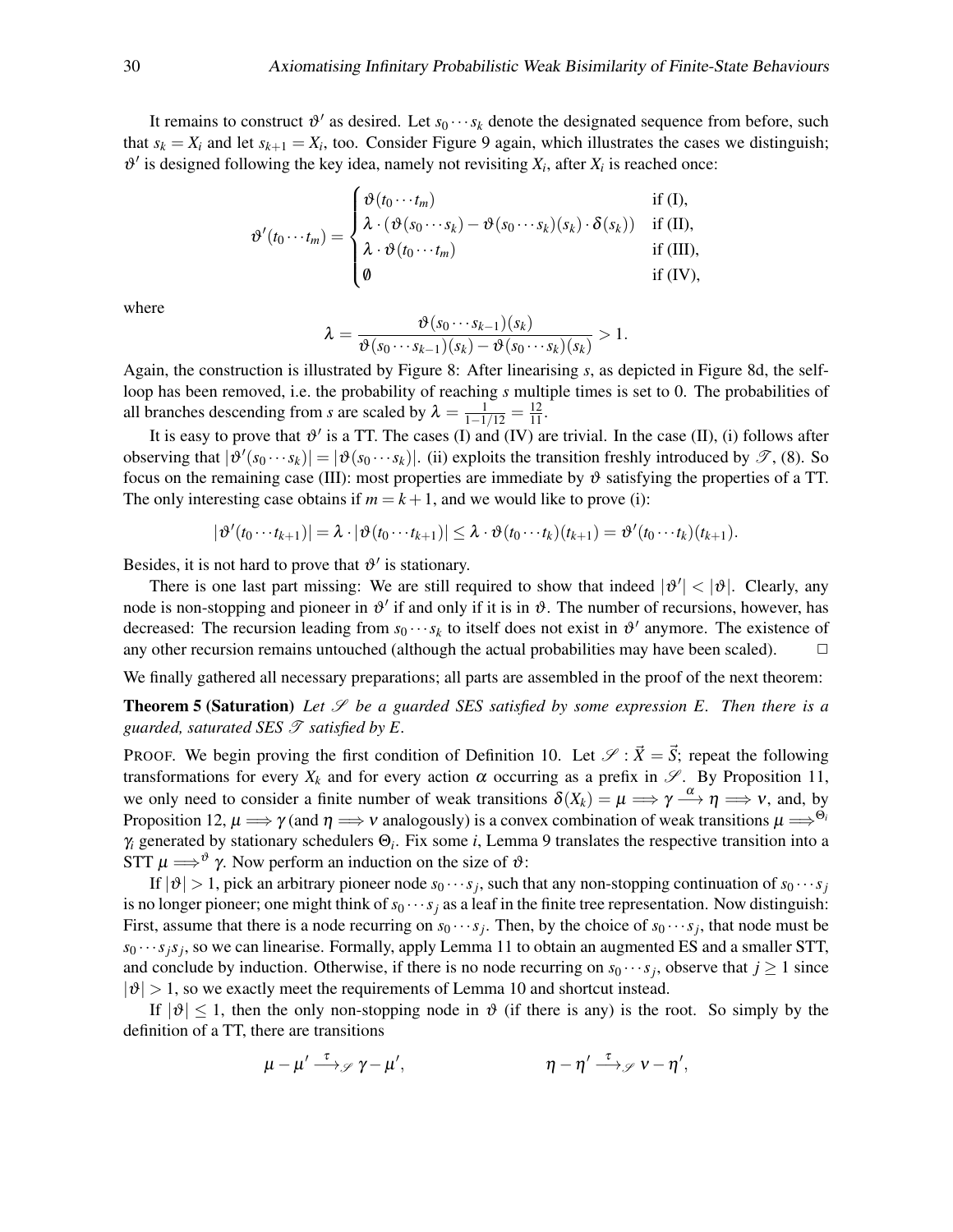It remains to construct $\vartheta'$ as desired. Let $s_0 \cdots s_k$ denote the designated sequence from before, such that $s_k = X_i$ and let $s_{k+1} = X_i$, too. Consider Figure 9 again, which illustrates the cases we distinguish; $\vartheta'$ is designed following the key idea, namely not revisiting $X_i$, after $X_i$ is reached once:

$$\vartheta'(t_0 \cdots t_m) = \begin{cases} \vartheta(t_0 \cdots t_m) & \text{if (I)}, \\ \lambda \cdot (\vartheta(s_0 \cdots s_k) - \vartheta(s_0 \cdots s_k)(s_k) \cdot \delta(s_k)) & \text{if (II)}, \\ \lambda \cdot \vartheta(t_0 \cdots t_m) & \text{if (III)}, \\ \emptyset & \text{if (IV)}, \end{cases}$$

where

$$\lambda = \frac{\vartheta(s_0 \cdots s_{k-1})(s_k)}{\vartheta(s_0 \cdots s_{k-1})(s_k) - \vartheta(s_0 \cdots s_k)(s_k)} > 1.$$

Again, the construction is illustrated by Figure 8: After linearising $s$, as depicted in Figure 8d, the self-loop has been removed, i.e. the probability of reaching $s$ multiple times is set to 0. The probabilities of all branches descending from $s$ are scaled by $\lambda = \frac{1}{1-1/12} = \frac{12}{11}$.

It is easy to prove that $\vartheta'$ is a TT. The cases (I) and (IV) are trivial. In the case (II), (i) follows after observing that $|\vartheta'(s_0 \cdots s_k)| = |\vartheta(s_0 \cdots s_k)|$. (ii) exploits the transition freshly introduced by $\mathscr{T}$, (8). So focus on the remaining case (III): most properties are immediate by $\vartheta$ satisfying the properties of a TT. The only interesting case obtains if $m = k+1$, and we would like to prove (i):

$$|\vartheta'(t_0 \cdots t_{k+1})| = \lambda \cdot |\vartheta(t_0 \cdots t_{k+1})| \le \lambda \cdot \vartheta(t_0 \cdots t_k)(t_{k+1}) = \vartheta'(t_0 \cdots t_k)(t_{k+1}).$$

Besides, it is not hard to prove that $\vartheta'$ is stationary.

There is one last part missing: We are still required to show that indeed $|\vartheta'| < |\vartheta|$. Clearly, any node is non-stopping and pioneer in $\vartheta'$ if and only if it is in $\vartheta$. The number of recursions, however, has decreased: The recursion leading from $s_0 \cdots s_k$ to itself does not exist in $\vartheta'$ anymore. The existence of any other recursion remains untouched (although the actual probabilities may have been scaled). □

We finally gathered all necessary preparations; all parts are assembled in the proof of the next theorem:

**Theorem 5 (Saturation)** *Let $\mathscr{S}$ be a guarded SES satisfied by some expression $E$. Then there is a guarded, saturated SES $\mathscr{T}$ satisfied by $E$.*

PROOF. We begin proving the first condition of Definition 10. Let $\mathscr{S} : \vec{X} = \vec{S}$; repeat the following transformations for every $X_k$ and for every action $\alpha$ occurring as a prefix in $\mathscr{S}$. By Proposition 11, we only need to consider a finite number of weak transitions $\delta(X_k) = \mu \Longrightarrow \gamma \xrightarrow{\alpha} \eta \Longrightarrow \nu$, and, by Proposition 12, $\mu \Longrightarrow \gamma$ (and $\eta \Longrightarrow \nu$ analogously) is a convex combination of weak transitions $\mu \Longrightarrow^{\Theta_i} \gamma_i$ generated by stationary schedulers $\Theta_i$. Fix some $i$, Lemma 9 translates the respective transition into a STT $\mu \Longrightarrow^{\vartheta} \gamma$. Now perform an induction on the size of $\vartheta$:

If $|\vartheta| > 1$, pick an arbitrary pioneer node $s_0 \cdots s_j$, such that any non-stopping continuation of $s_0 \cdots s_j$ is no longer pioneer; one might think of $s_0 \cdots s_j$ as a leaf in the finite tree representation. Now distinguish: First, assume that there is a node recurring on $s_0 \cdots s_j$. Then, by the choice of $s_0 \cdots s_j$, that node must be $s_0 \cdots s_j s_j$, so we can linearise. Formally, apply Lemma 11 to obtain an augmented ES and a smaller STT, and conclude by induction. Otherwise, if there is no node recurring on $s_0 \cdots s_j$, observe that $j \ge 1$ since $|\vartheta| > 1$, so we exactly meet the requirements of Lemma 10 and shortcut instead.

If $|\vartheta| \le 1$, then the only non-stopping node in $\vartheta$ (if there is any) is the root. So simply by the definition of a TT, there are transitions

$$\mu - \mu' \xrightarrow{\tau}_{\mathscr{S}} \gamma - \mu', \qquad\qquad \eta - \eta' \xrightarrow{\tau}_{\mathscr{S}} \nu - \eta',$$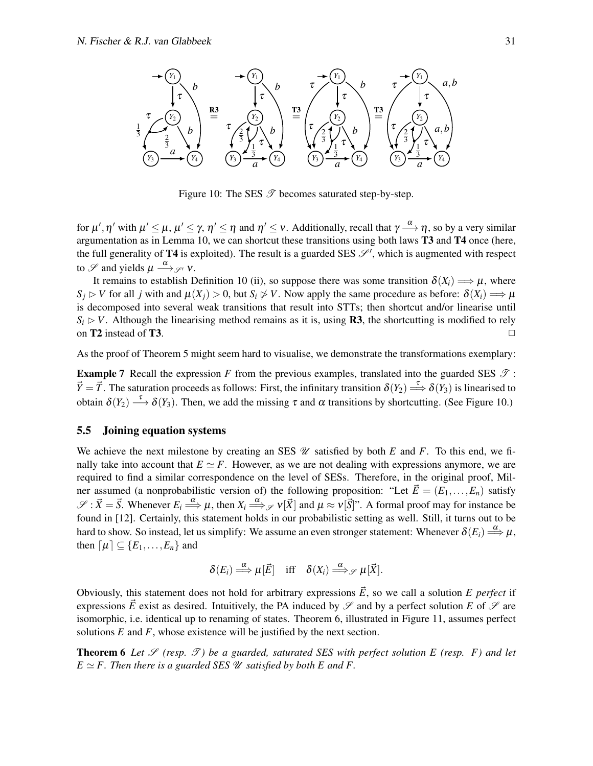Figure 10: The SES $\mathscr{T}$ becomes saturated step-by-step.

for $\mu', \eta'$ with $\mu' \leq \mu$, $\mu' \leq \gamma$, $\eta' \leq \eta$ and $\eta' \leq \nu$. Additionally, recall that $\gamma \xrightarrow{\alpha} \eta$, so by a very similar argumentation as in Lemma 10, we can shortcut these transitions using both laws **T3** and **T4** once (here, the full generality of **T4** is exploited). The result is a guarded SES $\mathscr{S}'$, which is augmented with respect to $\mathscr{S}$ and yields $\mu \xrightarrow{\alpha}_{\mathscr{S}'} \nu$.

It remains to establish Definition 10 (ii), so suppose there was some transition $\delta(X_i) \Longrightarrow \mu$, where $S_j \rhd V$ for all $j$ with and $\mu(X_j) > 0$, but $S_i \not\rhd V$. Now apply the same procedure as before: $\delta(X_i) \Longrightarrow \mu$ is decomposed into several weak transitions that result into STTs; then shortcut and/or linearise until $S_i \rhd V$. Although the linearising method remains as it is, using **R3**, the shortcutting is modified to rely on **T2** instead of **T3**. $\square$

As the proof of Theorem 5 might seem hard to visualise, we demonstrate the transformations exemplary:

**Example 7** Recall the expression $F$ from the previous examples, translated into the guarded SES $\mathscr{T}$ : $\vec{Y} = \vec{T}$. The saturation proceeds as follows: First, the infinitary transition $\delta(Y_2) \stackrel{\tau}{\Longrightarrow} \delta(Y_3)$ is linearised to obtain $\delta(Y_2) \xrightarrow{\tau} \delta(Y_3)$. Then, we add the missing $\tau$ and $\alpha$ transitions by shortcutting. (See Figure 10.)

## 5.5 Joining equation systems

We achieve the next milestone by creating an SES $\mathscr{U}$ satisfied by both $E$ and $F$. To this end, we finally take into account that $E \simeq F$. However, as we are not dealing with expressions anymore, we are required to find a similar correspondence on the level of SESs. Therefore, in the original proof, Milner assumed (a nonprobabilistic version of) the following proposition: "Let $\vec{E} = (E_1, \ldots, E_n)$ satisfy $\mathscr{S} : \vec{X} = \vec{S}$. Whenever $E_i \stackrel{\alpha}{\Longrightarrow} \mu$, then $X_i \stackrel{\alpha}{\Longrightarrow}_{\mathscr{S}} \nu[\vec{X}]$ and $\mu \approx \nu[\vec{S}]$". A formal proof may for instance be found in [12]. Certainly, this statement holds in our probabilistic setting as well. Still, it turns out to be hard to show. So instead, let us simplify: We assume an even stronger statement: Whenever $\delta(E_i) \stackrel{\alpha}{\Longrightarrow} \mu$, then $\lceil \mu \rceil \subseteq \{E_1, \ldots, E_n\}$ and

$$\delta(E_i) \stackrel{\alpha}{\Longrightarrow} \mu[\vec{E}] \quad \text{iff} \quad \delta(X_i) \stackrel{\alpha}{\Longrightarrow}_{\mathscr{S}} \mu[\vec{X}].$$

Obviously, this statement does not hold for arbitrary expressions $\vec{E}$, so we call a solution $E$ *perfect* if expressions $\vec{E}$ exist as desired. Intuitively, the PA induced by $\mathscr{S}$ and by a perfect solution $E$ of $\mathscr{S}$ are isomorphic, i.e. identical up to renaming of states. Theorem 6, illustrated in Figure 11, assumes perfect solutions $E$ and $F$, whose existence will be justified by the next section.

**Theorem 6** *Let $\mathscr{S}$ (resp. $\mathscr{T}$) be a guarded, saturated SES with perfect solution $E$ (resp. $F$) and let $E \simeq F$. Then there is a guarded SES $\mathscr{U}$ satisfied by both $E$ and $F$.*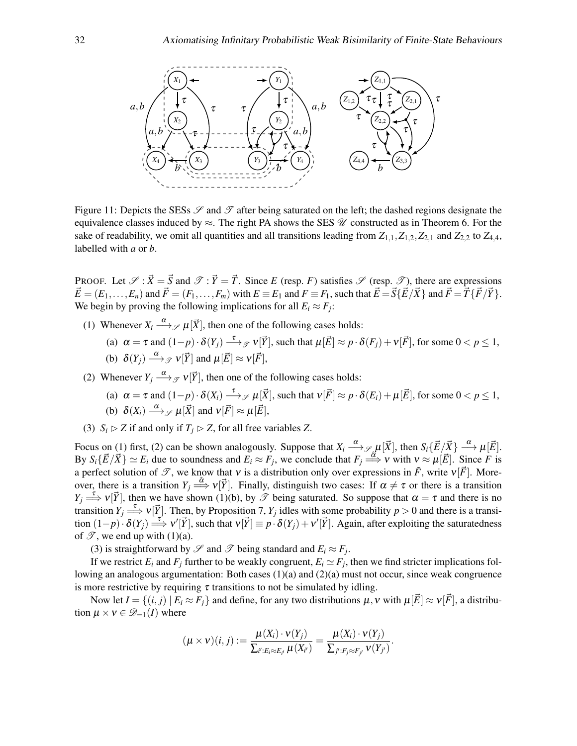Figure 11: Depicts the SESs $\mathscr{S}$ and $\mathscr{T}$ after being saturated on the left; the dashed regions designate the equivalence classes induced by $\approx$. The right PA shows the SES $\mathscr{U}$ constructed as in Theorem 6. For the sake of readability, we omit all quantities and all transitions leading from $Z_{1,1}, Z_{1,2}, Z_{2,1}$ and $Z_{2,2}$ to $Z_{4,4}$, labelled with $a$ or $b$.

PROOF. Let $\mathscr{S} : \vec{X} = \vec{S}$ and $\mathscr{T} : \vec{Y} = \vec{T}$. Since $E$ (resp. $F$) satisfies $\mathscr{S}$ (resp. $\mathscr{T}$), there are expressions $\vec{E} = (E_1, \ldots, E_n)$ and $\vec{F} = (F_1, \ldots, F_m)$ with $E \equiv E_1$ and $F \equiv F_1$, such that $\vec{E} = \vec{S}\{\vec{E}/\vec{X}\}$ and $\vec{F} = \vec{T}\{\vec{F}/\vec{Y}\}$. We begin by proving the following implications for all $E_i \approx F_j$:

(1) Whenever $X_i \xrightarrow{\alpha}_{\mathscr{S}} \mu[\vec{X}]$, then one of the following cases holds:

 (a) $\alpha = \tau$ and $(1-p) \cdot \delta(Y_j) \xrightarrow{\tau}_{\mathscr{T}} \nu[\vec{Y}]$, such that $\mu[\vec{E}] \approx p \cdot \delta(F_j) + \nu[\vec{F}]$, for some $0 < p \leq 1$,

 (b) $\delta(Y_j) \xrightarrow{\alpha}_{\mathscr{T}} \nu[\vec{Y}]$ and $\mu[\vec{E}] \approx \nu[\vec{F}]$,

(2) Whenever $Y_j \xrightarrow{\alpha}_{\mathscr{T}} \nu[\vec{Y}]$, then one of the following cases holds:

 (a) $\alpha = \tau$ and $(1-p) \cdot \delta(X_i) \xrightarrow{\tau}_{\mathscr{S}} \mu[\vec{X}]$, such that $\nu[\vec{F}] \approx p \cdot \delta(E_i) + \mu[\vec{E}]$, for some $0 < p \leq 1$,

 (b) $\delta(X_i) \xrightarrow{\alpha}_{\mathscr{S}} \mu[\vec{X}]$ and $\nu[\vec{F}] \approx \mu[\vec{E}]$,

(3) $S_i \rhd Z$ if and only if $T_j \rhd Z$, for all free variables $Z$.

Focus on (1) first, (2) can be shown analogously. Suppose that $X_i \xrightarrow{\alpha}_{\mathscr{S}} \mu[\vec{X}]$, then $S_i\{\vec{E}/\vec{X}\} \xrightarrow{\alpha} \mu[\vec{E}]$. By $S_i\{\vec{E}/\vec{X}\} \simeq E_i$ due to soundness and $E_i \approx F_j$, we conclude that $F_j \stackrel{\hat{\alpha}}{\Longrightarrow} \nu$ with $\nu \approx \mu[\vec{E}]$. Since $F$ is a perfect solution of $\mathscr{T}$, we know that $\nu$ is a distribution only over expressions in $\vec{F}$, write $\nu[\vec{F}]$. Moreover, there is a transition $Y_j \stackrel{\hat{\alpha}}{\Longrightarrow} \nu[\vec{Y}]$. Finally, distinguish two cases: If $\alpha \neq \tau$ or there is a transition $Y_j \stackrel{\tau}{\Longrightarrow} \nu[\vec{Y}]$, then we have shown (1)(b), by $\mathscr{T}$ being saturated. So suppose that $\alpha = \tau$ and there is no transition $Y_j \stackrel{\tau}{\Longrightarrow} \nu[\vec{Y}]$. Then, by Proposition 7, $Y_j$ idles with some probability $p > 0$ and there is a transition $(1-p) \cdot \delta(Y_j) \stackrel{\tau}{\Longrightarrow} \nu'[\vec{Y}]$, such that $\nu[\vec{Y}] \equiv p \cdot \delta(Y_j) + \nu'[\vec{Y}]$. Again, after exploiting the saturatedness of $\mathscr{T}$, we end up with (1)(a).

(3) is straightforward by $\mathscr{S}$ and $\mathscr{T}$ being standard and $E_i \approx F_j$.

If we restrict $E_i$ and $F_j$ further to be weakly congruent, $E_i \simeq F_j$, then we find stricter implications following an analogous argumentation: Both cases (1)(a) and (2)(a) must not occur, since weak congruence is more restrictive by requiring $\tau$ transitions to not be simulated by idling.

Now let $I = \{(i, j) \mid E_i \approx F_j\}$ and define, for any two distributions $\mu, \nu$ with $\mu[\vec{E}] \approx \nu[\vec{F}]$, a distribution $\mu \times \nu \in \mathscr{D}_{=1}(I)$ where

$$(\mu \times \nu)(i, j) := \frac{\mu(X_i) \cdot \nu(Y_j)}{\sum_{i' : E_i \approx E_{i'}} \mu(X_{i'})} = \frac{\mu(X_i) \cdot \nu(Y_j)}{\sum_{j' : F_j \approx F_{j'}} \nu(Y_{j'})}.$$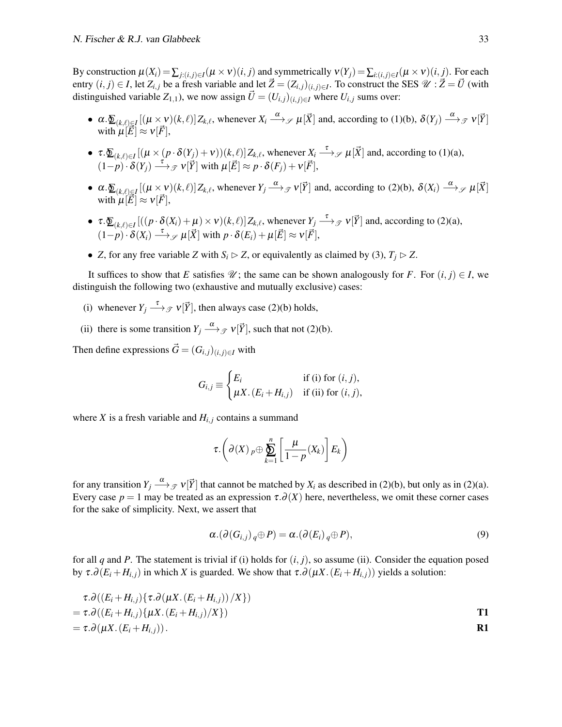By construction $\mu(X_i) = \sum_{j:(i,j)\in I}(\mu \times \nu)(i,j)$ and symmetrically $\nu(Y_j) = \sum_{i:(i,j)\in I}(\mu \times \nu)(i,j)$. For each entry $(i,j) \in I$, let $Z_{i,j}$ be a fresh variable and let $\vec{Z} = (Z_{i,j})_{(i,j)\in I}$. To construct the SES $\mathscr{U} : \vec{Z} = \vec{U}$ (with distinguished variable $Z_{1,1}$), we now assign $\vec{U} = (U_{i,j})_{(i,j)\in I}$ where $U_{i,j}$ sums over:

- $\alpha.\bigoplus_{(k,\ell)\in I}[(\mu \times \nu)(k,\ell)]Z_{k,\ell}$, whenever $X_i \xrightarrow{\alpha}_{\mathscr{S}} \mu[\vec{X}]$ and, according to (1)(b), $\delta(Y_j) \xrightarrow{\alpha}_{\mathscr{T}} \nu[\vec{Y}]$ with $\mu[\vec{E}] \approx \nu[\vec{F}]$,
- $\tau.\bigoplus_{(k,\ell)\in I}[(\mu \times (p\cdot\delta(Y_j) + \nu))(k,\ell)]Z_{k,\ell}$, whenever $X_i \xrightarrow{\tau}_{\mathscr{S}} \mu[\vec{X}]$ and, according to (1)(a), $(1-p)\cdot\delta(Y_j) \xrightarrow{\tau}_{\mathscr{T}} \nu[\vec{Y}]$ with $\mu[\vec{E}] \approx p\cdot\delta(F_j) + \nu[\vec{F}]$,
- $\alpha.\bigoplus_{(k,\ell)\in I}[(\mu \times \nu)(k,\ell)]Z_{k,\ell}$, whenever $Y_j \xrightarrow{\alpha}_{\mathscr{T}} \nu[\vec{Y}]$ and, according to (2)(b), $\delta(X_i) \xrightarrow{\alpha}_{\mathscr{S}} \mu[\vec{X}]$ with $\mu[\vec{E}] \approx \nu[\vec{F}]$,
- $\tau.\bigoplus_{(k,\ell)\in I}[((p\cdot\delta(X_i) + \mu) \times \nu)(k,\ell)]Z_{k,\ell}$, whenever $Y_j \xrightarrow{\tau}_{\mathscr{T}} \nu[\vec{Y}]$ and, according to (2)(a), $(1-p)\cdot\delta(X_i) \xrightarrow{\tau}_{\mathscr{S}} \mu[\vec{X}]$ with $p\cdot\delta(E_i) + \mu[\vec{E}] \approx \nu[\vec{F}]$,
- $Z$, for any free variable $Z$ with $S_i \rhd Z$, or equivalently as claimed by (3), $T_j \rhd Z$.

It suffices to show that $E$ satisfies $\mathscr{U}$; the same can be shown analogously for $F$. For $(i,j) \in I$, we distinguish the following two (exhaustive and mutually exclusive) cases:

(i) whenever $Y_j \xrightarrow{\tau}_{\mathscr{T}} \nu[\vec{Y}]$, then always case (2)(b) holds,

(ii) there is some transition $Y_j \xrightarrow{\alpha}_{\mathscr{T}} \nu[\vec{Y}]$, such that not (2)(b).

Then define expressions $\vec{G} = (G_{i,j})_{(i,j)\in I}$ with

$$G_{i,j} \equiv \begin{cases} E_i & \text{if (i) for } (i,j), \\ \mu X.\,(E_i + H_{i,j}) & \text{if (ii) for } (i,j), \end{cases}$$

where $X$ is a fresh variable and $H_{i,j}$ contains a summand

$$\tau.\left(\partial(X)\,{}_p{\oplus} \bigoplus_{k=1}^{n}\left[\frac{\mu}{1-p}(X_k)\right]E_k\right)$$

for any transition $Y_j \xrightarrow{\alpha}_{\mathscr{T}} \nu[\vec{Y}]$ that cannot be matched by $X_i$ as described in (2)(b), but only as in (2)(a). Every case $p = 1$ may be treated as an expression $\tau.\partial(X)$ here, nevertheless, we omit these corner cases for the sake of simplicity. Next, we assert that

$$\alpha.(\partial(G_{i,j})\,{}_q{\oplus} P) = \alpha.(\partial(E_i)\,{}_q{\oplus} P), \tag{9}$$

for all $q$ and $P$. The statement is trivial if (i) holds for $(i,j)$, so assume (ii). Consider the equation posed by $\tau.\partial(E_i + H_{i,j})$ in which $X$ is guarded. We show that $\tau.\partial(\mu X.\,(E_i + H_{i,j}))$ yields a solution:

$$\begin{aligned}
&\tau.\partial((E_i + H_{i,j})\{\tau.\partial(\mu X.\,(E_i + H_{i,j}))/X\}) \\
&= \tau.\partial((E_i + H_{i,j})\{\mu X.\,(E_i + H_{i,j})/X\}) && \textbf{T1} \\
&= \tau.\partial(\mu X.\,(E_i + H_{i,j})). && \textbf{R1}
\end{aligned}$$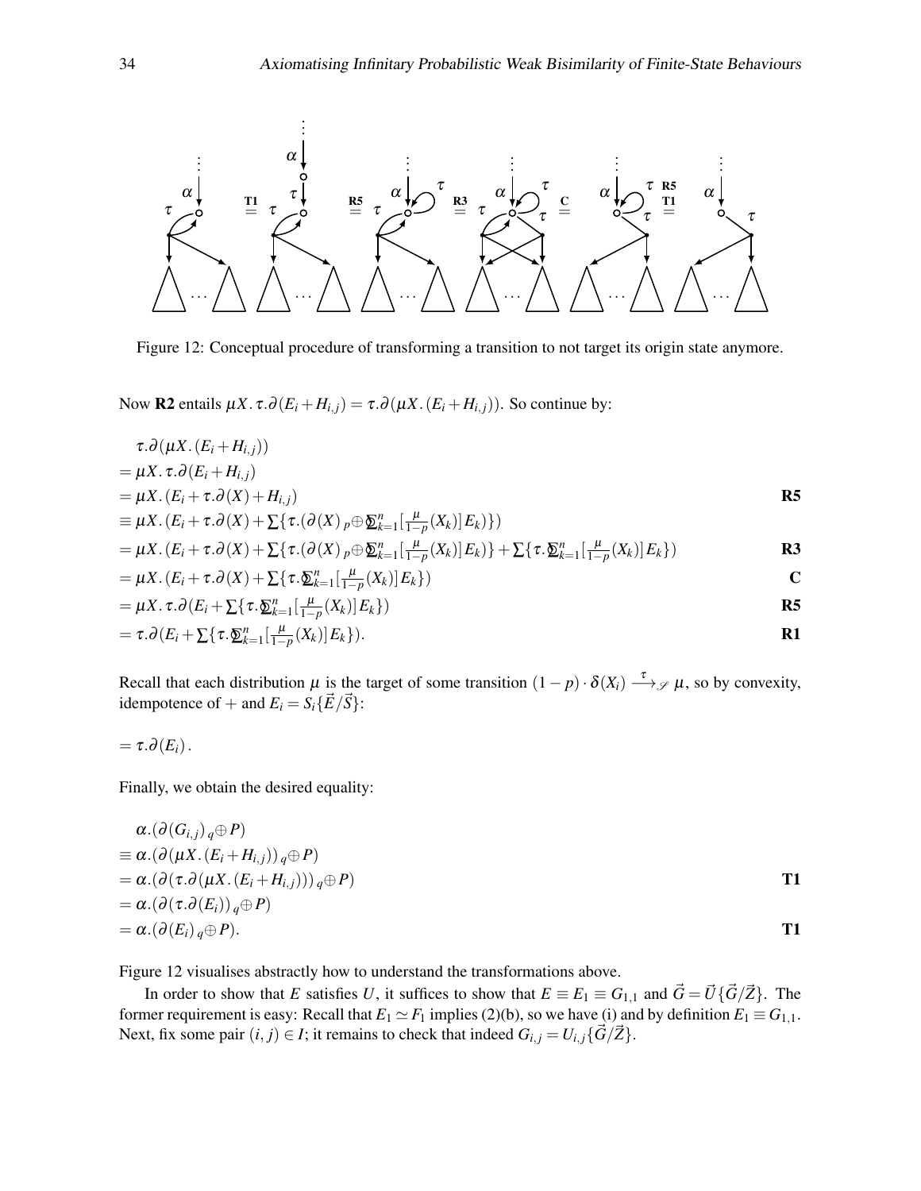Figure 12: Conceptual procedure of transforming a transition to not target its origin state anymore.

Now **R2** entails $\mu X.\,\tau.\partial(E_i + H_{i,j}) = \tau.\partial(\mu X.\,(E_i + H_{i,j}))$. So continue by:

$$
\begin{aligned}
& \tau.\partial(\mu X.\,(E_i + H_{i,j})) \\
&= \mu X.\,\tau.\partial(E_i + H_{i,j}) \\
&= \mu X.\,(E_i + \tau.\partial(X) + H_{i,j}) && \textbf{R5} \\
&\equiv \mu X.\,(E_i + \tau.\partial(X) + \textstyle\sum\{\tau.(\partial(X)\,{}_p\!\oplus \bigoplus_{k=1}^{n}[\frac{\mu}{1-p}(X_k)]E_k)\}) \\
&= \mu X.\,(E_i + \tau.\partial(X) + \textstyle\sum\{\tau.(\partial(X)\,{}_p\!\oplus \bigoplus_{k=1}^{n}[\frac{\mu}{1-p}(X_k)]E_k)\} + \sum\{\tau.\bigoplus_{k=1}^{n}[\frac{\mu}{1-p}(X_k)]E_k\}) && \textbf{R3} \\
&= \mu X.\,(E_i + \tau.\partial(X) + \textstyle\sum\{\tau.\bigoplus_{k=1}^{n}[\frac{\mu}{1-p}(X_k)]E_k\}) && \textbf{C} \\
&= \mu X.\,\tau.\partial(E_i + \textstyle\sum\{\tau.\bigoplus_{k=1}^{n}[\frac{\mu}{1-p}(X_k)]E_k\}) && \textbf{R5} \\
&= \tau.\partial(E_i + \textstyle\sum\{\tau.\bigoplus_{k=1}^{n}[\frac{\mu}{1-p}(X_k)]E_k\}). && \textbf{R1}
\end{aligned}
$$

Recall that each distribution $\mu$ is the target of some transition $(1-p)\cdot\delta(X_i) \xrightarrow{\tau}_{\mathscr{S}} \mu$, so by convexity, idempotence of $+$ and $E_i = S_i\{\vec{E}/\vec{S}\}$:

$$= \tau.\partial(E_i).$$

Finally, we obtain the desired equality:

$$
\begin{aligned}
& \alpha.(\partial(G_{i,j})\,{}_q\!\oplus P) \\
&\equiv \alpha.(\partial(\mu X.\,(E_i + H_{i,j}))\,{}_q\!\oplus P) \\
&= \alpha.(\partial(\tau.\partial(\mu X.\,(E_i + H_{i,j})))\,{}_q\!\oplus P) && \textbf{T1} \\
&= \alpha.(\partial(\tau.\partial(E_i))\,{}_q\!\oplus P) \\
&= \alpha.(\partial(E_i)\,{}_q\!\oplus P). && \textbf{T1}
\end{aligned}
$$

Figure 12 visualises abstractly how to understand the transformations above.

In order to show that $E$ satisfies $U$, it suffices to show that $E \equiv E_1 \equiv G_{1,1}$ and $\vec{G} = \vec{U}\{\vec{G}/\vec{Z}\}$. The former requirement is easy: Recall that $E_1 \simeq F_1$ implies (2)(b), so we have (i) and by definition $E_1 \equiv G_{1,1}$. Next, fix some pair $(i,j) \in I$; it remains to check that indeed $G_{i,j} = U_{i,j}\{\vec{G}/\vec{Z}\}$.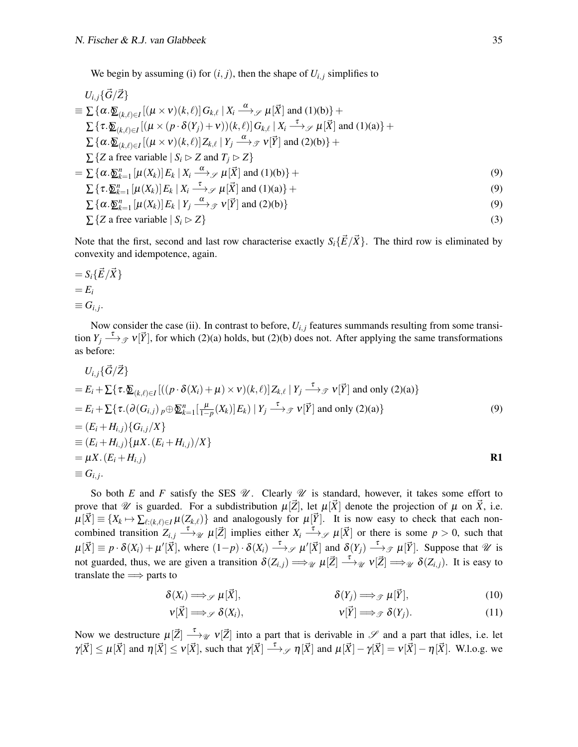We begin by assuming (i) for $(i,j)$, then the shape of $U_{i,j}$ simplifies to

$$
\begin{aligned}
& U_{i,j}\{\vec{G}/\vec{Z}\} \\
\equiv\; & \sum\{\alpha.\textstyle\bigoplus_{(k,\ell)\in I}[(\mu\times\nu)(k,\ell)]G_{k,\ell} \mid X_i \xrightarrow{\alpha}_{\mathscr{S}} \mu[\vec{X}] \text{ and (1)(b)}\} + \\
& \sum\{\tau.\textstyle\bigoplus_{(k,\ell)\in I}[(\mu\times(p\cdot\delta(Y_j)+\nu))(k,\ell)]G_{k,\ell} \mid X_i \xrightarrow{\tau}_{\mathscr{S}} \mu[\vec{X}] \text{ and (1)(a)}\} + \\
& \sum\{\alpha.\textstyle\bigoplus_{(k,\ell)\in I}[(\mu\times\nu)(k,\ell)]Z_{k,\ell} \mid Y_j \xrightarrow{\alpha}_{\mathscr{T}} \nu[\vec{Y}] \text{ and (2)(b)}\} + \\
& \sum\{Z \text{ a free variable} \mid S_i \rhd Z \text{ and } T_j \rhd Z\} \\
=\; & \sum\{\alpha.\textstyle\bigoplus_{k=1}^{n}[\mu(X_k)]E_k \mid X_i \xrightarrow{\alpha}_{\mathscr{S}} \mu[\vec{X}] \text{ and (1)(b)}\} + && (9)\\
& \sum\{\tau.\textstyle\bigoplus_{k=1}^{n}[\mu(X_k)]E_k \mid X_i \xrightarrow{\tau}_{\mathscr{S}} \mu[\vec{X}] \text{ and (1)(a)}\} + && (9)\\
& \sum\{\alpha.\textstyle\bigoplus_{k=1}^{n}[\mu(X_k)]E_k \mid Y_j \xrightarrow{\alpha}_{\mathscr{T}} \nu[\vec{Y}] \text{ and (2)(b)}\} && (9)\\
& \sum\{Z \text{ a free variable} \mid S_i \rhd Z\} && (3)
\end{aligned}
$$

Note that the first, second and last row characterise exactly $S_i\{\vec{E}/\vec{X}\}$. The third row is eliminated by convexity and idempotence, again.

$$
\begin{aligned}
&= S_i\{\vec{E}/\vec{X}\} \\
&= E_i \\
&\equiv G_{i,j}.
\end{aligned}
$$

Now consider the case (ii). In contrast to before, $U_{i,j}$ features summands resulting from some transition $Y_j \xrightarrow{\tau}_{\mathscr{T}} \nu[\vec{Y}]$, for which (2)(a) holds, but (2)(b) does not. After applying the same transformations as before:

$$
\begin{aligned}
& U_{i,j}\{\vec{G}/\vec{Z}\} \\
=\; & E_i + \sum\{\tau.\textstyle\bigoplus_{(k,\ell)\in I}[((p\cdot\delta(X_i)+\mu)\times\nu)(k,\ell)]Z_{k,\ell} \mid Y_j \xrightarrow{\tau}_{\mathscr{T}} \nu[\vec{Y}] \text{ and only (2)(a)}\} \\
=\; & E_i + \sum\{\tau.(\partial(G_{i,j})\;{}_p{\oplus}\textstyle\bigoplus_{k=1}^{n}[\frac{\mu}{1-p}(X_k)]E_k) \mid Y_j \xrightarrow{\tau}_{\mathscr{T}} \nu[\vec{Y}] \text{ and only (2)(a)}\} && (9)\\
=\; & (E_i + H_{i,j})\{G_{i,j}/X\} \\
\equiv\; & (E_i + H_{i,j})\{\mu X.(E_i+H_{i,j})/X\} \\
=\; & \mu X.(E_i + H_{i,j}) && \textbf{R1}\\
\equiv\; & G_{i,j}.
\end{aligned}
$$

So both $E$ and $F$ satisfy the SES $\mathscr{U}$. Clearly $\mathscr{U}$ is standard, however, it takes some effort to prove that $\mathscr{U}$ is guarded. For a subdistribution $\mu[\vec{Z}]$, let $\mu[\vec{X}]$ denote the projection of $\mu$ on $\vec{X}$, i.e. $\mu[\vec{X}] \equiv \{X_k \mapsto \sum_{\ell:(k,\ell)\in I}\mu(Z_{k,\ell})\}$ and analogously for $\mu[\vec{Y}]$. It is now easy to check that each non-combined transition $Z_{i,j} \xrightarrow{\tau}_{\mathscr{U}} \mu[\vec{Z}]$ implies either $X_i \xrightarrow{\tau}_{\mathscr{S}} \mu[\vec{X}]$ or there is some $p>0$, such that $\mu[\vec{X}] \equiv p\cdot\delta(X_i) + \mu'[\vec{X}]$, where $(1-p)\cdot\delta(X_i) \xrightarrow{\tau}_{\mathscr{S}} \mu'[\vec{X}]$ and $\delta(Y_j) \xrightarrow{\tau}_{\mathscr{T}} \mu[\vec{Y}]$. Suppose that $\mathscr{U}$ is not guarded, thus, we are given a transition $\delta(Z_{i,j}) \Longrightarrow_{\mathscr{U}} \mu[\vec{Z}] \xrightarrow{\tau}_{\mathscr{U}} \nu[\vec{Z}] \Longrightarrow_{\mathscr{U}} \delta(Z_{i,j})$. It is easy to translate the $\Longrightarrow$ parts to

$$
\delta(X_i) \Longrightarrow_{\mathscr{S}} \mu[\vec{X}], \qquad\qquad \delta(Y_j) \Longrightarrow_{\mathscr{T}} \mu[\vec{Y}], \tag{10}
$$

$$
\nu[\vec{X}] \Longrightarrow_{\mathscr{S}} \delta(X_i), \qquad\qquad \nu[\vec{Y}] \Longrightarrow_{\mathscr{T}} \delta(Y_j). \tag{11}
$$

Now we destructure $\mu[\vec{Z}] \xrightarrow{\tau}_{\mathscr{U}} \nu[\vec{Z}]$ into a part that is derivable in $\mathscr{S}$ and a part that idles, i.e. let $\gamma[\vec{X}] \leq \mu[\vec{X}]$ and $\eta[\vec{X}] \leq \nu[\vec{X}]$, such that $\gamma[\vec{X}] \xrightarrow{\tau}_{\mathscr{S}} \eta[\vec{X}]$ and $\mu[\vec{X}] - \gamma[\vec{X}] = \nu[\vec{X}] - \eta[\vec{X}]$. W.l.o.g. we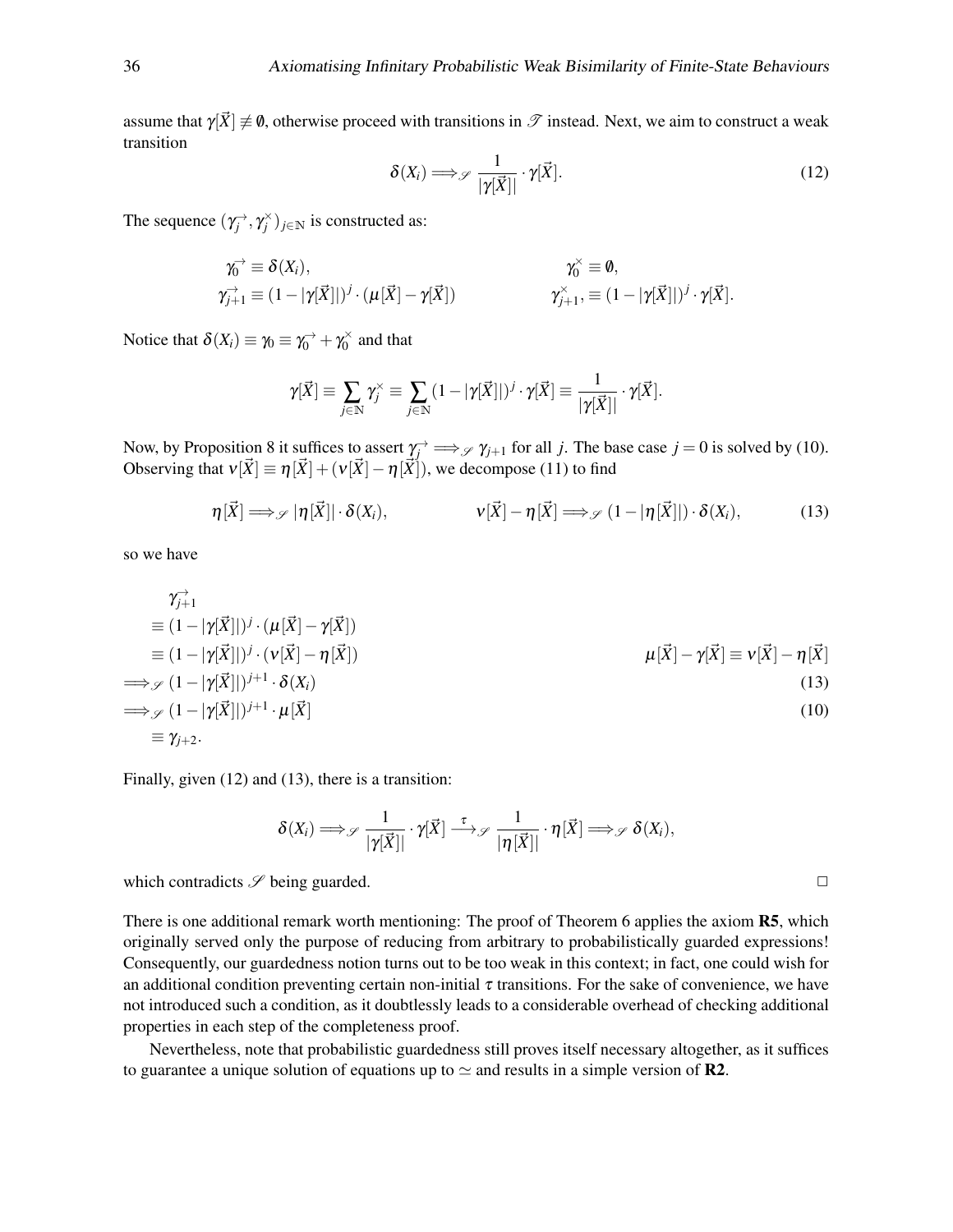assume that $\gamma[\vec{X}] \not\equiv \emptyset$, otherwise proceed with transitions in $\mathscr{T}$ instead. Next, we aim to construct a weak transition

$$\delta(X_i) \Longrightarrow_{\mathscr{S}} \frac{1}{|\gamma[\vec{X}]|} \cdot \gamma[\vec{X}]. \tag{12}$$

The sequence $(\gamma_j^{\rightarrow}, \gamma_j^{\times})_{j\in\mathbb{N}}$ is constructed as:

$$\begin{aligned}
\gamma_0^{\rightarrow} &\equiv \delta(X_i), & \gamma_0^{\times} &\equiv \emptyset, \\
\gamma_{j+1}^{\rightarrow} &\equiv (1-|\gamma[\vec{X}]|)^j \cdot (\mu[\vec{X}] - \gamma[\vec{X}]) & \gamma_{j+1}^{\times}, &\equiv (1-|\gamma[\vec{X}]|)^j \cdot \gamma[\vec{X}].
\end{aligned}$$

Notice that $\delta(X_i) \equiv \gamma_0 \equiv \gamma_0^{\rightarrow} + \gamma_0^{\times}$ and that

$$\gamma[\vec{X}] \equiv \sum_{j\in\mathbb{N}} \gamma_j^{\times} \equiv \sum_{j\in\mathbb{N}} (1-|\gamma[\vec{X}]|)^j \cdot \gamma[\vec{X}] \equiv \frac{1}{|\gamma[\vec{X}]|} \cdot \gamma[\vec{X}].$$

Now, by Proposition 8 it suffices to assert $\gamma_j^{\rightarrow} \Longrightarrow_{\mathscr{S}} \gamma_{j+1}$ for all $j$. The base case $j = 0$ is solved by (10). Observing that $\nu[\vec{X}] \equiv \eta[\vec{X}] + (\nu[\vec{X}] - \eta[\vec{X}])$, we decompose (11) to find

$$\eta[\vec{X}] \Longrightarrow_{\mathscr{S}} |\eta[\vec{X}]| \cdot \delta(X_i), \qquad \nu[\vec{X}] - \eta[\vec{X}] \Longrightarrow_{\mathscr{S}} (1-|\eta[\vec{X}]|) \cdot \delta(X_i), \tag{13}$$

so we have

$$\begin{aligned}
&\gamma_{j+1}^{\rightarrow} \\
&\equiv (1-|\gamma[\vec{X}]|)^j \cdot (\mu[\vec{X}] - \gamma[\vec{X}]) \\
&\equiv (1-|\gamma[\vec{X}]|)^j \cdot (\nu[\vec{X}] - \eta[\vec{X}]) && \mu[\vec{X}] - \gamma[\vec{X}] \equiv \nu[\vec{X}] - \eta[\vec{X}] \\
&\Longrightarrow_{\mathscr{S}} (1-|\gamma[\vec{X}]|)^{j+1} \cdot \delta(X_i) && (13) \\
&\Longrightarrow_{\mathscr{S}} (1-|\gamma[\vec{X}]|)^{j+1} \cdot \mu[\vec{X}] && (10) \\
&\equiv \gamma_{j+2}.
\end{aligned}$$

Finally, given (12) and (13), there is a transition:

$$\delta(X_i) \Longrightarrow_{\mathscr{S}} \frac{1}{|\gamma[\vec{X}]|} \cdot \gamma[\vec{X}] \xrightarrow{\tau}_{\mathscr{S}} \frac{1}{|\eta[\vec{X}]|} \cdot \eta[\vec{X}] \Longrightarrow_{\mathscr{S}} \delta(X_i),$$

which contradicts $\mathscr{S}$ being guarded. $\square$

There is one additional remark worth mentioning: The proof of Theorem 6 applies the axiom **R5**, which originally served only the purpose of reducing from arbitrary to probabilistically guarded expressions! Consequently, our guardedness notion turns out to be too weak in this context; in fact, one could wish for an additional condition preventing certain non-initial $\tau$ transitions. For the sake of convenience, we have not introduced such a condition, as it doubtlessly leads to a considerable overhead of checking additional properties in each step of the completeness proof.

Nevertheless, note that probabilistic guardedness still proves itself necessary altogether, as it suffices to guarantee a unique solution of equations up to $\simeq$ and results in a simple version of **R2**.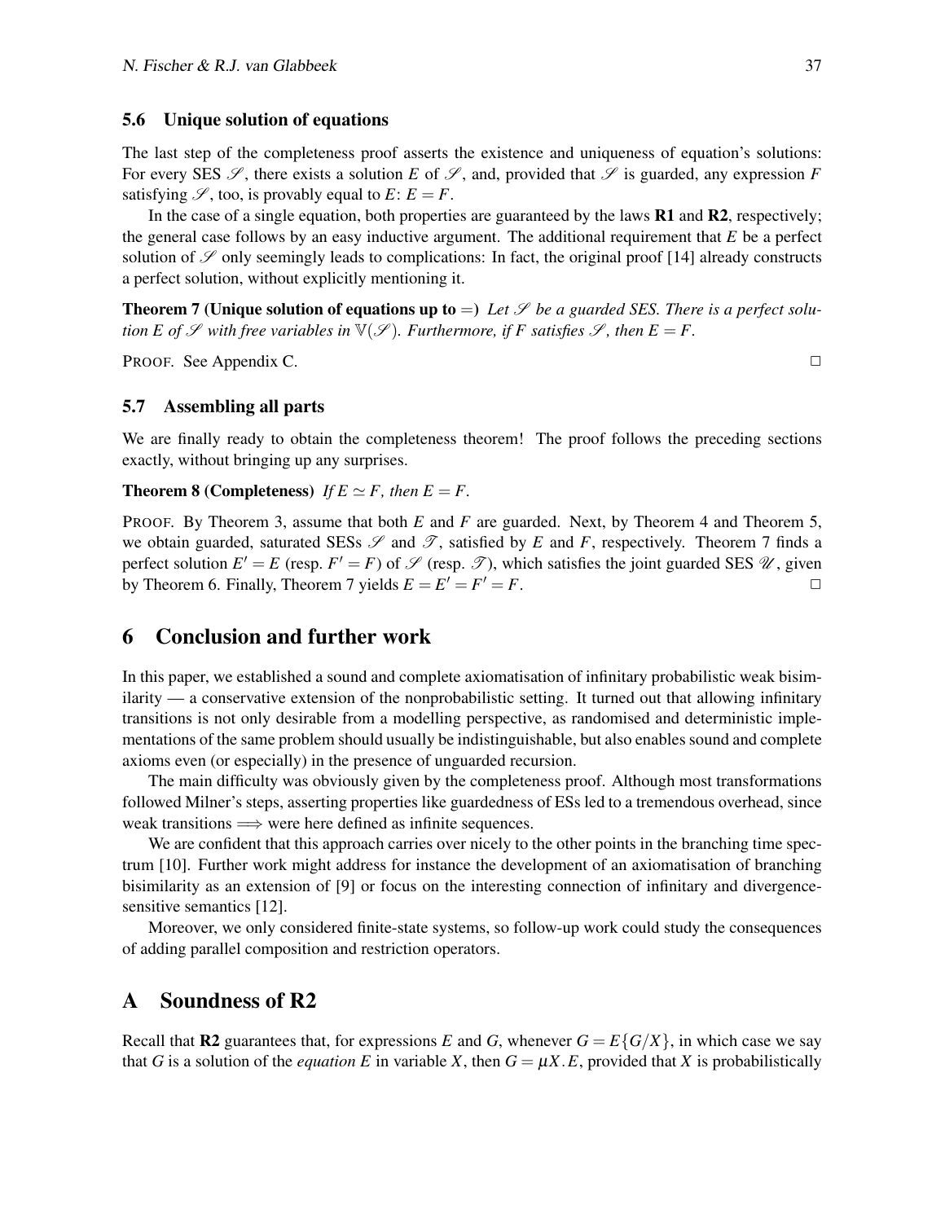### 5.6 Unique solution of equations

The last step of the completeness proof asserts the existence and uniqueness of equation's solutions: For every SES $\mathscr{S}$, there exists a solution $E$ of $\mathscr{S}$, and, provided that $\mathscr{S}$ is guarded, any expression $F$ satisfying $\mathscr{S}$, too, is provably equal to $E$: $E = F$.

In the case of a single equation, both properties are guaranteed by the laws **R1** and **R2**, respectively; the general case follows by an easy inductive argument. The additional requirement that $E$ be a perfect solution of $\mathscr{S}$ only seemingly leads to complications: In fact, the original proof [14] already constructs a perfect solution, without explicitly mentioning it.

**Theorem 7 (Unique solution of equations up to $=$)** *Let $\mathscr{S}$ be a guarded SES. There is a perfect solution $E$ of $\mathscr{S}$ with free variables in $\mathbb{V}(\mathscr{S})$. Furthermore, if $F$ satisfies $\mathscr{S}$, then $E = F$.*

PROOF. See Appendix C. $\square$

### 5.7 Assembling all parts

We are finally ready to obtain the completeness theorem! The proof follows the preceding sections exactly, without bringing up any surprises.

**Theorem 8 (Completeness)** *If $E \simeq F$, then $E = F$.*

PROOF. By Theorem 3, assume that both $E$ and $F$ are guarded. Next, by Theorem 4 and Theorem 5, we obtain guarded, saturated SESs $\mathscr{S}$ and $\mathscr{T}$, satisfied by $E$ and $F$, respectively. Theorem 7 finds a perfect solution $E' = E$ (resp. $F' = F$) of $\mathscr{S}$ (resp. $\mathscr{T}$), which satisfies the joint guarded SES $\mathscr{U}$, given by Theorem 6. Finally, Theorem 7 yields $E = E' = F' = F$. $\square$

## 6 Conclusion and further work

In this paper, we established a sound and complete axiomatisation of infinitary probabilistic weak bisimilarity — a conservative extension of the nonprobabilistic setting. It turned out that allowing infinitary transitions is not only desirable from a modelling perspective, as randomised and deterministic implementations of the same problem should usually be indistinguishable, but also enables sound and complete axioms even (or especially) in the presence of unguarded recursion.

The main difficulty was obviously given by the completeness proof. Although most transformations followed Milner's steps, asserting properties like guardedness of ESs led to a tremendous overhead, since weak transitions $\Longrightarrow$ were here defined as infinite sequences.

We are confident that this approach carries over nicely to the other points in the branching time spectrum [10]. Further work might address for instance the development of an axiomatisation of branching bisimilarity as an extension of [9] or focus on the interesting connection of infinitary and divergence-sensitive semantics [12].

Moreover, we only considered finite-state systems, so follow-up work could study the consequences of adding parallel composition and restriction operators.

## A Soundness of R2

Recall that **R2** guarantees that, for expressions $E$ and $G$, whenever $G = E\{G/X\}$, in which case we say that $G$ is a solution of the *equation* $E$ in variable $X$, then $G = \mu X.E$, provided that $X$ is probabilistically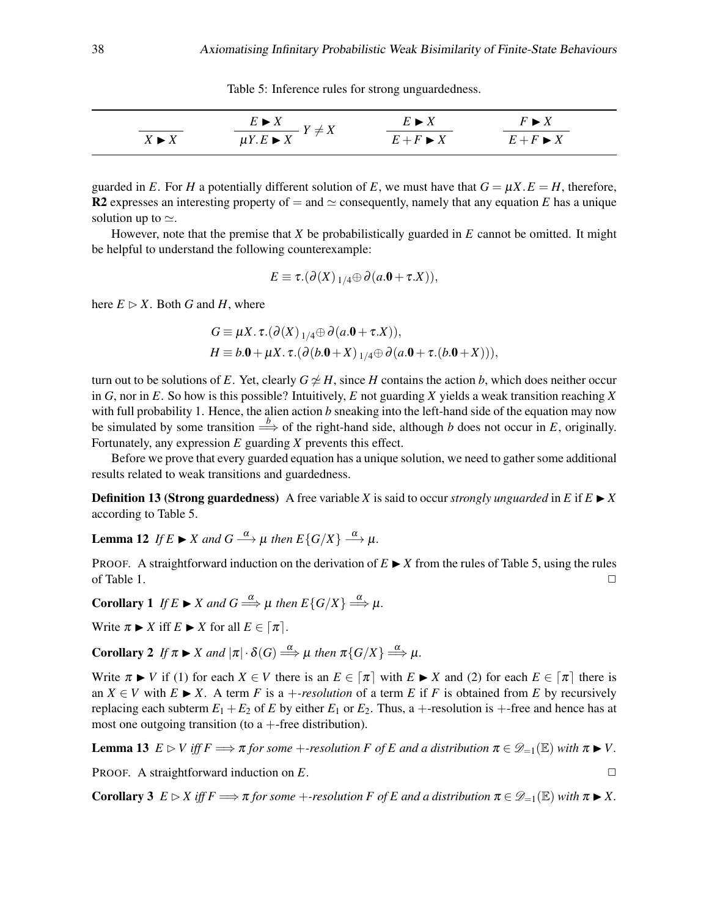Table 5: Inference rules for strong unguardedness.

$$\frac{}{X \blacktriangleright X} \qquad \frac{E \blacktriangleright X}{\mu Y.E \blacktriangleright X}\; Y \neq X \qquad \frac{E \blacktriangleright X}{E+F \blacktriangleright X} \qquad \frac{F \blacktriangleright X}{E+F \blacktriangleright X}$$

guarded in $E$. For $H$ a potentially different solution of $E$, we must have that $G = \mu X.E = H$, therefore, **R2** expresses an interesting property of $=$ and $\simeq$ consequently, namely that any equation $E$ has a unique solution up to $\simeq$.

However, note that the premise that $X$ be probabilistically guarded in $E$ cannot be omitted. It might be helpful to understand the following counterexample:

$$E \equiv \tau.(\partial(X)\,{}_{1/4}\!\oplus \partial(a.\mathbf{0} + \tau.X)),$$

here $E \rhd X$. Both $G$ and $H$, where

$$G \equiv \mu X.\, \tau.(\partial(X)\,{}_{1/4}\!\oplus \partial(a.\mathbf{0} + \tau.X)),$$
$$H \equiv b.\mathbf{0} + \mu X.\, \tau.(\partial(b.\mathbf{0}+X)\,{}_{1/4}\!\oplus \partial(a.\mathbf{0} + \tau.(b.\mathbf{0}+X))),$$

turn out to be solutions of $E$. Yet, clearly $G \not\simeq H$, since $H$ contains the action $b$, which does neither occur in $G$, nor in $E$. So how is this possible? Intuitively, $E$ not guarding $X$ yields a weak transition reaching $X$ with full probability 1. Hence, the alien action $b$ sneaking into the left-hand side of the equation may now be simulated by some transition $\stackrel{b}{\Longrightarrow}$ of the right-hand side, although $b$ does not occur in $E$, originally. Fortunately, any expression $E$ guarding $X$ prevents this effect.

Before we prove that every guarded equation has a unique solution, we need to gather some additional results related to weak transitions and guardedness.

**Definition 13 (Strong guardedness)** A free variable $X$ is said to occur *strongly unguarded* in $E$ if $E \blacktriangleright X$ according to Table 5.

**Lemma 12** *If $E \blacktriangleright X$ and $G \stackrel{\alpha}{\longrightarrow} \mu$ then $E\{G/X\} \stackrel{\alpha}{\longrightarrow} \mu$.*

PROOF. A straightforward induction on the derivation of $E \blacktriangleright X$ from the rules of Table 5, using the rules of Table 1. □

**Corollary 1** *If $E \blacktriangleright X$ and $G \stackrel{\alpha}{\Longrightarrow} \mu$ then $E\{G/X\} \stackrel{\alpha}{\Longrightarrow} \mu$.*

Write $\pi \blacktriangleright X$ iff $E \blacktriangleright X$ for all $E \in \lceil \pi \rceil$.

**Corollary 2** *If $\pi \blacktriangleright X$ and $|\pi| \cdot \delta(G) \stackrel{\alpha}{\Longrightarrow} \mu$ then $\pi\{G/X\} \stackrel{\alpha}{\Longrightarrow} \mu$.*

Write $\pi \blacktriangleright V$ if (1) for each $X \in V$ there is an $E \in \lceil \pi \rceil$ with $E \blacktriangleright X$ and (2) for each $E \in \lceil \pi \rceil$ there is an $X \in V$ with $E \blacktriangleright X$. A term $F$ is a $+$*-resolution* of a term $E$ if $F$ is obtained from $E$ by recursively replacing each subterm $E_1 + E_2$ of $E$ by either $E_1$ or $E_2$. Thus, a $+$-resolution is $+$-free and hence has at most one outgoing transition (to a $+$-free distribution).

**Lemma 13** *$E \rhd V$ iff $F \Longrightarrow \pi$ for some $+$-resolution $F$ of $E$ and a distribution $\pi \in \mathscr{D}_{=1}(\mathbb{E})$ with $\pi \blacktriangleright V$.*

PROOF. A straightforward induction on $E$. □

**Corollary 3** *$E \rhd X$ iff $F \Longrightarrow \pi$ for some $+$-resolution $F$ of $E$ and a distribution $\pi \in \mathscr{D}_{=1}(\mathbb{E})$ with $\pi \blacktriangleright X$.*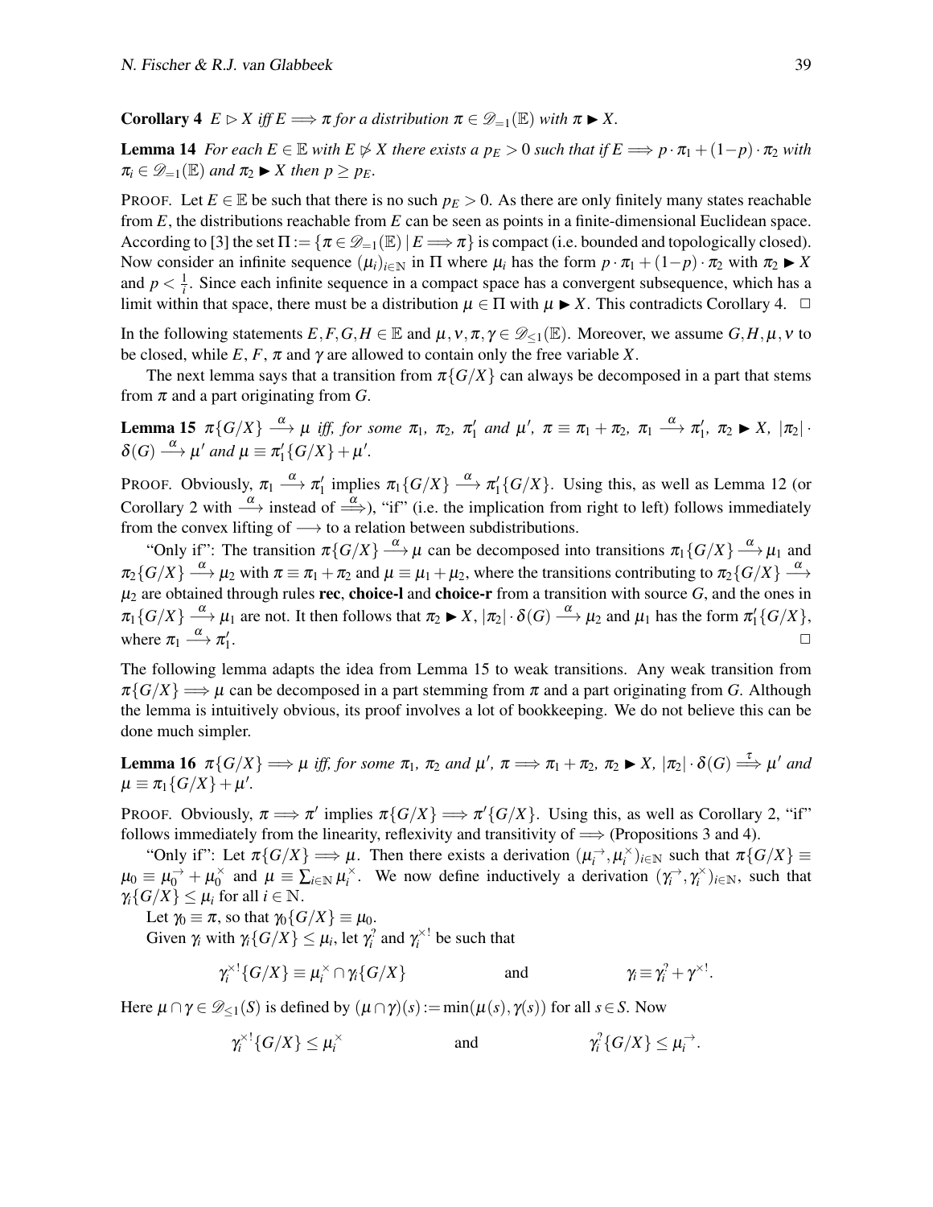**Corollary 4** *$E \rhd X$ iff $E \Longrightarrow \pi$ for a distribution $\pi \in \mathscr{D}_{=1}(\mathbb{E})$ with $\pi \blacktriangleright X$.*

**Lemma 14** *For each $E \in \mathbb{E}$ with $E \not\rhd X$ there exists a $p_E > 0$ such that if $E \Longrightarrow p \cdot \pi_1 + (1-p) \cdot \pi_2$ with $\pi_i \in \mathscr{D}_{=1}(\mathbb{E})$ and $\pi_2 \blacktriangleright X$ then $p \geq p_E$.*

PROOF. Let $E \in \mathbb{E}$ be such that there is no such $p_E > 0$. As there are only finitely many states reachable from $E$, the distributions reachable from $E$ can be seen as points in a finite-dimensional Euclidean space. According to [3] the set $\Pi := \{\pi \in \mathscr{D}_{=1}(\mathbb{E}) \mid E \Longrightarrow \pi\}$ is compact (i.e. bounded and topologically closed). Now consider an infinite sequence $(\mu_i)_{i\in\mathbb{N}}$ in $\Pi$ where $\mu_i$ has the form $p \cdot \pi_1 + (1-p) \cdot \pi_2$ with $\pi_2 \blacktriangleright X$ and $p < \frac{1}{i}$. Since each infinite sequence in a compact space has a convergent subsequence, which has a limit within that space, there must be a distribution $\mu \in \Pi$ with $\mu \blacktriangleright X$. This contradicts Corollary 4. $\square$

In the following statements $E, F, G, H \in \mathbb{E}$ and $\mu, \nu, \pi, \gamma \in \mathscr{D}_{\leq 1}(\mathbb{E})$. Moreover, we assume $G, H, \mu, \nu$ to be closed, while $E$, $F$, $\pi$ and $\gamma$ are allowed to contain only the free variable $X$.

The next lemma says that a transition from $\pi\{G/X\}$ can always be decomposed in a part that stems from $\pi$ and a part originating from $G$.

**Lemma 15** *$\pi\{G/X\} \xrightarrow{\alpha} \mu$ iff, for some $\pi_1$, $\pi_2$, $\pi_1'$ and $\mu'$, $\pi \equiv \pi_1 + \pi_2$, $\pi_1 \xrightarrow{\alpha} \pi_1'$, $\pi_2 \blacktriangleright X$, $|\pi_2| \cdot \delta(G) \xrightarrow{\alpha} \mu'$ and $\mu \equiv \pi_1'\{G/X\} + \mu'$.*

PROOF. Obviously, $\pi_1 \xrightarrow{\alpha} \pi_1'$ implies $\pi_1\{G/X\} \xrightarrow{\alpha} \pi_1'\{G/X\}$. Using this, as well as Lemma 12 (or Corollary 2 with $\xrightarrow{\alpha}$ instead of $\stackrel{\alpha}{\Longrightarrow}$), "if" (i.e. the implication from right to left) follows immediately from the convex lifting of $\longrightarrow$ to a relation between subdistributions.

"Only if": The transition $\pi\{G/X\} \xrightarrow{\alpha} \mu$ can be decomposed into transitions $\pi_1\{G/X\} \xrightarrow{\alpha} \mu_1$ and $\pi_2\{G/X\} \xrightarrow{\alpha} \mu_2$ with $\pi \equiv \pi_1 + \pi_2$ and $\mu \equiv \mu_1 + \mu_2$, where the transitions contributing to $\pi_2\{G/X\} \xrightarrow{\alpha} \mu_2$ are obtained through rules **rec**, **choice-l** and **choice-r** from a transition with source $G$, and the ones in $\pi_1\{G/X\} \xrightarrow{\alpha} \mu_1$ are not. It then follows that $\pi_2 \blacktriangleright X$, $|\pi_2| \cdot \delta(G) \xrightarrow{\alpha} \mu_2$ and $\mu_1$ has the form $\pi_1'\{G/X\}$, where $\pi_1 \xrightarrow{\alpha} \pi_1'$. $\square$

The following lemma adapts the idea from Lemma 15 to weak transitions. Any weak transition from $\pi\{G/X\} \Longrightarrow \mu$ can be decomposed in a part stemming from $\pi$ and a part originating from $G$. Although the lemma is intuitively obvious, its proof involves a lot of bookkeeping. We do not believe this can be done much simpler.

**Lemma 16** *$\pi\{G/X\} \Longrightarrow \mu$ iff, for some $\pi_1$, $\pi_2$ and $\mu'$, $\pi \Longrightarrow \pi_1 + \pi_2$, $\pi_2 \blacktriangleright X$, $|\pi_2| \cdot \delta(G) \stackrel{\tau}{\Longrightarrow} \mu'$ and $\mu \equiv \pi_1\{G/X\} + \mu'$.*

PROOF. Obviously, $\pi \Longrightarrow \pi'$ implies $\pi\{G/X\} \Longrightarrow \pi'\{G/X\}$. Using this, as well as Corollary 2, "if" follows immediately from the linearity, reflexivity and transitivity of $\Longrightarrow$ (Propositions 3 and 4).

"Only if": Let $\pi\{G/X\} \Longrightarrow \mu$. Then there exists a derivation $(\mu_i^{\rightarrow}, \mu_i^{\times})_{i\in\mathbb{N}}$ such that $\pi\{G/X\} \equiv \mu_0 \equiv \mu_0^{\rightarrow} + \mu_0^{\times}$ and $\mu \equiv \sum_{i\in\mathbb{N}} \mu_i^{\times}$. We now define inductively a derivation $(\gamma_i^{\rightarrow}, \gamma_i^{\times})_{i\in\mathbb{N}}$, such that $\gamma_i\{G/X\} \leq \mu_i$ for all $i \in \mathbb{N}$.

Let $\gamma_0 \equiv \pi$, so that $\gamma_0\{G/X\} \equiv \mu_0$.

Given $\gamma_i$ with $\gamma_i\{G/X\} \leq \mu_i$, let $\gamma_i^{?}$ and $\gamma_i^{\times!}$ be such that

$$\gamma_i^{\times!}\{G/X\} \equiv \mu_i^{\times} \cap \gamma_i\{G/X\} \qquad\qquad \text{and} \qquad\qquad \gamma_i \equiv \gamma_i^{?} + \gamma^{\times!}.$$

Here $\mu \cap \gamma \in \mathscr{D}_{\leq 1}(S)$ is defined by $(\mu \cap \gamma)(s) := \min(\mu(s), \gamma(s))$ for all $s \in S$. Now

$$\gamma_i^{\times!}\{G/X\} \leq \mu_i^{\times} \qquad\qquad \text{and} \qquad\qquad \gamma_i^{?}\{G/X\} \leq \mu_i^{\rightarrow}.$$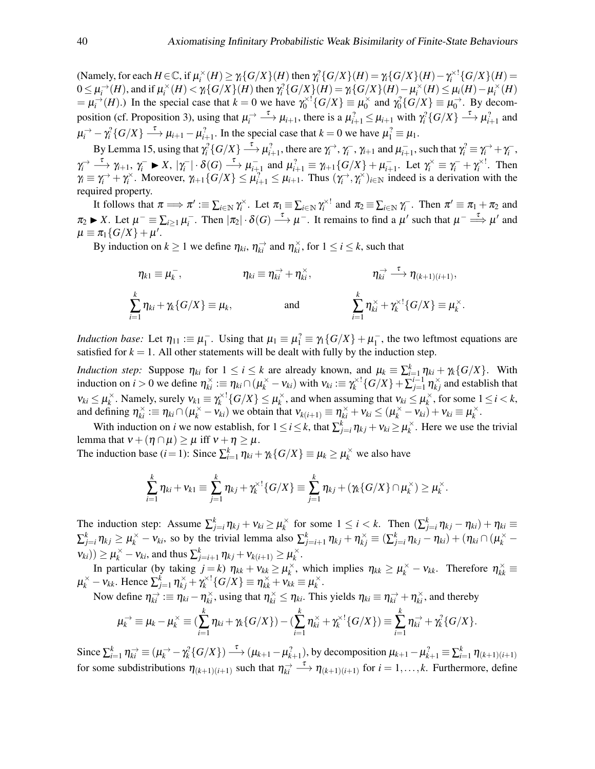(Namely, for each $H \in \mathbb{C}$, if $\mu_i^\times(H) \geq \gamma_i\{G/X\}(H)$ then $\gamma_i^?\{G/X\}(H) = \gamma_i\{G/X\}(H) - \gamma_i^{\times !}\{G/X\}(H) = 0 \leq \mu_i^\rightarrow(H)$, and if $\mu_i^\times(H) < \gamma_i\{G/X\}(H)$ then $\gamma_i^?\{G/X\}(H) = \gamma_i\{G/X\}(H) - \mu_i^\times(H) \leq \mu_i(H) - \mu_i^\times(H) = \mu_i^\rightarrow(H)$.) In the special case that $k=0$ we have $\gamma_0^{\times !}\{G/X\} \equiv \mu_0^\times$ and $\gamma_0^?\{G/X\} \equiv \mu_0^\rightarrow$. By decomposition (cf. Proposition 3), using that $\mu_i^\rightarrow \xrightarrow{\tau} \mu_{i+1}$, there is a $\mu_{i+1}^? \leq \mu_{i+1}$ with $\gamma_i^?\{G/X\} \xrightarrow{\tau} \mu_{i+1}^?$ and $\mu_i^\rightarrow - \gamma_i^?\{G/X\} \xrightarrow{\tau} \mu_{i+1} - \mu_{i+1}^?$. In the special case that $k=0$ we have $\mu_1^? \equiv \mu_1$.

By Lemma 15, using that $\gamma_i^?\{G/X\} \xrightarrow{\tau} \mu_{i+1}^?$, there are $\gamma_i^\rightarrow$, $\gamma_i^-$, $\gamma_{i+1}$ and $\mu_{i+1}^-$, such that $\gamma_i^? \equiv \gamma_i^\rightarrow + \gamma_i^-$, $\gamma_i^\rightarrow \xrightarrow{\tau} \gamma_{i+1}$, $\gamma_i^- \blacktriangleright X$, $|\gamma_i^-| \cdot \delta(G) \xrightarrow{\tau} \mu_{i+1}^-$ and $\mu_{i+1}^? \equiv \gamma_{i+1}\{G/X\} + \mu_{i+1}^-$. Let $\gamma_i^\times \equiv \gamma_i^- + \gamma_i^{\times !}$. Then $\gamma_i \equiv \gamma_i^\rightarrow + \gamma_i^\times$. Moreover, $\gamma_{i+1}\{G/X\} \leq \mu_{i+1}^? \leq \mu_{i+1}$. Thus $(\gamma_i^\rightarrow, \gamma_i^\times)_{i \in \mathbb{N}}$ indeed is a derivation with the required property.

It follows that $\pi \Longrightarrow \pi' :\equiv \sum_{i \in \mathbb{N}} \gamma_i^\times$. Let $\pi_1 \equiv \sum_{i \in \mathbb{N}} \gamma_i^{\times !}$ and $\pi_2 \equiv \sum_{i \in \mathbb{N}} \gamma_i^-$. Then $\pi' \equiv \pi_1 + \pi_2$ and $\pi_2 \blacktriangleright X$. Let $\mu^- \equiv \sum_{i \geq 1} \mu_i^-$. Then $|\pi_2| \cdot \delta(G) \xrightarrow{\tau} \mu^-$. It remains to find a $\mu'$ such that $\mu^- \stackrel{\tau}{\Longrightarrow} \mu'$ and $\mu \equiv \pi_1\{G/X\} + \mu'$.

By induction on $k \geq 1$ we define $\eta_{ki}$, $\eta_{ki}^\rightarrow$ and $\eta_{ki}^\times$, for $1 \leq i \leq k$, such that

$$\eta_{k1} \equiv \mu_k^-, \qquad \eta_{ki} \equiv \eta_{ki}^\rightarrow + \eta_{ki}^\times, \qquad \eta_{ki}^\rightarrow \xrightarrow{\tau} \eta_{(k+1)(i+1)},$$

$$\sum_{i=1}^{k} \eta_{ki} + \gamma_k\{G/X\} \equiv \mu_k, \qquad \text{and} \qquad \sum_{i=1}^{k} \eta_{ki}^\times + \gamma_k^{\times !}\{G/X\} \equiv \mu_k^\times.$$

*Induction base:* Let $\eta_{11} :\equiv \mu_1^-$. Using that $\mu_1 \equiv \mu_1^? \equiv \gamma_1\{G/X\} + \mu_1^-$, the two leftmost equations are satisfied for $k=1$. All other statements will be dealt with fully by the induction step.

*Induction step:* Suppose $\eta_{ki}$ for $1 \leq i \leq k$ are already known, and $\mu_k \equiv \sum_{i=1}^{k} \eta_{ki} + \gamma_k\{G/X\}$. With induction on $i > 0$ we define $\eta_{ki}^\times :\equiv \eta_{ki} \cap (\mu_k^\times - \nu_{ki})$ with $\nu_{ki} :\equiv \gamma_k^{\times !}\{G/X\} + \sum_{j=1}^{i-1} \eta_{kj}^\times$ and establish that $\nu_{ki} \leq \mu_k^\times$. Namely, surely $\nu_{k1} \equiv \gamma_k^{\times !}\{G/X\} \leq \mu_k^\times$, and when assuming that $\nu_{ki} \leq \mu_k^\times$, for some $1 \leq i < k$, and defining $\eta_{ki}^\times :\equiv \eta_{ki} \cap (\mu_k^\times - \nu_{ki})$ we obtain that $\nu_{k(i+1)} \equiv \eta_{ki}^\times + \nu_{ki} \leq (\mu_k^\times - \nu_{ki}) + \nu_{ki} \equiv \mu_k^\times$.

With induction on $i$ we now establish, for $1 \leq i \leq k$, that $\sum_{j=i}^{k} \eta_{kj} + \nu_{ki} \geq \mu_k^\times$. Here we use the trivial lemma that $\nu + (\eta \cap \mu) \geq \mu$ iff $\nu + \eta \geq \mu$.
The induction base ($i=1$): Since $\sum_{i=1}^{k} \eta_{ki} + \gamma_k\{G/X\} \equiv \mu_k \geq \mu_k^\times$ we also have

$$\sum_{i=1}^{k} \eta_{ki} + \nu_{k1} \equiv \sum_{j=1}^{k} \eta_{kj} + \gamma_k^{\times !}\{G/X\} \equiv \sum_{j=1}^{k} \eta_{kj} + (\gamma_k\{G/X\} \cap \mu_k^\times) \geq \mu_k^\times.$$

The induction step: Assume $\sum_{j=i}^{k} \eta_{kj} + \nu_{ki} \geq \mu_k^\times$ for some $1 \leq i < k$. Then $(\sum_{j=i}^{k} \eta_{kj} - \eta_{ki}) + \eta_{ki} \equiv \sum_{j=i}^{k} \eta_{kj} \geq \mu_k^\times - \nu_{ki}$, so by the trivial lemma also $\sum_{j=i+1}^{k} \eta_{kj} + \eta_{kj}^\times \equiv (\sum_{j=i}^{k} \eta_{kj} - \eta_{ki}) + (\eta_{ki} \cap (\mu_k^\times - \nu_{ki})) \geq \mu_k^\times - \nu_{ki}$, and thus $\sum_{j=i+1}^{k} \eta_{kj} + \nu_{k(i+1)} \geq \mu_k^\times$.

In particular (by taking $j=k$) $\eta_{kk} + \nu_{kk} \geq \mu_k^\times$, which implies $\eta_{kk} \geq \mu_k^\times - \nu_{kk}$. Therefore $\eta_{kk}^\times \equiv \mu_k^\times - \nu_{kk}$. Hence $\sum_{j=1}^{k} \eta_{kj}^\times + \gamma_k^{\times !}\{G/X\} \equiv \eta_{kk}^\times + \nu_{kk} \equiv \mu_k^\times$.

Now define $\eta_{ki}^\rightarrow :\equiv \eta_{ki} - \eta_{ki}^\times$, using that $\eta_{ki}^\times \leq \eta_{ki}$. This yields $\eta_{ki} \equiv \eta_{ki}^\rightarrow + \eta_{ki}^\times$, and thereby

$$\mu_k^\rightarrow \equiv \mu_k - \mu_k^\times \equiv (\sum_{i=1}^{k} \eta_{ki} + \gamma_k\{G/X\}) - (\sum_{i=1}^{k} \eta_{ki}^\times + \gamma_k^{\times !}\{G/X\}) \equiv \sum_{i=1}^{k} \eta_{ki}^\rightarrow + \gamma_k^?\{G/X\}.$$

Since $\sum_{i=1}^{k} \eta_{ki}^\rightarrow \equiv (\mu_k^\rightarrow - \gamma_k^?\{G/X\}) \xrightarrow{\tau} (\mu_{k+1} - \mu_{k+1}^?)$, by decomposition $\mu_{k+1} - \mu_{k+1}^? \equiv \sum_{i=1}^{k} \eta_{(k+1)(i+1)}$ for some subdistributions $\eta_{(k+1)(i+1)}$ such that $\eta_{ki}^\rightarrow \xrightarrow{\tau} \eta_{(k+1)(i+1)}$ for $i = 1, \ldots, k$. Furthermore, define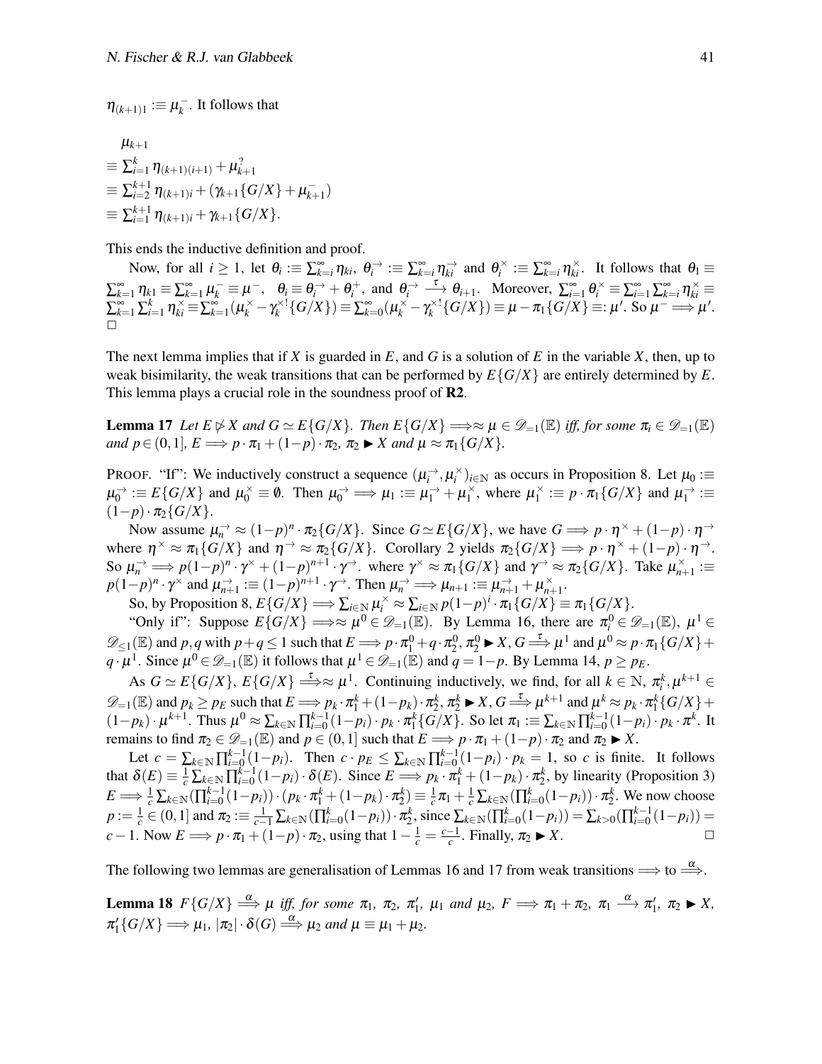$\eta_{(k+1)1} :\equiv \mu_k^-$. It follows that

$$
\begin{aligned}
&\mu_{k+1} \\
&\equiv \textstyle\sum_{i=1}^{k} \eta_{(k+1)(i+1)} + \mu_{k+1}^{?} \\
&\equiv \textstyle\sum_{i=2}^{k+1} \eta_{(k+1)i} + (\gamma_{k+1}\{G/X\} + \mu_{k+1}^-) \\
&\equiv \textstyle\sum_{i=1}^{k+1} \eta_{(k+1)i} + \gamma_{k+1}\{G/X\}.
\end{aligned}
$$

This ends the inductive definition and proof.

Now, for all $i \geq 1$, let $\theta_i := \sum_{k=i}^{\infty} \eta_{ki}$, $\theta_i^{\rightarrow} :\equiv \sum_{k=i}^{\infty} \eta_{ki}^{\rightarrow}$ and $\theta_i^{\times} := \sum_{k=i}^{\infty} \eta_{ki}^{\times}$. It follows that $\theta_1 \equiv \sum_{k=1}^{\infty} \eta_{k1} \equiv \sum_{k=1}^{\infty} \mu_k^- \equiv \mu^-$, $\theta_i \equiv \theta_i^{\rightarrow} + \theta_i^{+}$, and $\theta_i^{\rightarrow} \xrightarrow{\tau} \theta_{i+1}$. Moreover, $\sum_{i=1}^{\infty} \theta_i^{\times} \equiv \sum_{i=1}^{\infty} \sum_{k=i}^{\infty} \eta_{ki}^{\times} \equiv \sum_{k=1}^{\infty} \sum_{i=1}^{k} \eta_{ki}^{\times} \equiv \sum_{k=1}^{\infty} (\mu_k^{\times} - \gamma_k^{\times!}\{G/X\}) \equiv \sum_{k=0}^{\infty} (\mu_k^{\times} - \gamma_k^{\times!}\{G/X\}) \equiv \mu - \pi_1\{G/X\} \equiv: \mu'$. So $\mu^- \Longrightarrow \mu'$. □

The next lemma implies that if $X$ is guarded in $E$, and $G$ is a solution of $E$ in the variable $X$, then, up to weak bisimilarity, the weak transitions that can be performed by $E\{G/X\}$ are entirely determined by $E$. This lemma plays a crucial role in the soundness proof of **R2**.

**Lemma 17** *Let $E \not\triangleright X$ and $G \simeq E\{G/X\}$. Then $E\{G/X\} \Longrightarrow\approx \mu \in \mathscr{D}_{=1}(\mathbb{E})$ iff, for some $\pi_i \in \mathscr{D}_{=1}(\mathbb{E})$ and $p \in (0,1]$, $E \Longrightarrow p \cdot \pi_1 + (1-p) \cdot \pi_2$, $\pi_2 \blacktriangleright X$ and $\mu \approx \pi_1\{G/X\}$.*

Proof. "If": We inductively construct a sequence $(\mu_i^{\rightarrow}, \mu_i^{\times})_{i \in \mathbb{N}}$ as occurs in Proposition 8. Let $\mu_0 :\equiv \mu_0^{\rightarrow} :\equiv E\{G/X\}$ and $\mu_0^{\times} \equiv \emptyset$. Then $\mu_0^{\rightarrow} \Longrightarrow \mu_1 :\equiv \mu_1^{\rightarrow} + \mu_1^{\times}$, where $\mu_1^{\times} :\equiv p \cdot \pi_1\{G/X\}$ and $\mu_1^{\rightarrow} :\equiv (1-p) \cdot \pi_2\{G/X\}$.

Now assume $\mu_n^{\rightarrow} \approx (1-p)^n \cdot \pi_2\{G/X\}$. Since $G \simeq E\{G/X\}$, we have $G \Longrightarrow p \cdot \eta^{\times} + (1-p) \cdot \eta^{\rightarrow}$ where $\eta^{\times} \approx \pi_1\{G/X\}$ and $\eta^{\rightarrow} \approx \pi_2\{G/X\}$. Corollary 2 yields $\pi_2\{G/X\} \Longrightarrow p \cdot \eta^{\times} + (1-p) \cdot \eta^{\rightarrow}$. So $\mu_n^{\rightarrow} \Longrightarrow p(1-p)^n \cdot \gamma^{\times} + (1-p)^{n+1} \cdot \gamma^{\rightarrow}$. where $\gamma^{\times} \approx \pi_1\{G/X\}$ and $\gamma^{\rightarrow} \approx \pi_2\{G/X\}$. Take $\mu_{n+1}^{\times} :\equiv p(1-p)^n \cdot \gamma^{\times}$ and $\mu_{n+1}^{\rightarrow} :\equiv (1-p)^{n+1} \cdot \gamma^{\rightarrow}$. Then $\mu_n^{\rightarrow} \Longrightarrow \mu_{n+1} :\equiv \mu_{n+1}^{\rightarrow} + \mu_{n+1}^{\times}$.

So, by Proposition 8, $E\{G/X\} \Longrightarrow \sum_{i \in \mathbb{N}} \mu_i^{\times} \approx \sum_{i \in \mathbb{N}} p(1-p)^i \cdot \pi_1\{G/X\} \equiv \pi_1\{G/X\}$.

"Only if": Suppose $E\{G/X\} \Longrightarrow\approx \mu^0 \in \mathscr{D}_{=1}(\mathbb{E})$. By Lemma 16, there are $\pi_i^0 \in \mathscr{D}_{=1}(\mathbb{E})$, $\mu^1 \in \mathscr{D}_{\leq 1}(\mathbb{E})$ and $p,q$ with $p+q \leq 1$ such that $E \Longrightarrow p \cdot \pi_1^0 + q \cdot \pi_2^0$, $\pi_2^0 \blacktriangleright X$, $G \stackrel{\tau}{\Longrightarrow} \mu^1$ and $\mu^0 \approx p \cdot \pi_1\{G/X\} + q \cdot \mu^1$. Since $\mu^0 \in \mathscr{D}_{=1}(\mathbb{E})$ it follows that $\mu^1 \in \mathscr{D}_{=1}(\mathbb{E})$ and $q = 1-p$. By Lemma 14, $p \geq p_E$.

As $G \simeq E\{G/X\}$, $E\{G/X\} \stackrel{\tau}{\Longrightarrow}\approx \mu^1$. Continuing inductively, we find, for all $k \in \mathbb{N}$, $\pi_i^k, \mu^{k+1} \in \mathscr{D}_{=1}(\mathbb{E})$ and $p_k \geq p_E$ such that $E \Longrightarrow p_k \cdot \pi_1^k + (1-p_k) \cdot \pi_2^k$, $\pi_2^k \blacktriangleright X$, $G \stackrel{\tau}{\Longrightarrow} \mu^{k+1}$ and $\mu^k \approx p_k \cdot \pi_1^k\{G/X\} + (1-p_k) \cdot \mu^{k+1}$. Thus $\mu^0 \approx \sum_{k \in \mathbb{N}} \prod_{i=0}^{k-1}(1-p_i) \cdot p_k \cdot \pi_1^k\{G/X\}$. So let $\pi_1 := \sum_{k \in \mathbb{N}} \prod_{i=0}^{k-1}(1-p_i) \cdot p_k \cdot \pi^k$. It remains to find $\pi_2 \in \mathscr{D}_{=1}(\mathbb{E})$ and $p \in (0,1]$ such that $E \Longrightarrow p \cdot \pi_1 + (1-p) \cdot \pi_2$ and $\pi_2 \blacktriangleright X$.

Let $c = \sum_{k \in \mathbb{N}} \prod_{i=0}^{k-1}(1-p_i)$. Then $c \cdot p_E \leq \sum_{k \in \mathbb{N}} \prod_{i=0}^{k-1}(1-p_i) \cdot p_k = 1$, so $c$ is finite. It follows that $\delta(E) \equiv \frac{1}{c} \sum_{k \in \mathbb{N}} \prod_{i=0}^{k-1}(1-p_i) \cdot \delta(E)$. Since $E \Longrightarrow p_k \cdot \pi_1^k + (1-p_k) \cdot \pi_2^k$, by linearity (Proposition 3) $E \Longrightarrow \frac{1}{c} \sum_{k \in \mathbb{N}} (\prod_{i=0}^{k-1}(1-p_i)) \cdot (p_k \cdot \pi_1^k + (1-p_k) \cdot \pi_2^k) \equiv \frac{1}{c}\pi_1 + \frac{1}{c} \sum_{k \in \mathbb{N}} (\prod_{i=0}^{k}(1-p_i)) \cdot \pi_2^k$. We now choose $p := \frac{1}{c} \in (0,1]$ and $\pi_2 :\equiv \frac{1}{c-1} \sum_{k \in \mathbb{N}} (\prod_{i=0}^{k}(1-p_i)) \cdot \pi_2^k$, since $\sum_{k \in \mathbb{N}} (\prod_{i=0}^{k}(1-p_i)) = \sum_{k>0} (\prod_{i=0}^{k-1}(1-p_i)) = c-1$. Now $E \Longrightarrow p \cdot \pi_1 + (1-p) \cdot \pi_2$, using that $1 - \frac{1}{c} = \frac{c-1}{c}$. Finally, $\pi_2 \blacktriangleright X$. □

The following two lemmas are generalisation of Lemmas 16 and 17 from weak transitions $\Longrightarrow$ to $\stackrel{\alpha}{\Longrightarrow}$.

**Lemma 18** *$F\{G/X\} \stackrel{\alpha}{\Longrightarrow} \mu$ iff, for some $\pi_1$, $\pi_2$, $\pi_1'$, $\mu_1$ and $\mu_2$, $F \Longrightarrow \pi_1 + \pi_2$, $\pi_1 \stackrel{\alpha}{\longrightarrow} \pi_1'$, $\pi_2 \blacktriangleright X$, $\pi_1'\{G/X\} \Longrightarrow \mu_1$, $|\pi_2| \cdot \delta(G) \stackrel{\alpha}{\Longrightarrow} \mu_2$ and $\mu \equiv \mu_1 + \mu_2$.*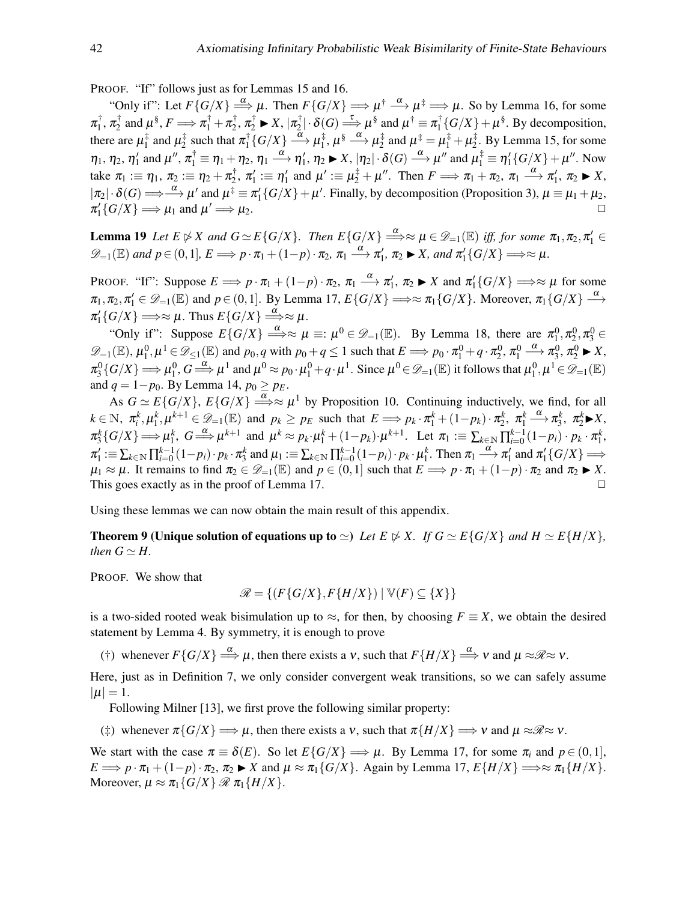PROOF. "If" follows just as for Lemmas 15 and 16.

"Only if": Let $F\{G/X\} \stackrel{\alpha}{\Longrightarrow} \mu$. Then $F\{G/X\} \Longrightarrow \mu^\dagger \stackrel{\alpha}{\longrightarrow} \mu^\ddagger \Longrightarrow \mu$. So by Lemma 16, for some $\pi_1^\dagger$, $\pi_2^\dagger$ and $\mu^\S$, $F \Longrightarrow \pi_1^\dagger + \pi_2^\dagger$, $\pi_2^\dagger \blacktriangleright X$, $|\pi_2^\dagger| \cdot \delta(G) \stackrel{\tau}{\Longrightarrow} \mu^\S$ and $\mu^\dagger \equiv \pi_1^\dagger\{G/X\} + \mu^\S$. By decomposition, there are $\mu_1^\ddagger$ and $\mu_2^\ddagger$ such that $\pi_1^\dagger\{G/X\} \stackrel{\alpha}{\longrightarrow} \mu_1^\ddagger$, $\mu^\S \stackrel{\alpha}{\longrightarrow} \mu_2^\ddagger$ and $\mu^\ddagger = \mu_1^\ddagger + \mu_2^\ddagger$. By Lemma 15, for some $\eta_1$, $\eta_2$, $\eta_1'$ and $\mu''$, $\pi_1^\dagger \equiv \eta_1 + \eta_2$, $\eta_1 \stackrel{\alpha}{\longrightarrow} \eta_1'$, $\eta_2 \blacktriangleright X$, $|\eta_2| \cdot \delta(G) \stackrel{\alpha}{\longrightarrow} \mu''$ and $\mu_1^\ddagger \equiv \eta_1'\{G/X\} + \mu''$. Now take $\pi_1 :\equiv \eta_1$, $\pi_2 :\equiv \eta_2 + \pi_2^\dagger$, $\pi_1' :\equiv \eta_1'$ and $\mu' := \mu_2^\ddagger + \mu''$. Then $F \Longrightarrow \pi_1 + \pi_2$, $\pi_1 \stackrel{\alpha}{\longrightarrow} \pi_1'$, $\pi_2 \blacktriangleright X$, $|\pi_2| \cdot \delta(G) \Longrightarrow\stackrel{\alpha}{\longrightarrow} \mu'$ and $\mu^\ddagger \equiv \pi_1'\{G/X\} + \mu'$. Finally, by decomposition (Proposition 3), $\mu \equiv \mu_1 + \mu_2$, $\pi_1'\{G/X\} \Longrightarrow \mu_1$ and $\mu' \Longrightarrow \mu_2$. $\square$

**Lemma 19** *Let $E \not\triangleright X$ and $G \simeq E\{G/X\}$. Then $E\{G/X\} \stackrel{\alpha}{\Longrightarrow}\approx \mu \in \mathscr{D}_{=1}(\mathbb{E})$ iff, for some $\pi_1, \pi_2, \pi_1' \in \mathscr{D}_{=1}(\mathbb{E})$ and $p \in (0,1]$, $E \Longrightarrow p \cdot \pi_1 + (1-p) \cdot \pi_2$, $\pi_1 \stackrel{\alpha}{\longrightarrow} \pi_1'$, $\pi_2 \blacktriangleright X$, and $\pi_1'\{G/X\} \Longrightarrow\approx \mu$.*

PROOF. "If": Suppose $E \Longrightarrow p \cdot \pi_1 + (1-p) \cdot \pi_2$, $\pi_1 \stackrel{\alpha}{\longrightarrow} \pi_1'$, $\pi_2 \blacktriangleright X$ and $\pi_1'\{G/X\} \Longrightarrow\approx \mu$ for some $\pi_1, \pi_2, \pi_1' \in \mathscr{D}_{=1}(\mathbb{E})$ and $p \in (0,1]$. By Lemma 17, $E\{G/X\} \Longrightarrow\approx \pi_1\{G/X\}$. Moreover, $\pi_1\{G/X\} \stackrel{\alpha}{\longrightarrow} \pi_1'\{G/X\} \Longrightarrow\approx \mu$. Thus $E\{G/X\} \stackrel{\alpha}{\Longrightarrow}\approx \mu$.

"Only if": Suppose $E\{G/X\} \stackrel{\alpha}{\Longrightarrow}\approx \mu =: \mu^0 \in \mathscr{D}_{=1}(\mathbb{E})$. By Lemma 18, there are $\pi_1^0, \pi_2^0, \pi_3^0 \in \mathscr{D}_{=1}(\mathbb{E})$, $\mu_1^0, \mu^1 \in \mathscr{D}_{\leq 1}(\mathbb{E})$ and $p_0, q$ with $p_0 + q \leq 1$ such that $E \Longrightarrow p_0 \cdot \pi_1^0 + q \cdot \pi_2^0$, $\pi_1^0 \stackrel{\alpha}{\longrightarrow} \pi_3^0$, $\pi_2^0 \blacktriangleright X$, $\pi_3^0\{G/X\} \Longrightarrow \mu_1^0$, $G \stackrel{\alpha}{\Longrightarrow} \mu^1$ and $\mu^0 \approx p_0 \cdot \mu_1^0 + q \cdot \mu^1$. Since $\mu^0 \in \mathscr{D}_{=1}(\mathbb{E})$ it follows that $\mu_1^0, \mu^1 \in \mathscr{D}_{=1}(\mathbb{E})$ and $q = 1 - p_0$. By Lemma 14, $p_0 \geq p_E$.

As $G \simeq E\{G/X\}$, $E\{G/X\} \stackrel{\alpha}{\Longrightarrow}\approx \mu^1$ by Proposition 10. Continuing inductively, we find, for all $k \in \mathbb{N}$, $\pi_i^k, \mu_1^k, \mu^{k+1} \in \mathscr{D}_{=1}(\mathbb{E})$ and $p_k \geq p_E$ such that $E \Longrightarrow p_k \cdot \pi_1^k + (1-p_k) \cdot \pi_2^k$, $\pi_1^k \stackrel{\alpha}{\longrightarrow} \pi_3^k$, $\pi_2^k \blacktriangleright X$, $\pi_3^k\{G/X\} \Longrightarrow \mu_1^k$, $G \stackrel{\alpha}{\Longrightarrow} \mu^{k+1}$ and $\mu^k \approx p_k \cdot \mu_1^k + (1-p_k) \cdot \mu^{k+1}$. Let $\pi_1 :\equiv \sum_{k \in \mathbb{N}} \prod_{i=0}^{k-1} (1-p_i) \cdot p_k \cdot \pi_1^k$, $\pi_1' :\equiv \sum_{k \in \mathbb{N}} \prod_{i=0}^{k-1} (1-p_i) \cdot p_k \cdot \pi_3^k$ and $\mu_1 :\equiv \sum_{k \in \mathbb{N}} \prod_{i=0}^{k-1} (1-p_i) \cdot p_k \cdot \mu_1^k$. Then $\pi_1 \stackrel{\alpha}{\longrightarrow} \pi_1'$ and $\pi_1'\{G/X\} \Longrightarrow \mu_1 \approx \mu$. It remains to find $\pi_2 \in \mathscr{D}_{=1}(\mathbb{E})$ and $p \in (0,1]$ such that $E \Longrightarrow p \cdot \pi_1 + (1-p) \cdot \pi_2$ and $\pi_2 \blacktriangleright X$. This goes exactly as in the proof of Lemma 17. $\square$

Using these lemmas we can now obtain the main result of this appendix.

**Theorem 9 (Unique solution of equations up to $\simeq$)** *Let $E \not\triangleright X$. If $G \simeq E\{G/X\}$ and $H \simeq E\{H/X\}$, then $G \simeq H$.*

PROOF. We show that

$$\mathscr{R} = \{(F\{G/X\}, F\{H/X\}) \mid \mathbb{V}(F) \subseteq \{X\}\}$$

is a two-sided rooted weak bisimulation up to $\approx$, for then, by choosing $F \equiv X$, we obtain the desired statement by Lemma 4. By symmetry, it is enough to prove

(†) whenever $F\{G/X\} \stackrel{\alpha}{\Longrightarrow} \mu$, then there exists a $\nu$, such that $F\{H/X\} \stackrel{\alpha}{\Longrightarrow} \nu$ and $\mu \approx\mathscr{R}\approx \nu$.

Here, just as in Definition 7, we only consider convergent weak transitions, so we can safely assume $|\mu| = 1$.

Following Milner [13], we first prove the following similar property:

(‡) whenever $\pi\{G/X\} \Longrightarrow \mu$, then there exists a $\nu$, such that $\pi\{H/X\} \Longrightarrow \nu$ and $\mu \approx\mathscr{R}\approx \nu$.

We start with the case $\pi \equiv \delta(E)$. So let $E\{G/X\} \Longrightarrow \mu$. By Lemma 17, for some $\pi_i$ and $p \in (0,1]$, $E \Longrightarrow p \cdot \pi_1 + (1-p) \cdot \pi_2$, $\pi_2 \blacktriangleright X$ and $\mu \approx \pi_1\{G/X\}$. Again by Lemma 17, $E\{H/X\} \Longrightarrow\approx \pi_1\{H/X\}$. Moreover, $\mu \approx \pi_1\{G/X\} \mathscr{R} \pi_1\{H/X\}$.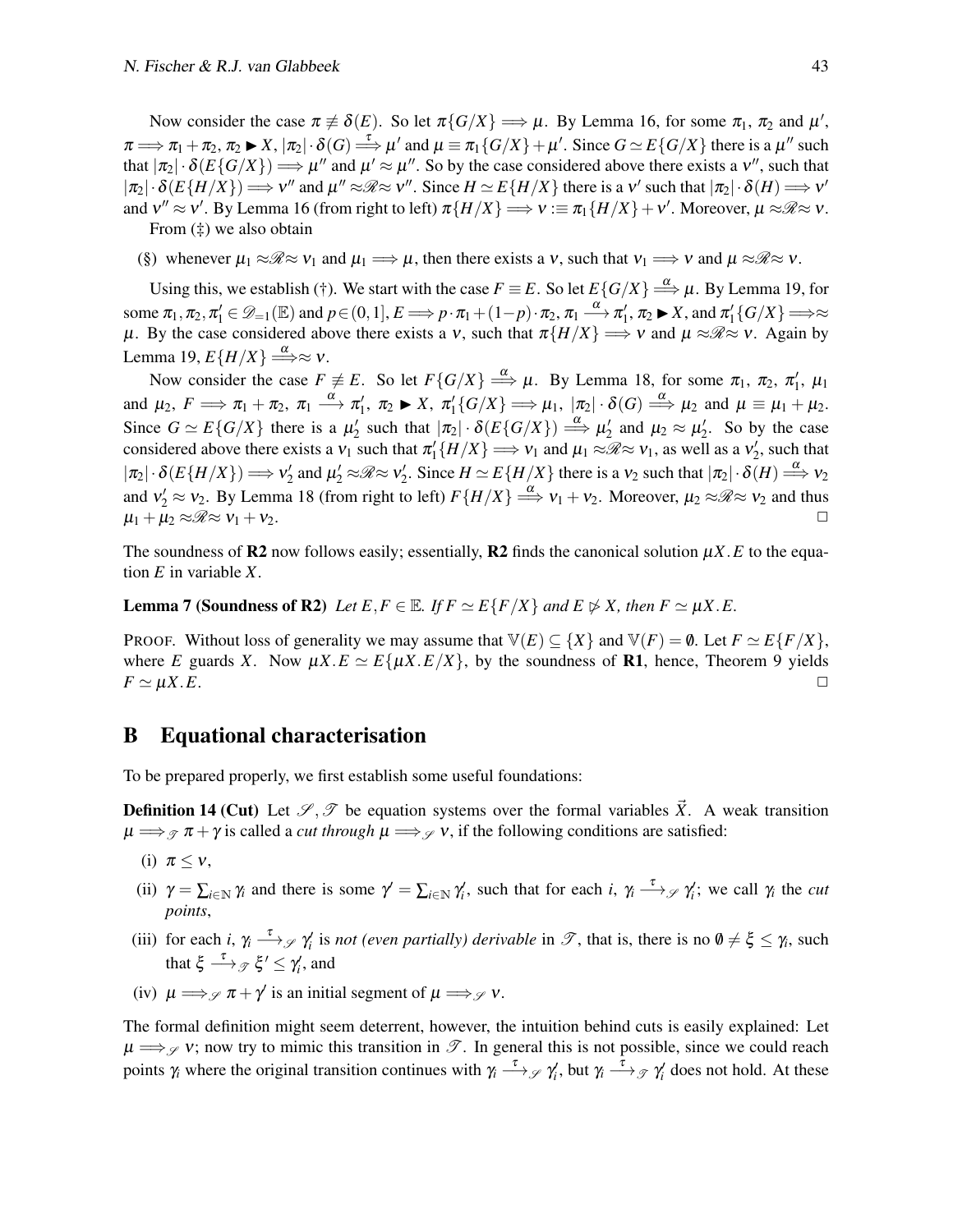Now consider the case $\pi \not\equiv \delta(E)$. So let $\pi\{G/X\} \Longrightarrow \mu$. By Lemma 16, for some $\pi_1$, $\pi_2$ and $\mu'$, $\pi \Longrightarrow \pi_1 + \pi_2$, $\pi_2 \blacktriangleright X$, $|\pi_2| \cdot \delta(G) \stackrel{\tau}{\Longrightarrow} \mu'$ and $\mu \equiv \pi_1\{G/X\} + \mu'$. Since $G \simeq E\{G/X\}$ there is a $\mu''$ such that $|\pi_2| \cdot \delta(E\{G/X\}) \Longrightarrow \mu''$ and $\mu' \approx \mu''$. So by the case considered above there exists a $\nu''$, such that $|\pi_2| \cdot \delta(E\{H/X\}) \Longrightarrow \nu''$ and $\mu'' \approx\mathscr{R}\approx \nu''$. Since $H \simeq E\{H/X\}$ there is a $\nu'$ such that $|\pi_2| \cdot \delta(H) \Longrightarrow \nu'$ and $\nu'' \approx \nu'$. By Lemma 16 (from right to left) $\pi\{H/X\} \Longrightarrow \nu :\equiv \pi_1\{H/X\} + \nu'$. Moreover, $\mu \approx\mathscr{R}\approx \nu$.

From (‡) we also obtain

(§) whenever $\mu_1 \approx\mathscr{R}\approx \nu_1$ and $\mu_1 \Longrightarrow \mu$, then there exists a $\nu$, such that $\nu_1 \Longrightarrow \nu$ and $\mu \approx\mathscr{R}\approx \nu$.

Using this, we establish (†). We start with the case $F \equiv E$. So let $E\{G/X\} \stackrel{\alpha}{\Longrightarrow} \mu$. By Lemma 19, for some $\pi_1, \pi_2, \pi_1' \in \mathscr{D}_{=1}(\mathbb{E})$ and $p \in (0,1]$, $E \Longrightarrow p \cdot \pi_1 + (1-p) \cdot \pi_2$, $\pi_1 \stackrel{\alpha}{\longrightarrow} \pi_1'$, $\pi_2 \blacktriangleright X$, and $\pi_1'\{G/X\} \Longrightarrow\approx \mu$. By the case considered above there exists a $\nu$, such that $\pi\{H/X\} \Longrightarrow \nu$ and $\mu \approx\mathscr{R}\approx \nu$. Again by Lemma 19, $E\{H/X\} \stackrel{\alpha}{\Longrightarrow}\approx \nu$.

Now consider the case $F \not\equiv E$. So let $F\{G/X\} \stackrel{\alpha}{\Longrightarrow} \mu$. By Lemma 18, for some $\pi_1$, $\pi_2$, $\pi_1'$, $\mu_1$ and $\mu_2$, $F \Longrightarrow \pi_1 + \pi_2$, $\pi_1 \stackrel{\alpha}{\longrightarrow} \pi_1'$, $\pi_2 \blacktriangleright X$, $\pi_1'\{G/X\} \Longrightarrow \mu_1$, $|\pi_2| \cdot \delta(G) \stackrel{\alpha}{\Longrightarrow} \mu_2$ and $\mu \equiv \mu_1 + \mu_2$. Since $G \simeq E\{G/X\}$ there is a $\mu_2'$ such that $|\pi_2| \cdot \delta(E\{G/X\}) \stackrel{\alpha}{\Longrightarrow} \mu_2'$ and $\mu_2 \approx \mu_2'$. So by the case considered above there exists a $\nu_1$ such that $\pi_1'\{H/X\} \Longrightarrow \nu_1$ and $\mu_1 \approx\mathscr{R}\approx \nu_1$, as well as a $\nu_2'$, such that $|\pi_2| \cdot \delta(E\{H/X\}) \Longrightarrow \nu_2'$ and $\mu_2' \approx\mathscr{R}\approx \nu_2'$. Since $H \simeq E\{H/X\}$ there is a $\nu_2$ such that $|\pi_2| \cdot \delta(H) \stackrel{\alpha}{\Longrightarrow} \nu_2$ and $\nu_2' \approx \nu_2$. By Lemma 18 (from right to left) $F\{H/X\} \stackrel{\alpha}{\Longrightarrow} \nu_1 + \nu_2$. Moreover, $\mu_2 \approx\mathscr{R}\approx \nu_2$ and thus $\mu_1 + \mu_2 \approx\mathscr{R}\approx \nu_1 + \nu_2$. □

The soundness of **R2** now follows easily; essentially, **R2** finds the canonical solution $\mu X.E$ to the equation $E$ in variable $X$.

**Lemma 7 (Soundness of R2)** *Let $E, F \in \mathbb{E}$. If $F \simeq E\{F/X\}$ and $E \not\blacktriangleright X$, then $F \simeq \mu X.E$.*

PROOF. Without loss of generality we may assume that $\mathbb{V}(E) \subseteq \{X\}$ and $\mathbb{V}(F) = \emptyset$. Let $F \simeq E\{F/X\}$, where $E$ guards $X$. Now $\mu X.E \simeq E\{\mu X.E/X\}$, by the soundness of **R1**, hence, Theorem 9 yields $F \simeq \mu X.E$. □

## B Equational characterisation

To be prepared properly, we first establish some useful foundations:

**Definition 14 (Cut)** Let $\mathscr{S}, \mathscr{T}$ be equation systems over the formal variables $\vec{X}$. A weak transition $\mu \Longrightarrow_{\mathscr{T}} \pi + \gamma$ is called a *cut through* $\mu \Longrightarrow_{\mathscr{S}} \nu$, if the following conditions are satisfied:

(i) $\pi \leq \nu$,

(ii) $\gamma = \sum_{i \in \mathbb{N}} \gamma_i$ and there is some $\gamma' = \sum_{i \in \mathbb{N}} \gamma_i'$, such that for each $i$, $\gamma_i \stackrel{\tau}{\longrightarrow}_{\mathscr{S}} \gamma_i'$; we call $\gamma_i$ the *cut points*,

(iii) for each $i$, $\gamma_i \stackrel{\tau}{\longrightarrow}_{\mathscr{S}} \gamma_i'$ is *not (even partially) derivable* in $\mathscr{T}$, that is, there is no $\emptyset \neq \xi \leq \gamma_i$, such that $\xi \stackrel{\tau}{\longrightarrow}_{\mathscr{T}} \xi' \leq \gamma_i'$, and

(iv) $\mu \Longrightarrow_{\mathscr{S}} \pi + \gamma'$ is an initial segment of $\mu \Longrightarrow_{\mathscr{S}} \nu$.

The formal definition might seem deterrent, however, the intuition behind cuts is easily explained: Let $\mu \Longrightarrow_{\mathscr{S}} \nu$; now try to mimic this transition in $\mathscr{T}$. In general this is not possible, since we could reach points $\gamma_i$ where the original transition continues with $\gamma_i \stackrel{\tau}{\longrightarrow}_{\mathscr{S}} \gamma_i'$, but $\gamma_i \stackrel{\tau}{\longrightarrow}_{\mathscr{T}} \gamma_i'$ does not hold. At these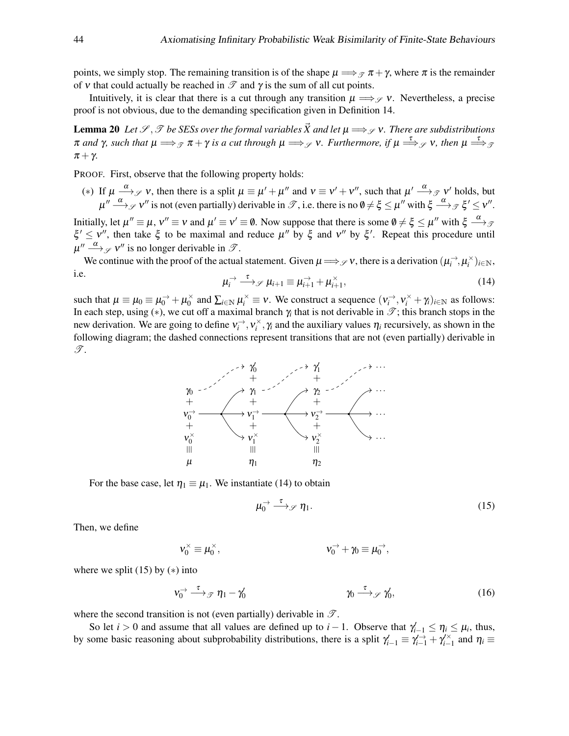points, we simply stop. The remaining transition is of the shape $\mu \Longrightarrow_{\mathscr{T}} \pi + \gamma$, where $\pi$ is the remainder of $\nu$ that could actually be reached in $\mathscr{T}$ and $\gamma$ is the sum of all cut points.

Intuitively, it is clear that there is a cut through any transition $\mu \Longrightarrow_{\mathscr{S}} \nu$. Nevertheless, a precise proof is not obvious, due to the demanding specification given in Definition 14.

**Lemma 20** *Let $\mathscr{S}, \mathscr{T}$ be SESs over the formal variables $\vec{X}$ and let $\mu \Longrightarrow_{\mathscr{S}} \nu$. There are subdistributions $\pi$ and $\gamma$, such that $\mu \Longrightarrow_{\mathscr{T}} \pi + \gamma$ is a cut through $\mu \Longrightarrow_{\mathscr{S}} \nu$. Furthermore, if $\mu \stackrel{\tau}{\Longrightarrow}_{\mathscr{S}} \nu$, then $\mu \stackrel{\tau}{\Longrightarrow}_{\mathscr{T}} \pi + \gamma$.*

PROOF. First, observe that the following property holds:

$(*)$ If $\mu \xrightarrow{\alpha}_{\mathscr{S}} \nu$, then there is a split $\mu \equiv \mu' + \mu''$ and $\nu \equiv \nu' + \nu''$, such that $\mu' \xrightarrow{\alpha}_{\mathscr{T}} \nu'$ holds, but $\mu'' \xrightarrow{\alpha}_{\mathscr{S}} \nu''$ is not (even partially) derivable in $\mathscr{T}$, i.e. there is no $\emptyset \neq \xi \leq \mu''$ with $\xi \xrightarrow{\alpha}_{\mathscr{T}} \xi' \leq \nu''$.

Initially, let $\mu'' \equiv \mu$, $\nu'' \equiv \nu$ and $\mu' \equiv \nu' \equiv \emptyset$. Now suppose that there is some $\emptyset \neq \xi \leq \mu''$ with $\xi \xrightarrow{\alpha}_{\mathscr{T}} \xi' \leq \nu''$, then take $\xi$ to be maximal and reduce $\mu''$ by $\xi$ and $\nu''$ by $\xi'$. Repeat this procedure until $\mu'' \xrightarrow{\alpha}_{\mathscr{S}} \nu''$ is no longer derivable in $\mathscr{T}$.

We continue with the proof of the actual statement. Given $\mu \Longrightarrow_{\mathscr{S}} \nu$, there is a derivation $(\mu_i^{\rightarrow}, \mu_i^{\times})_{i \in \mathbb{N}}$, i.e.

$$\mu_i^{\rightarrow} \xrightarrow{\tau}_{\mathscr{S}} \mu_{i+1} \equiv \mu_{i+1}^{\rightarrow} + \mu_{i+1}^{\times}, \tag{14}$$

such that $\mu \equiv \mu_0 \equiv \mu_0^{\rightarrow} + \mu_0^{\times}$ and $\sum_{i \in \mathbb{N}} \mu_i^{\times} \equiv \nu$. We construct a sequence $(\nu_i^{\rightarrow}, \nu_i^{\times} + \gamma_i)_{i \in \mathbb{N}}$ as follows: In each step, using $(*)$, we cut off a maximal branch $\gamma_i$ that is not derivable in $\mathscr{T}$; this branch stops in the new derivation. We are going to define $\nu_i^{\rightarrow}, \nu_i^{\times}, \gamma_i$ and the auxiliary values $\eta_i$ recursively, as shown in the following diagram; the dashed connections represent transitions that are not (even partially) derivable in $\mathscr{T}$.

$$
\begin{array}{ccccccc}
 & & \gamma_0' & & \gamma_1' & & \cdots \\
 & & + & & + & & \\
\gamma_0 & \dashrightarrow & \gamma_1 & \dashrightarrow & \gamma_2 & \dashrightarrow & \cdots \\
+ & & + & & + & & \\
\nu_0^{\rightarrow} & \longrightarrow & \nu_1^{\rightarrow} & \longrightarrow & \nu_2^{\rightarrow} & \longrightarrow & \cdots \\
+ & & + & & + & & \\
\nu_0^{\times} & & \nu_1^{\times} & & \nu_2^{\times} & & \cdots \\
\equiv & & \equiv & & \equiv & & \\
\mu & & \eta_1 & & \eta_2 & &
\end{array}
$$

For the base case, let $\eta_1 \equiv \mu_1$. We instantiate (14) to obtain

$$\mu_0^{\rightarrow} \xrightarrow{\tau}_{\mathscr{S}} \eta_1. \tag{15}$$

Then, we define

$$\nu_0^{\times} \equiv \mu_0^{\times}, \qquad\qquad \nu_0^{\rightarrow} + \gamma_0 \equiv \mu_0^{\rightarrow},$$

where we split (15) by $(*)$ into

$$\nu_0^{\rightarrow} \xrightarrow{\tau}_{\mathscr{T}} \eta_1 - \gamma_0' \qquad\qquad \gamma_0 \xrightarrow{\tau}_{\mathscr{S}} \gamma_0', \tag{16}$$

where the second transition is not (even partially) derivable in $\mathscr{T}$.

So let $i > 0$ and assume that all values are defined up to $i-1$. Observe that $\gamma_{i-1}' \leq \eta_i \leq \mu_i$, thus, by some basic reasoning about subprobability distributions, there is a split $\gamma_{i-1}' \equiv \gamma_{i-1}^{\rightarrow} + \gamma_{i-1}^{\times}$ and $\eta_i \equiv$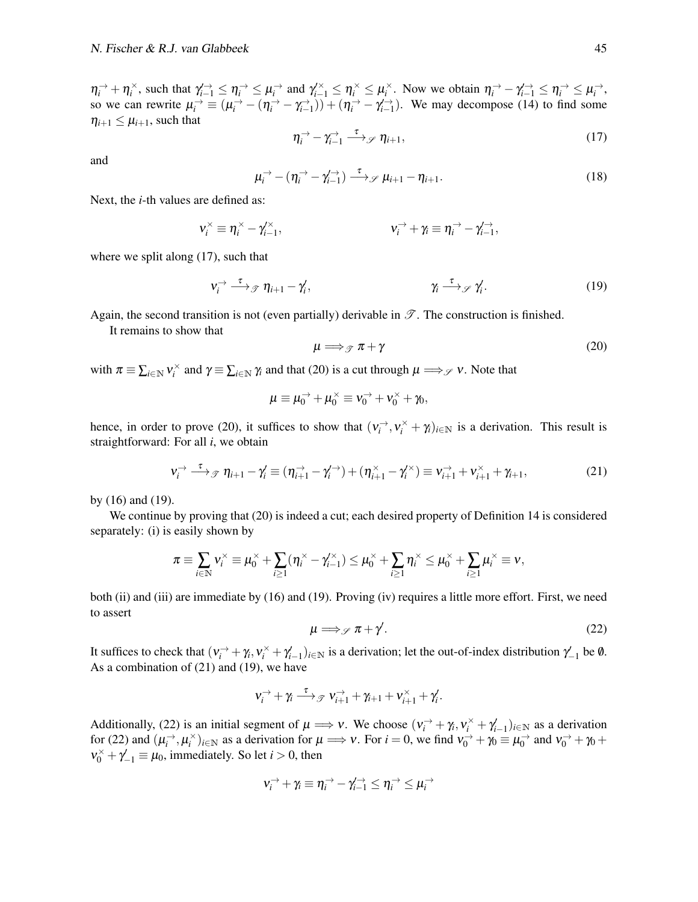$\eta_i^{\rightarrow} + \eta_i^{\times}$, such that $\gamma'^{\rightarrow}_{i-1} \leq \eta_i^{\rightarrow} \leq \mu_i^{\rightarrow}$ and $\gamma'^{\times}_{i-1} \leq \eta_i^{\times} \leq \mu_i^{\times}$. Now we obtain $\eta_i^{\rightarrow} - \gamma'^{\rightarrow}_{i-1} \leq \eta_i^{\rightarrow} \leq \mu_i^{\rightarrow}$, so we can rewrite $\mu_i^{\rightarrow} \equiv (\mu_i^{\rightarrow} - (\eta_i^{\rightarrow} - \gamma'^{\rightarrow}_{i-1})) + (\eta_i^{\rightarrow} - \gamma'^{\rightarrow}_{i-1})$. We may decompose (14) to find some $\eta_{i+1} \leq \mu_{i+1}$, such that

$$\eta_i^{\rightarrow} - \gamma'^{\rightarrow}_{i-1} \xrightarrow{\tau}_{\mathscr{S}} \eta_{i+1}, \tag{17}$$

and

$$\mu_i^{\rightarrow} - (\eta_i^{\rightarrow} - \gamma'^{\rightarrow}_{i-1}) \xrightarrow{\tau}_{\mathscr{S}} \mu_{i+1} - \eta_{i+1}. \tag{18}$$

Next, the $i$-th values are defined as:

$$\nu_i^{\times} \equiv \eta_i^{\times} - \gamma'^{\times}_{i-1}, \qquad\qquad \nu_i^{\rightarrow} + \gamma_i \equiv \eta_i^{\rightarrow} - \gamma'^{\rightarrow}_{i-1},$$

where we split along (17), such that

$$\nu_i^{\rightarrow} \xrightarrow{\tau}_{\mathscr{T}} \eta_{i+1} - \gamma'_i, \qquad\qquad \gamma_i \xrightarrow{\tau}_{\mathscr{S}} \gamma'_i. \tag{19}$$

Again, the second transition is not (even partially) derivable in $\mathscr{T}$. The construction is finished.

It remains to show that

$$\mu \Longrightarrow_{\mathscr{T}} \pi + \gamma \tag{20}$$

with $\pi \equiv \sum_{i\in\mathbb{N}} \nu_i^{\times}$ and $\gamma \equiv \sum_{i\in\mathbb{N}} \gamma_i$ and that (20) is a cut through $\mu \Longrightarrow_{\mathscr{S}} \nu$. Note that

$$\mu \equiv \mu_0^{\rightarrow} + \mu_0^{\times} \equiv \nu_0^{\rightarrow} + \nu_0^{\times} + \gamma_0,$$

hence, in order to prove (20), it suffices to show that $(\nu_i^{\rightarrow}, \nu_i^{\times} + \gamma_i)_{i\in\mathbb{N}}$ is a derivation. This result is straightforward: For all $i$, we obtain

$$\nu_i^{\rightarrow} \xrightarrow{\tau}_{\mathscr{T}} \eta_{i+1} - \gamma'_i \equiv (\eta_{i+1}^{\rightarrow} - \gamma_i'^{\rightarrow}) + (\eta_{i+1}^{\times} - \gamma_i'^{\times}) \equiv \nu_{i+1}^{\rightarrow} + \nu_{i+1}^{\times} + \gamma_{i+1}, \tag{21}$$

by (16) and (19).

We continue by proving that (20) is indeed a cut; each desired property of Definition 14 is considered separately: (i) is easily shown by

$$\pi \equiv \sum_{i\in\mathbb{N}} \nu_i^{\times} \equiv \mu_0^{\times} + \sum_{i\geq 1} (\eta_i^{\times} - \gamma'^{\times}_{i-1}) \leq \mu_0^{\times} + \sum_{i\geq 1} \eta_i^{\times} \leq \mu_0^{\times} + \sum_{i\geq 1} \mu_i^{\times} \equiv \nu,$$

both (ii) and (iii) are immediate by (16) and (19). Proving (iv) requires a little more effort. First, we need to assert

$$\mu \Longrightarrow_{\mathscr{S}} \pi + \gamma'. \tag{22}$$

It suffices to check that $(\nu_i^{\rightarrow} + \gamma_i, \nu_i^{\times} + \gamma'_{i-1})_{i\in\mathbb{N}}$ is a derivation; let the out-of-index distribution $\gamma'_{-1}$ be $\emptyset$. As a combination of (21) and (19), we have

$$\nu_i^{\rightarrow} + \gamma_i \xrightarrow{\tau}_{\mathscr{T}} \nu_{i+1}^{\rightarrow} + \gamma_{i+1} + \nu_{i+1}^{\times} + \gamma'_i.$$

Additionally, (22) is an initial segment of $\mu \Longrightarrow \nu$. We choose $(\nu_i^{\rightarrow} + \gamma_i, \nu_i^{\times} + \gamma'_{i-1})_{i\in\mathbb{N}}$ as a derivation for (22) and $(\mu_i^{\rightarrow}, \mu_i^{\times})_{i\in\mathbb{N}}$ as a derivation for $\mu \Longrightarrow \nu$. For $i = 0$, we find $\nu_0^{\rightarrow} + \gamma_0 \equiv \mu_0^{\rightarrow}$ and $\nu_0^{\rightarrow} + \gamma_0 + \nu_0^{\times} + \gamma'_{-1} \equiv \mu_0$, immediately. So let $i > 0$, then

$$\nu_i^{\rightarrow} + \gamma_i \equiv \eta_i^{\rightarrow} - \gamma'^{\rightarrow}_{i-1} \leq \eta_i^{\rightarrow} \leq \mu_i^{\rightarrow}$$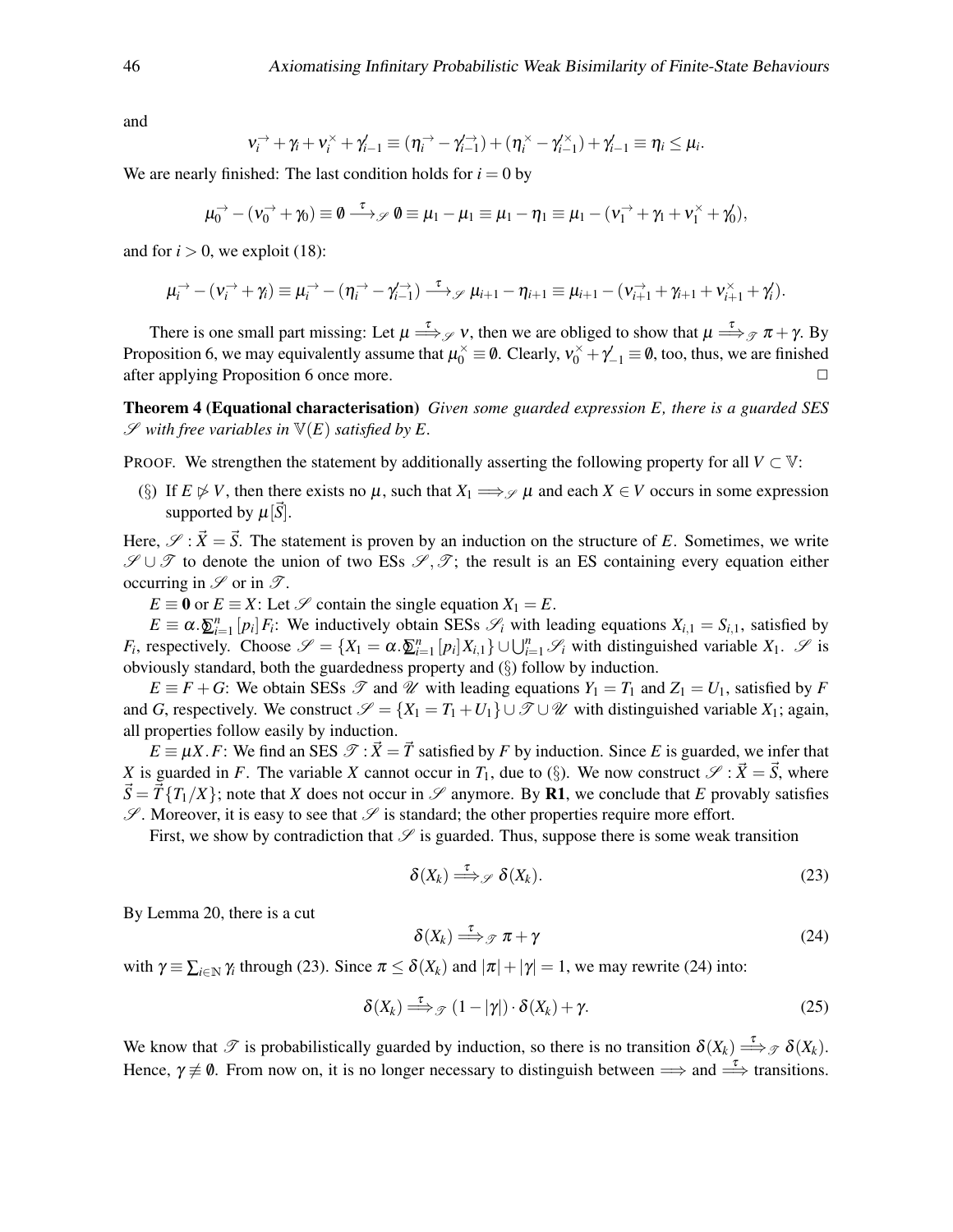and

$$\nu_i^{\rightarrow} + \gamma_i + \nu_i^{\times} + \gamma'_{i-1} \equiv (\eta_i^{\rightarrow} - \gamma'^{\rightarrow}_{i-1}) + (\eta_i^{\times} - \gamma'^{\times}_{i-1}) + \gamma'_{i-1} \equiv \eta_i \leq \mu_i.$$

We are nearly finished: The last condition holds for $i = 0$ by

$$\mu_0^{\rightarrow} - (\nu_0^{\rightarrow} + \gamma_0) \equiv \emptyset \xrightarrow{\tau}_{\mathscr{S}} \emptyset \equiv \mu_1 - \mu_1 \equiv \mu_1 - \eta_1 \equiv \mu_1 - (\nu_1^{\rightarrow} + \gamma_1 + \nu_1^{\times} + \gamma'_0),$$

and for $i > 0$, we exploit (18):

$$\mu_i^{\rightarrow} - (\nu_i^{\rightarrow} + \gamma_i) \equiv \mu_i^{\rightarrow} - (\eta_i^{\rightarrow} - \gamma'^{\rightarrow}_{i-1}) \xrightarrow{\tau}_{\mathscr{S}} \mu_{i+1} - \eta_{i+1} \equiv \mu_{i+1} - (\nu_{i+1}^{\rightarrow} + \gamma_{i+1} + \nu_{i+1}^{\times} + \gamma'_i).$$

There is one small part missing: Let $\mu \stackrel{\tau}{\Longrightarrow}_{\mathscr{S}} \nu$, then we are obliged to show that $\mu \stackrel{\tau}{\Longrightarrow}_{\mathscr{T}} \pi + \gamma$. By Proposition 6, we may equivalently assume that $\mu_0^{\times} \equiv \emptyset$. Clearly, $\nu_0^{\times} + \gamma'_{-1} \equiv \emptyset$, too, thus, we are finished after applying Proposition 6 once more. □

**Theorem 4 (Equational characterisation)** *Given some guarded expression $E$, there is a guarded SES $\mathscr{S}$ with free variables in $\mathbb{V}(E)$ satisfied by $E$.*

PROOF. We strengthen the statement by additionally asserting the following property for all $V \subset \mathbb{V}$:

(§) If $E \not\triangleright V$, then there exists no $\mu$, such that $X_1 \Longrightarrow_{\mathscr{S}} \mu$ and each $X \in V$ occurs in some expression supported by $\mu[\vec{S}]$.

Here, $\mathscr{S} : \vec{X} = \vec{S}$. The statement is proven by an induction on the structure of $E$. Sometimes, we write $\mathscr{S} \cup \mathscr{T}$ to denote the union of two ESs $\mathscr{S}, \mathscr{T}$; the result is an ES containing every equation either occurring in $\mathscr{S}$ or in $\mathscr{T}$.

$E \equiv \mathbf{0}$ or $E \equiv X$: Let $\mathscr{S}$ contain the single equation $X_1 = E$.

$E \equiv \alpha.\bigoplus_{i=1}^{n}[p_i]F_i$: We inductively obtain SESs $\mathscr{S}_i$ with leading equations $X_{i,1} = S_{i,1}$, satisfied by $F_i$, respectively. Choose $\mathscr{S} = \{X_1 = \alpha.\bigoplus_{i=1}^{n}[p_i]X_{i,1}\} \cup \bigcup_{i=1}^{n} \mathscr{S}_i$ with distinguished variable $X_1$. $\mathscr{S}$ is obviously standard, both the guardedness property and (§) follow by induction.

$E \equiv F + G$: We obtain SESs $\mathscr{T}$ and $\mathscr{U}$ with leading equations $Y_1 = T_1$ and $Z_1 = U_1$, satisfied by $F$ and $G$, respectively. We construct $\mathscr{S} = \{X_1 = T_1 + U_1\} \cup \mathscr{T} \cup \mathscr{U}$ with distinguished variable $X_1$; again, all properties follow easily by induction.

$E \equiv \mu X.F$: We find an SES $\mathscr{T} : \vec{X} = \vec{T}$ satisfied by $F$ by induction. Since $E$ is guarded, we infer that $X$ is guarded in $F$. The variable $X$ cannot occur in $T_1$, due to (§). We now construct $\mathscr{S} : \vec{X} = \vec{S}$, where $\vec{S} = \vec{T}\{T_1/X\}$; note that $X$ does not occur in $\mathscr{S}$ anymore. By **R1**, we conclude that $E$ provably satisfies $\mathscr{S}$. Moreover, it is easy to see that $\mathscr{S}$ is standard; the other properties require more effort.

First, we show by contradiction that $\mathscr{S}$ is guarded. Thus, suppose there is some weak transition

$$\delta(X_k) \stackrel{\tau}{\Longrightarrow}_{\mathscr{S}} \delta(X_k). \tag{23}$$

By Lemma 20, there is a cut

$$\delta(X_k) \stackrel{\tau}{\Longrightarrow}_{\mathscr{T}} \pi + \gamma \tag{24}$$

with $\gamma \equiv \sum_{i \in \mathbb{N}} \gamma_i$ through (23). Since $\pi \leq \delta(X_k)$ and $|\pi| + |\gamma| = 1$, we may rewrite (24) into:

$$\delta(X_k) \stackrel{\tau}{\Longrightarrow}_{\mathscr{T}} (1 - |\gamma|) \cdot \delta(X_k) + \gamma. \tag{25}$$

We know that $\mathscr{T}$ is probabilistically guarded by induction, so there is no transition $\delta(X_k) \stackrel{\tau}{\Longrightarrow}_{\mathscr{T}} \delta(X_k)$. Hence, $\gamma \not\equiv \emptyset$. From now on, it is no longer necessary to distinguish between $\Longrightarrow$ and $\stackrel{\tau}{\Longrightarrow}$ transitions.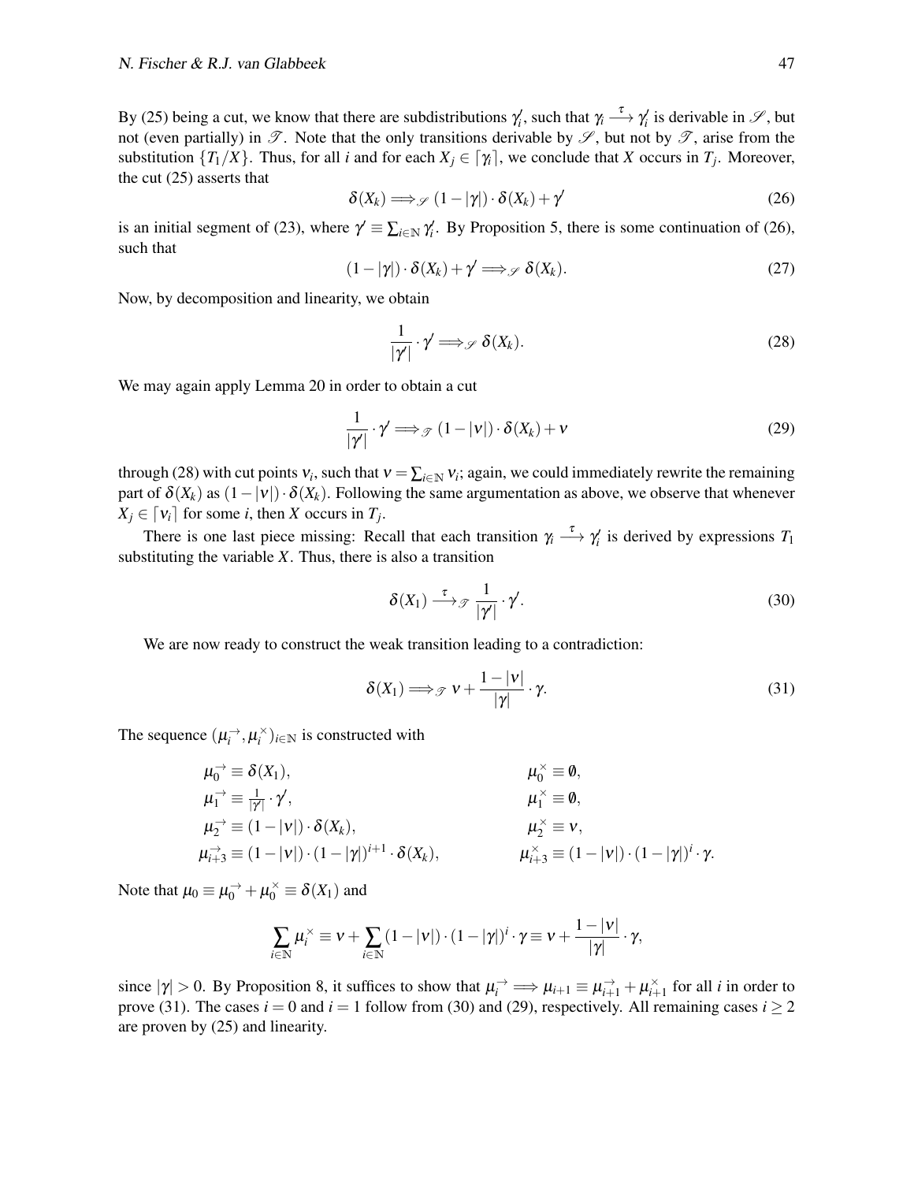By (25) being a cut, we know that there are subdistributions $\gamma_i'$, such that $\gamma_i \xrightarrow{\tau} \gamma_i'$ is derivable in $\mathscr{S}$, but not (even partially) in $\mathscr{T}$. Note that the only transitions derivable by $\mathscr{S}$, but not by $\mathscr{T}$, arise from the substitution $\{T_1/X\}$. Thus, for all $i$ and for each $X_j \in \lceil \gamma_i \rceil$, we conclude that $X$ occurs in $T_j$. Moreover, the cut (25) asserts that

$$\delta(X_k) \Longrightarrow_{\mathscr{S}} (1-|\gamma|)\cdot\delta(X_k) + \gamma' \tag{26}$$

is an initial segment of (23), where $\gamma' \equiv \sum_{i\in\mathbb{N}} \gamma_i'$. By Proposition 5, there is some continuation of (26), such that

$$(1-|\gamma|)\cdot\delta(X_k) + \gamma' \Longrightarrow_{\mathscr{S}} \delta(X_k). \tag{27}$$

Now, by decomposition and linearity, we obtain

$$\frac{1}{|\gamma'|}\cdot\gamma' \Longrightarrow_{\mathscr{S}} \delta(X_k). \tag{28}$$

We may again apply Lemma 20 in order to obtain a cut

$$\frac{1}{|\gamma'|}\cdot\gamma' \Longrightarrow_{\mathscr{T}} (1-|\nu|)\cdot\delta(X_k) + \nu \tag{29}$$

through (28) with cut points $\nu_i$, such that $\nu = \sum_{i\in\mathbb{N}} \nu_i$; again, we could immediately rewrite the remaining part of $\delta(X_k)$ as $(1-|\nu|)\cdot\delta(X_k)$. Following the same argumentation as above, we observe that whenever $X_j \in \lceil \nu_i \rceil$ for some $i$, then $X$ occurs in $T_j$.

There is one last piece missing: Recall that each transition $\gamma_i \xrightarrow{\tau} \gamma_i'$ is derived by expressions $T_1$ substituting the variable $X$. Thus, there is also a transition

$$\delta(X_1) \xrightarrow{\tau}_{\mathscr{T}} \frac{1}{|\gamma'|}\cdot\gamma'. \tag{30}$$

We are now ready to construct the weak transition leading to a contradiction:

$$\delta(X_1) \Longrightarrow_{\mathscr{T}} \nu + \frac{1-|\nu|}{|\gamma|}\cdot\gamma. \tag{31}$$

The sequence $(\mu_i^{\rightarrow}, \mu_i^{\times})_{i\in\mathbb{N}}$ is constructed with

$$\begin{aligned}
\mu_0^{\rightarrow} &\equiv \delta(X_1), & \mu_0^{\times} &\equiv \emptyset,\\
\mu_1^{\rightarrow} &\equiv \tfrac{1}{|\gamma'|}\cdot\gamma', & \mu_1^{\times} &\equiv \emptyset,\\
\mu_2^{\rightarrow} &\equiv (1-|\nu|)\cdot\delta(X_k), & \mu_2^{\times} &\equiv \nu,\\
\mu_{i+3}^{\rightarrow} &\equiv (1-|\nu|)\cdot(1-|\gamma|)^{i+1}\cdot\delta(X_k), & \mu_{i+3}^{\times} &\equiv (1-|\nu|)\cdot(1-|\gamma|)^{i}\cdot\gamma.
\end{aligned}$$

Note that $\mu_0 \equiv \mu_0^{\rightarrow} + \mu_0^{\times} \equiv \delta(X_1)$ and

$$\sum_{i\in\mathbb{N}} \mu_i^{\times} \equiv \nu + \sum_{i\in\mathbb{N}} (1-|\nu|)\cdot(1-|\gamma|)^i\cdot\gamma \equiv \nu + \frac{1-|\nu|}{|\gamma|}\cdot\gamma,$$

since $|\gamma| > 0$. By Proposition 8, it suffices to show that $\mu_i^{\rightarrow} \Longrightarrow \mu_{i+1} \equiv \mu_{i+1}^{\rightarrow} + \mu_{i+1}^{\times}$ for all $i$ in order to prove (31). The cases $i = 0$ and $i = 1$ follow from (30) and (29), respectively. All remaining cases $i \geq 2$ are proven by (25) and linearity.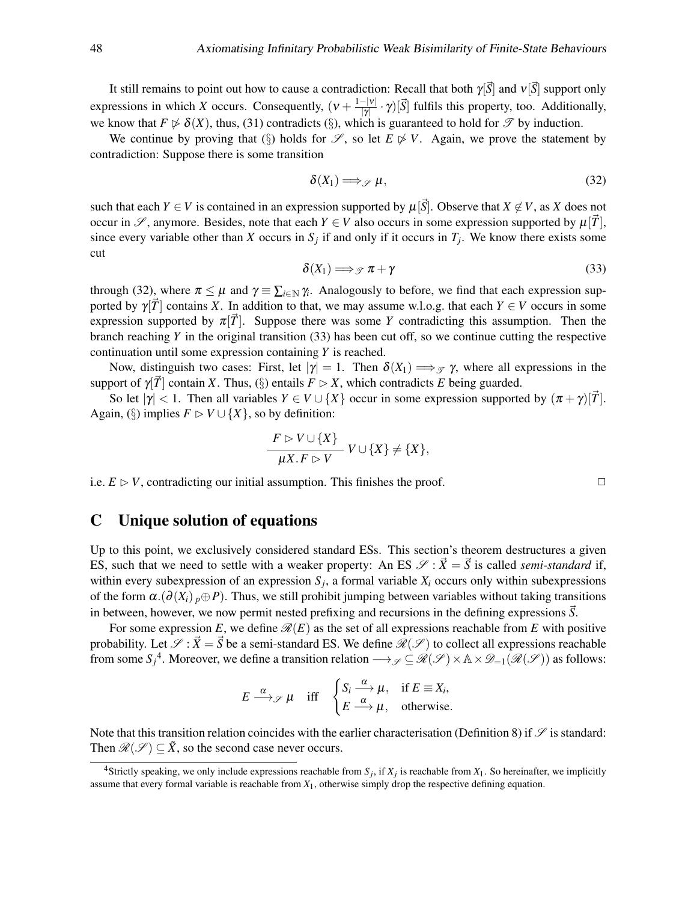It still remains to point out how to cause a contradiction: Recall that both $\gamma[\vec{S}]$ and $\nu[\vec{S}]$ support only expressions in which $X$ occurs. Consequently, $(\nu + \frac{1-|\nu|}{|\gamma|} \cdot \gamma)[\vec{S}]$ fulfils this property, too. Additionally, we know that $F \not\triangleright \delta(X)$, thus, (31) contradicts (§), which is guaranteed to hold for $\mathscr{T}$ by induction.

We continue by proving that (§) holds for $\mathscr{S}$, so let $E \not\triangleright V$. Again, we prove the statement by contradiction: Suppose there is some transition

$$\delta(X_1) \Longrightarrow_{\mathscr{S}} \mu, \tag{32}$$

such that each $Y \in V$ is contained in an expression supported by $\mu[\vec{S}]$. Observe that $X \notin V$, as $X$ does not occur in $\mathscr{S}$, anymore. Besides, note that each $Y \in V$ also occurs in some expression supported by $\mu[\vec{T}]$, since every variable other than $X$ occurs in $S_j$ if and only if it occurs in $T_j$. We know there exists some cut

$$\delta(X_1) \Longrightarrow_{\mathscr{T}} \pi + \gamma \tag{33}$$

through (32), where $\pi \leq \mu$ and $\gamma \equiv \sum_{i \in \mathbb{N}} \gamma_i$. Analogously to before, we find that each expression supported by $\gamma[\vec{T}]$ contains $X$. In addition to that, we may assume w.l.o.g. that each $Y \in V$ occurs in some expression supported by $\pi[\vec{T}]$. Suppose there was some $Y$ contradicting this assumption. Then the branch reaching $Y$ in the original transition (33) has been cut off, so we continue cutting the respective continuation until some expression containing $Y$ is reached.

Now, distinguish two cases: First, let $|\gamma| = 1$. Then $\delta(X_1) \Longrightarrow_{\mathscr{T}} \gamma$, where all expressions in the support of $\gamma[\vec{T}]$ contain $X$. Thus, (§) entails $F \triangleright X$, which contradicts $E$ being guarded.

So let $|\gamma| < 1$. Then all variables $Y \in V \cup \{X\}$ occur in some expression supported by $(\pi + \gamma)[\vec{T}]$. Again, (§) implies $F \triangleright V \cup \{X\}$, so by definition:

$$\frac{F \triangleright V \cup \{X\}}{\mu X.F \triangleright V} \; V \cup \{X\} \neq \{X\},$$

i.e. $E \triangleright V$, contradicting our initial assumption. This finishes the proof. □

## C Unique solution of equations

Up to this point, we exclusively considered standard ESs. This section's theorem destructures a given ES, such that we need to settle with a weaker property: An ES $\mathscr{S} : \vec{X} = \vec{S}$ is called *semi-standard* if, within every subexpression of an expression $S_j$, a formal variable $X_i$ occurs only within subexpressions of the form $\alpha.(\partial(X_i)\,{}_p{\oplus}\, P)$. Thus, we still prohibit jumping between variables without taking transitions in between, however, we now permit nested prefixing and recursions in the defining expressions $\vec{S}$.

For some expression $E$, we define $\mathscr{R}(E)$ as the set of all expressions reachable from $E$ with positive probability. Let $\mathscr{S} : \vec{X} = \vec{S}$ be a semi-standard ES. We define $\mathscr{R}(\mathscr{S})$ to collect all expressions reachable from some $S_j$[4]. Moreover, we define a transition relation $\longrightarrow_{\mathscr{S}} \subseteq \mathscr{R}(\mathscr{S}) \times \mathbb{A} \times \mathscr{D}_{=1}(\mathscr{R}(\mathscr{S}))$ as follows:

$$E \xrightarrow{\alpha}_{\mathscr{S}} \mu \quad \text{iff} \quad \begin{cases} S_i \xrightarrow{\alpha} \mu, & \text{if } E \equiv X_i, \\ E \xrightarrow{\alpha} \mu, & \text{otherwise.} \end{cases}$$

Note that this transition relation coincides with the earlier characterisation (Definition 8) if $\mathscr{S}$ is standard: Then $\mathscr{R}(\mathscr{S}) \subseteq \tilde{X}$, so the second case never occurs.

[4] Strictly speaking, we only include expressions reachable from $S_j$, if $X_j$ is reachable from $X_1$. So hereinafter, we implicitly assume that every formal variable is reachable from $X_1$, otherwise simply drop the respective defining equation.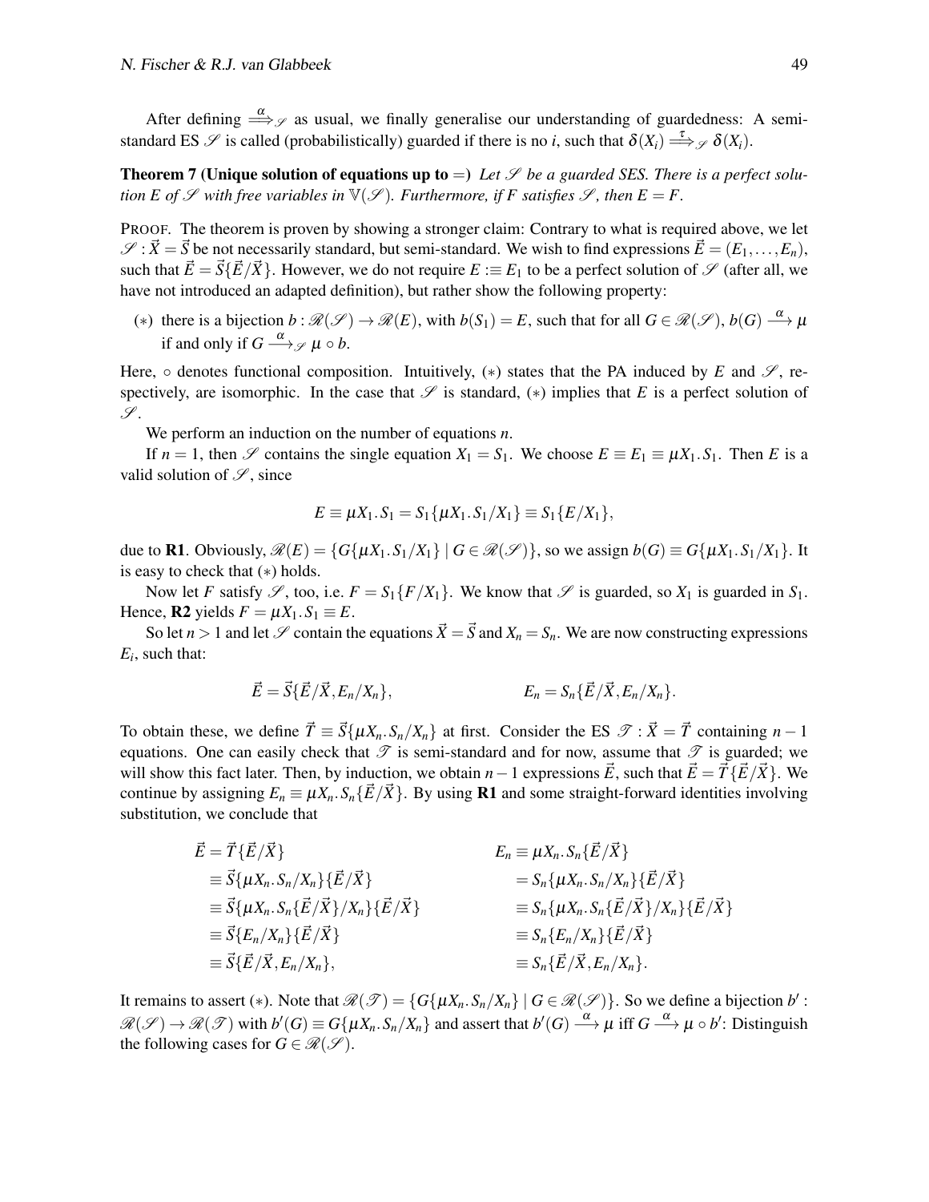After defining $\stackrel{\alpha}{\Longrightarrow}_{\mathscr{S}}$ as usual, we finally generalise our understanding of guardedness: A semi-standard ES $\mathscr{S}$ is called (probabilistically) guarded if there is no $i$, such that $\delta(X_i) \stackrel{\tau}{\Longrightarrow}_{\mathscr{S}} \delta(X_i)$.

**Theorem 7 (Unique solution of equations up to $=$)** *Let $\mathscr{S}$ be a guarded SES. There is a perfect solution $E$ of $\mathscr{S}$ with free variables in $\mathbb{V}(\mathscr{S})$. Furthermore, if $F$ satisfies $\mathscr{S}$, then $E = F$.*

PROOF. The theorem is proven by showing a stronger claim: Contrary to what is required above, we let $\mathscr{S} : \vec{X} = \vec{S}$ be not necessarily standard, but semi-standard. We wish to find expressions $\vec{E} = (E_1, \ldots, E_n)$, such that $\vec{E} = \vec{S}\{\vec{E}/\vec{X}\}$. However, we do not require $E :\equiv E_1$ to be a perfect solution of $\mathscr{S}$ (after all, we have not introduced an adapted definition), but rather show the following property:

($*$) there is a bijection $b : \mathscr{R}(\mathscr{S}) \to \mathscr{R}(E)$, with $b(S_1) = E$, such that for all $G \in \mathscr{R}(\mathscr{S})$, $b(G) \xrightarrow{\alpha} \mu$ if and only if $G \xrightarrow{\alpha}_{\mathscr{S}} \mu \circ b$.

Here, $\circ$ denotes functional composition. Intuitively, ($*$) states that the PA induced by $E$ and $\mathscr{S}$, respectively, are isomorphic. In the case that $\mathscr{S}$ is standard, ($*$) implies that $E$ is a perfect solution of $\mathscr{S}$.

We perform an induction on the number of equations $n$.

If $n = 1$, then $\mathscr{S}$ contains the single equation $X_1 = S_1$. We choose $E \equiv E_1 \equiv \mu X_1.S_1$. Then $E$ is a valid solution of $\mathscr{S}$, since

$$E \equiv \mu X_1.S_1 = S_1\{\mu X_1.S_1/X_1\} \equiv S_1\{E/X_1\},$$

due to **R1**. Obviously, $\mathscr{R}(E) = \{G\{\mu X_1.S_1/X_1\} \mid G \in \mathscr{R}(\mathscr{S})\}$, so we assign $b(G) \equiv G\{\mu X_1.S_1/X_1\}$. It is easy to check that ($*$) holds.

Now let $F$ satisfy $\mathscr{S}$, too, i.e. $F = S_1\{F/X_1\}$. We know that $\mathscr{S}$ is guarded, so $X_1$ is guarded in $S_1$. Hence, **R2** yields $F = \mu X_1.S_1 \equiv E$.

So let $n > 1$ and let $\mathscr{S}$ contain the equations $\vec{X} = \vec{S}$ and $X_n = S_n$. We are now constructing expressions $E_i$, such that:

$$\vec{E} = \vec{S}\{\vec{E}/\vec{X}, E_n/X_n\}, \qquad\qquad E_n = S_n\{\vec{E}/\vec{X}, E_n/X_n\}.$$

To obtain these, we define $\vec{T} \equiv \vec{S}\{\mu X_n.S_n/X_n\}$ at first. Consider the ES $\mathscr{T} : \vec{X} = \vec{T}$ containing $n-1$ equations. One can easily check that $\mathscr{T}$ is semi-standard and for now, assume that $\mathscr{T}$ is guarded; we will show this fact later. Then, by induction, we obtain $n-1$ expressions $\vec{E}$, such that $\vec{E} = \vec{T}\{\vec{E}/\vec{X}\}$. We continue by assigning $E_n \equiv \mu X_n.S_n\{\vec{E}/\vec{X}\}$. By using **R1** and some straight-forward identities involving substitution, we conclude that

$$
\begin{aligned}
\vec{E} &= \vec{T}\{\vec{E}/\vec{X}\} & E_n &\equiv \mu X_n.S_n\{\vec{E}/\vec{X}\}\\
&\equiv \vec{S}\{\mu X_n.S_n/X_n\}\{\vec{E}/\vec{X}\} & &= S_n\{\mu X_n.S_n/X_n\}\{\vec{E}/\vec{X}\}\\
&\equiv \vec{S}\{\mu X_n.S_n\{\vec{E}/\vec{X}\}/X_n\}\{\vec{E}/\vec{X}\} & &\equiv S_n\{\mu X_n.S_n\{\vec{E}/\vec{X}\}/X_n\}\{\vec{E}/\vec{X}\}\\
&\equiv \vec{S}\{E_n/X_n\}\{\vec{E}/\vec{X}\} & &\equiv S_n\{E_n/X_n\}\{\vec{E}/\vec{X}\}\\
&\equiv \vec{S}\{\vec{E}/\vec{X}, E_n/X_n\}, & &\equiv S_n\{\vec{E}/\vec{X}, E_n/X_n\}.
\end{aligned}
$$

It remains to assert ($*$). Note that $\mathscr{R}(\mathscr{T}) = \{G\{\mu X_n.S_n/X_n\} \mid G \in \mathscr{R}(\mathscr{S})\}$. So we define a bijection $b' : \mathscr{R}(\mathscr{S}) \to \mathscr{R}(\mathscr{T})$ with $b'(G) \equiv G\{\mu X_n.S_n/X_n\}$ and assert that $b'(G) \xrightarrow{\alpha} \mu$ iff $G \xrightarrow{\alpha} \mu \circ b'$: Distinguish the following cases for $G \in \mathscr{R}(\mathscr{S})$.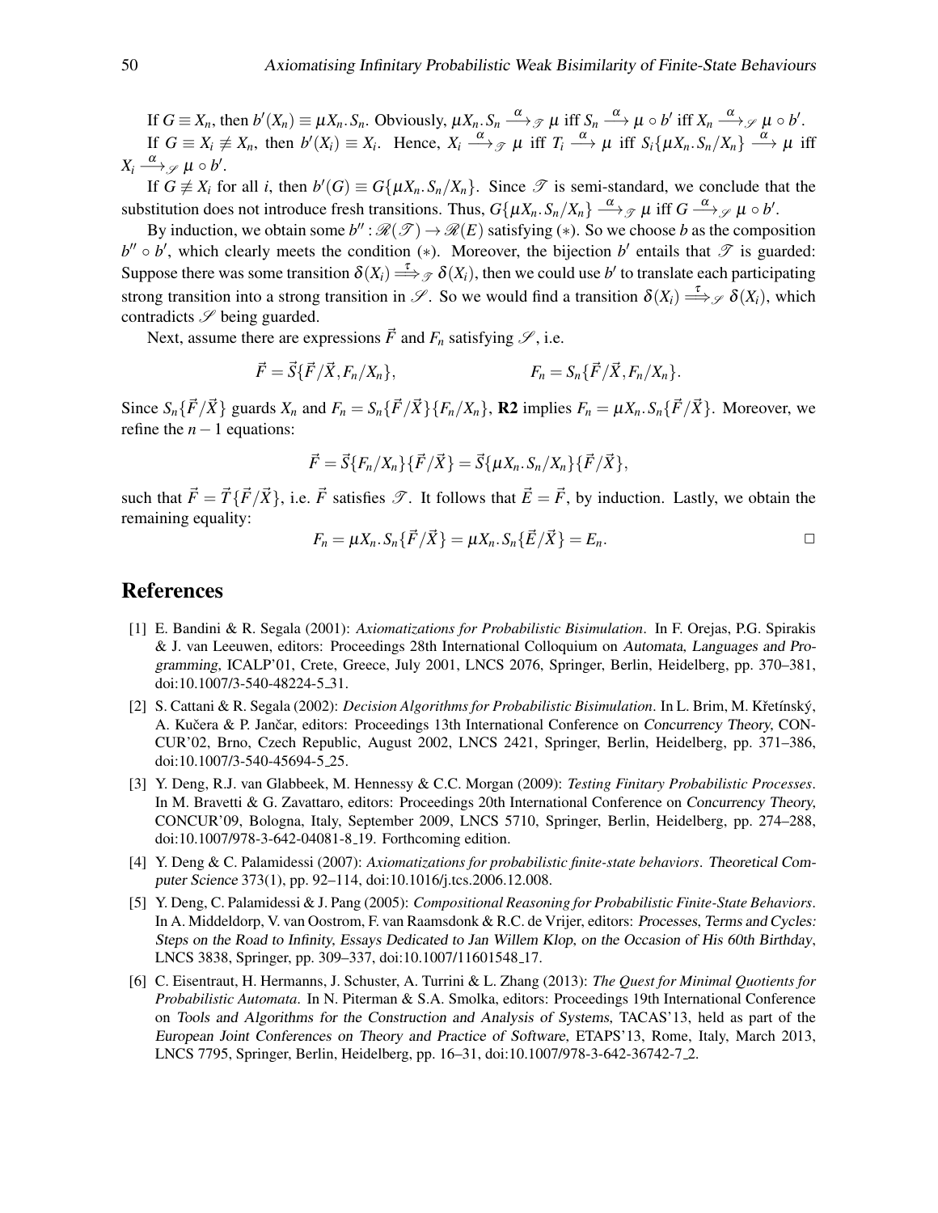If $G \equiv X_n$, then $b'(X_n) \equiv \mu X_n.S_n$. Obviously, $\mu X_n.S_n \xrightarrow{\alpha}_{\mathscr{T}} \mu$ iff $S_n \xrightarrow{\alpha} \mu \circ b'$ iff $X_n \xrightarrow{\alpha}_{\mathscr{S}} \mu \circ b'$.

If $G \equiv X_i \not\equiv X_n$, then $b'(X_i) \equiv X_i$. Hence, $X_i \xrightarrow{\alpha}_{\mathscr{T}} \mu$ iff $T_i \xrightarrow{\alpha} \mu$ iff $S_i\{\mu X_n.S_n/X_n\} \xrightarrow{\alpha} \mu$ iff $X_i \xrightarrow{\alpha}_{\mathscr{S}} \mu \circ b'$.

If $G \not\equiv X_i$ for all $i$, then $b'(G) \equiv G\{\mu X_n.S_n/X_n\}$. Since $\mathscr{T}$ is semi-standard, we conclude that the substitution does not introduce fresh transitions. Thus, $G\{\mu X_n.S_n/X_n\} \xrightarrow{\alpha}_{\mathscr{T}} \mu$ iff $G \xrightarrow{\alpha}_{\mathscr{S}} \mu \circ b'$.

By induction, we obtain some $b'' : \mathscr{R}(\mathscr{T}) \to \mathscr{R}(E)$ satisfying $(*)$. So we choose $b$ as the composition $b'' \circ b'$, which clearly meets the condition $(*)$. Moreover, the bijection $b'$ entails that $\mathscr{T}$ is guarded: Suppose there was some transition $\delta(X_i) \stackrel{\tau}{\Longrightarrow}_{\mathscr{T}} \delta(X_i)$, then we could use $b'$ to translate each participating strong transition into a strong transition in $\mathscr{S}$. So we would find a transition $\delta(X_i) \stackrel{\tau}{\Longrightarrow}_{\mathscr{S}} \delta(X_i)$, which contradicts $\mathscr{S}$ being guarded.

Next, assume there are expressions $\vec{F}$ and $F_n$ satisfying $\mathscr{S}$, i.e.

$$\vec{F} = \vec{S}\{\vec{F}/\vec{X}, F_n/X_n\}, \qquad\qquad F_n = S_n\{\vec{F}/\vec{X}, F_n/X_n\}.$$

Since $S_n\{\vec{F}/\vec{X}\}$ guards $X_n$ and $F_n = S_n\{\vec{F}/\vec{X}\}\{F_n/X_n\}$, **R2** implies $F_n = \mu X_n.S_n\{\vec{F}/\vec{X}\}$. Moreover, we refine the $n-1$ equations:

$$\vec{F} = \vec{S}\{F_n/X_n\}\{\vec{F}/\vec{X}\} = \vec{S}\{\mu X_n.S_n/X_n\}\{\vec{F}/\vec{X}\},$$

such that $\vec{F} = \vec{T}\{\vec{F}/\vec{X}\}$, i.e. $\vec{F}$ satisfies $\mathscr{T}$. It follows that $\vec{E} = \vec{F}$, by induction. Lastly, we obtain the remaining equality:

$$F_n = \mu X_n.S_n\{\vec{F}/\vec{X}\} = \mu X_n.S_n\{\vec{E}/\vec{X}\} = E_n. \qquad \square$$

## References

[1] E. Bandini & R. Segala (2001): *Axiomatizations for Probabilistic Bisimulation*. In F. Orejas, P.G. Spirakis & J. van Leeuwen, editors: Proceedings 28th International Colloquium on Automata, Languages and Programming, ICALP'01, Crete, Greece, July 2001, LNCS 2076, Springer, Berlin, Heidelberg, pp. 370–381, doi:10.1007/3-540-48224-5_31.

[2] S. Cattani & R. Segala (2002): *Decision Algorithms for Probabilistic Bisimulation*. In L. Brim, M. Křetínský, A. Kučera & P. Jančar, editors: Proceedings 13th International Conference on Concurrency Theory, CONCUR'02, Brno, Czech Republic, August 2002, LNCS 2421, Springer, Berlin, Heidelberg, pp. 371–386, doi:10.1007/3-540-45694-5_25.

[3] Y. Deng, R.J. van Glabbeek, M. Hennessy & C.C. Morgan (2009): *Testing Finitary Probabilistic Processes*. In M. Bravetti & G. Zavattaro, editors: Proceedings 20th International Conference on Concurrency Theory, CONCUR'09, Bologna, Italy, September 2009, LNCS 5710, Springer, Berlin, Heidelberg, pp. 274–288, doi:10.1007/978-3-642-04081-8_19. Forthcoming edition.

[4] Y. Deng & C. Palamidessi (2007): *Axiomatizations for probabilistic finite-state behaviors*. Theoretical Computer Science 373(1), pp. 92–114, doi:10.1016/j.tcs.2006.12.008.

[5] Y. Deng, C. Palamidessi & J. Pang (2005): *Compositional Reasoning for Probabilistic Finite-State Behaviors*. In A. Middeldorp, V. van Oostrom, F. van Raamsdonk & R.C. de Vrijer, editors: Processes, Terms and Cycles: Steps on the Road to Infinity, Essays Dedicated to Jan Willem Klop, on the Occasion of His 60th Birthday, LNCS 3838, Springer, pp. 309–337, doi:10.1007/11601548_17.

[6] C. Eisentraut, H. Hermanns, J. Schuster, A. Turrini & L. Zhang (2013): *The Quest for Minimal Quotients for Probabilistic Automata*. In N. Piterman & S.A. Smolka, editors: Proceedings 19th International Conference on Tools and Algorithms for the Construction and Analysis of Systems, TACAS'13, held as part of the European Joint Conferences on Theory and Practice of Software, ETAPS'13, Rome, Italy, March 2013, LNCS 7795, Springer, Berlin, Heidelberg, pp. 16–31, doi:10.1007/978-3-642-36742-7_2.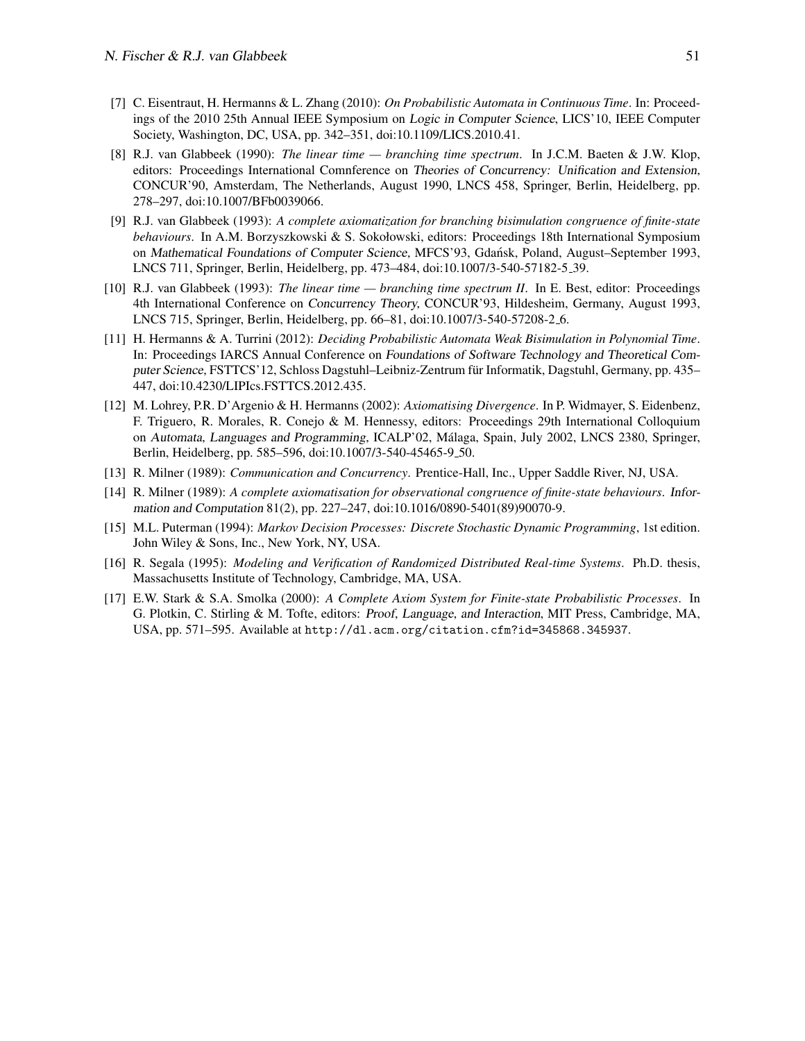[7] C. Eisentraut, H. Hermanns & L. Zhang (2010): *On Probabilistic Automata in Continuous Time*. In: Proceedings of the 2010 25th Annual IEEE Symposium on Logic in Computer Science, LICS'10, IEEE Computer Society, Washington, DC, USA, pp. 342–351, doi:10.1109/LICS.2010.41.

[8] R.J. van Glabbeek (1990): *The linear time — branching time spectrum*. In J.C.M. Baeten & J.W. Klop, editors: Proceedings International Comnference on Theories of Concurrency: Unification and Extension, CONCUR'90, Amsterdam, The Netherlands, August 1990, LNCS 458, Springer, Berlin, Heidelberg, pp. 278–297, doi:10.1007/BFb0039066.

[9] R.J. van Glabbeek (1993): *A complete axiomatization for branching bisimulation congruence of finite-state behaviours*. In A.M. Borzyszkowski & S. Sokołowski, editors: Proceedings 18th International Symposium on Mathematical Foundations of Computer Science, MFCS'93, Gdańsk, Poland, August–September 1993, LNCS 711, Springer, Berlin, Heidelberg, pp. 473–484, doi:10.1007/3-540-57182-5_39.

[10] R.J. van Glabbeek (1993): *The linear time — branching time spectrum II*. In E. Best, editor: Proceedings 4th International Conference on Concurrency Theory, CONCUR'93, Hildesheim, Germany, August 1993, LNCS 715, Springer, Berlin, Heidelberg, pp. 66–81, doi:10.1007/3-540-57208-2_6.

[11] H. Hermanns & A. Turrini (2012): *Deciding Probabilistic Automata Weak Bisimulation in Polynomial Time*. In: Proceedings IARCS Annual Conference on Foundations of Software Technology and Theoretical Computer Science, FSTTCS'12, Schloss Dagstuhl–Leibniz-Zentrum für Informatik, Dagstuhl, Germany, pp. 435–447, doi:10.4230/LIPIcs.FSTTCS.2012.435.

[12] M. Lohrey, P.R. D'Argenio & H. Hermanns (2002): *Axiomatising Divergence*. In P. Widmayer, S. Eidenbenz, F. Triguero, R. Morales, R. Conejo & M. Hennessy, editors: Proceedings 29th International Colloquium on Automata, Languages and Programming, ICALP'02, Málaga, Spain, July 2002, LNCS 2380, Springer, Berlin, Heidelberg, pp. 585–596, doi:10.1007/3-540-45465-9_50.

[13] R. Milner (1989): *Communication and Concurrency*. Prentice-Hall, Inc., Upper Saddle River, NJ, USA.

[14] R. Milner (1989): *A complete axiomatisation for observational congruence of finite-state behaviours*. Information and Computation 81(2), pp. 227–247, doi:10.1016/0890-5401(89)90070-9.

[15] M.L. Puterman (1994): *Markov Decision Processes: Discrete Stochastic Dynamic Programming*, 1st edition. John Wiley & Sons, Inc., New York, NY, USA.

[16] R. Segala (1995): *Modeling and Verification of Randomized Distributed Real-time Systems*. Ph.D. thesis, Massachusetts Institute of Technology, Cambridge, MA, USA.

[17] E.W. Stark & S.A. Smolka (2000): *A Complete Axiom System for Finite-state Probabilistic Processes*. In G. Plotkin, C. Stirling & M. Tofte, editors: Proof, Language, and Interaction, MIT Press, Cambridge, MA, USA, pp. 571–595. Available at http://dl.acm.org/citation.cfm?id=345868.345937.